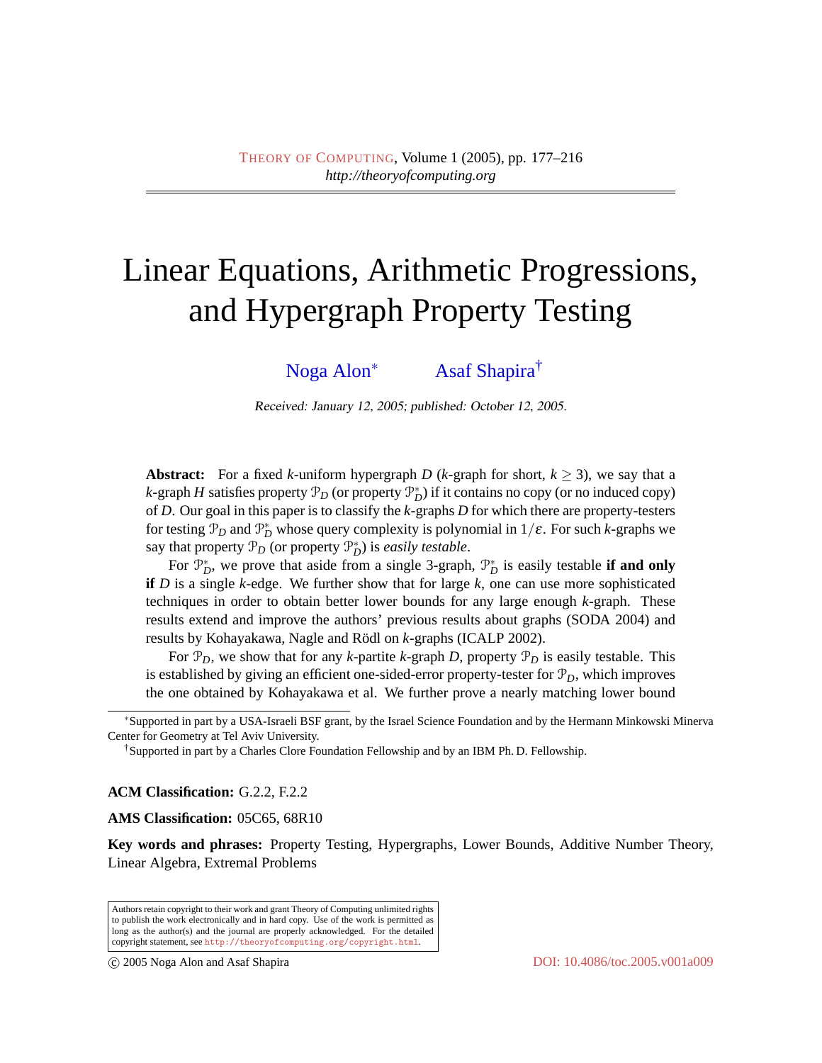# Linear Equations, Arithmetic Progressions, and Hypergraph Property Testing

Noga Alon[*] Asaf Shapira[†]

*Received: January 12, 2005; published: October 12, 2005.*

**Abstract:** For a fixed $k$-uniform hypergraph $D$ ($k$-graph for short, $k \geq 3$), we say that a $k$-graph $H$ satisfies property $\mathcal{P}_D$ (or property $\mathcal{P}^*_D$) if it contains no copy (or no induced copy) of $D$. Our goal in this paper is to classify the $k$-graphs $D$ for which there are property-testers for testing $\mathcal{P}_D$ and $\mathcal{P}^*_D$ whose query complexity is polynomial in $1/\varepsilon$. For such $k$-graphs we say that property $\mathcal{P}_D$ (or property $\mathcal{P}^*_D$) is *easily testable*.

For $\mathcal{P}^*_D$, we prove that aside from a single 3-graph, $\mathcal{P}^*_D$ is easily testable **if and only if** $D$ is a single $k$-edge. We further show that for large $k$, one can use more sophisticated techniques in order to obtain better lower bounds for any large enough $k$-graph. These results extend and improve the authors' previous results about graphs (SODA 2004) and results by Kohayakawa, Nagle and Rödl on $k$-graphs (ICALP 2002).

For $\mathcal{P}_D$, we show that for any $k$-partite $k$-graph $D$, property $\mathcal{P}_D$ is easily testable. This is established by giving an efficient one-sided-error property-tester for $\mathcal{P}_D$, which improves the one obtained by Kohayakawa et al. We further prove a nearly matching lower bound

[*]Supported in part by a USA-Israeli BSF grant, by the Israel Science Foundation and by the Hermann Minkowski Minerva Center for Geometry at Tel Aviv University.

[†]Supported in part by a Charles Clore Foundation Fellowship and by an IBM Ph. D. Fellowship.

**ACM Classification:** G.2.2, F.2.2

**AMS Classification:** 05C65, 68R10

**Key words and phrases:** Property Testing, Hypergraphs, Lower Bounds, Additive Number Theory, Linear Algebra, Extremal Problems

Authors retain copyright to their work and grant Theory of Computing unlimited rights to publish the work electronically and in hard copy. Use of the work is permitted as long as the author(s) and the journal are properly acknowledged. For the detailed copyright statement, see http://theoryofcomputing.org/copyright.html.

© 2005 Noga Alon and Asaf Shapira DOI: 10.4086/toc.2005.v001a009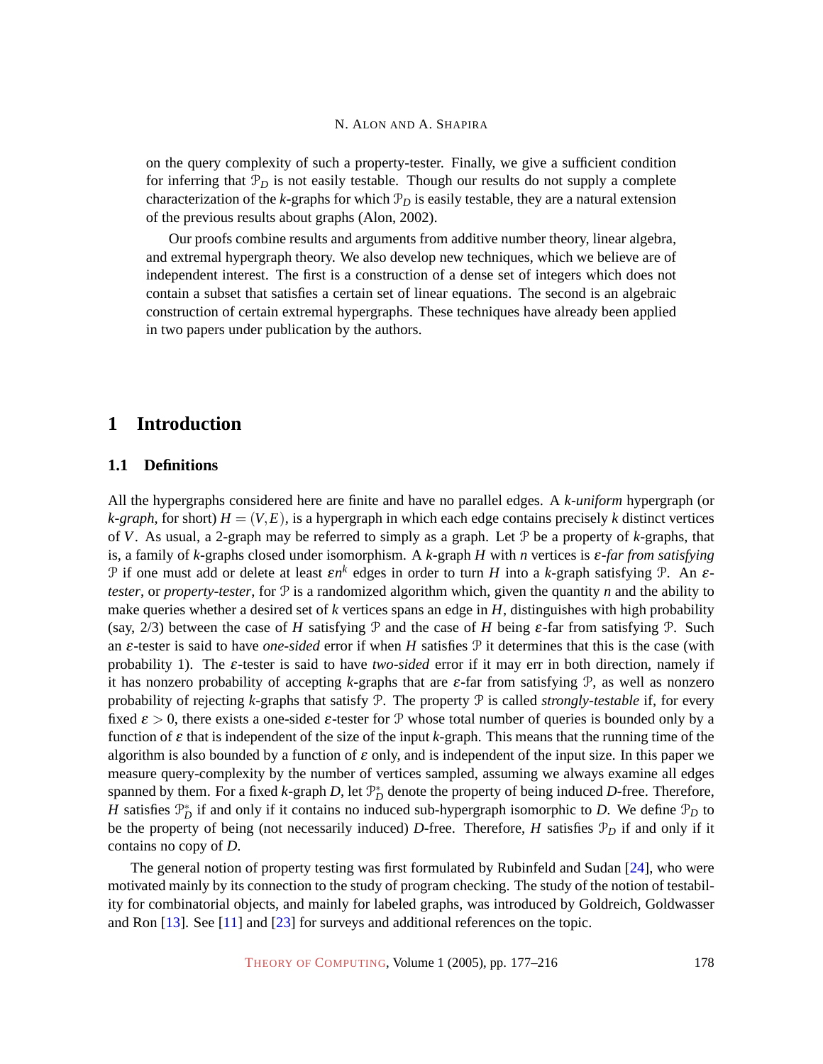on the query complexity of such a property-tester. Finally, we give a sufficient condition for inferring that $\mathcal{P}_D$ is not easily testable. Though our results do not supply a complete characterization of the $k$-graphs for which $\mathcal{P}_D$ is easily testable, they are a natural extension of the previous results about graphs (Alon, 2002).

Our proofs combine results and arguments from additive number theory, linear algebra, and extremal hypergraph theory. We also develop new techniques, which we believe are of independent interest. The first is a construction of a dense set of integers which does not contain a subset that satisfies a certain set of linear equations. The second is an algebraic construction of certain extremal hypergraphs. These techniques have already been applied in two papers under publication by the authors.

## 1 Introduction

### 1.1 Definitions

All the hypergraphs considered here are finite and have no parallel edges. A *k-uniform* hypergraph (or *k-graph*, for short) $H = (V,E)$, is a hypergraph in which each edge contains precisely $k$ distinct vertices of $V$. As usual, a 2-graph may be referred to simply as a graph. Let $\mathcal{P}$ be a property of $k$-graphs, that is, a family of $k$-graphs closed under isomorphism. A $k$-graph $H$ with $n$ vertices is *$\varepsilon$-far from satisfying* $\mathcal{P}$ if one must add or delete at least $\varepsilon n^k$ edges in order to turn $H$ into a $k$-graph satisfying $\mathcal{P}$. An *$\varepsilon$-tester*, or *property-tester*, for $\mathcal{P}$ is a randomized algorithm which, given the quantity $n$ and the ability to make queries whether a desired set of $k$ vertices spans an edge in $H$, distinguishes with high probability (say, 2/3) between the case of $H$ satisfying $\mathcal{P}$ and the case of $H$ being $\varepsilon$-far from satisfying $\mathcal{P}$. Such an $\varepsilon$-tester is said to have *one-sided* error if when $H$ satisfies $\mathcal{P}$ it determines that this is the case (with probability 1). The $\varepsilon$-tester is said to have *two-sided* error if it may err in both direction, namely if it has nonzero probability of accepting $k$-graphs that are $\varepsilon$-far from satisfying $\mathcal{P}$, as well as nonzero probability of rejecting $k$-graphs that satisfy $\mathcal{P}$. The property $\mathcal{P}$ is called *strongly-testable* if, for every fixed $\varepsilon > 0$, there exists a one-sided $\varepsilon$-tester for $\mathcal{P}$ whose total number of queries is bounded only by a function of $\varepsilon$ that is independent of the size of the input $k$-graph. This means that the running time of the algorithm is also bounded by a function of $\varepsilon$ only, and is independent of the input size. In this paper we measure query-complexity by the number of vertices sampled, assuming we always examine all edges spanned by them. For a fixed $k$-graph $D$, let $\mathcal{P}^*_D$ denote the property of being induced $D$-free. Therefore, $H$ satisfies $\mathcal{P}^*_D$ if and only if it contains no induced sub-hypergraph isomorphic to $D$. We define $\mathcal{P}_D$ to be the property of being (not necessarily induced) $D$-free. Therefore, $H$ satisfies $\mathcal{P}_D$ if and only if it contains no copy of $D$.

The general notion of property testing was first formulated by Rubinfeld and Sudan [24], who were motivated mainly by its connection to the study of program checking. The study of the notion of testability for combinatorial objects, and mainly for labeled graphs, was introduced by Goldreich, Goldwasser and Ron [13]. See [11] and [23] for surveys and additional references on the topic.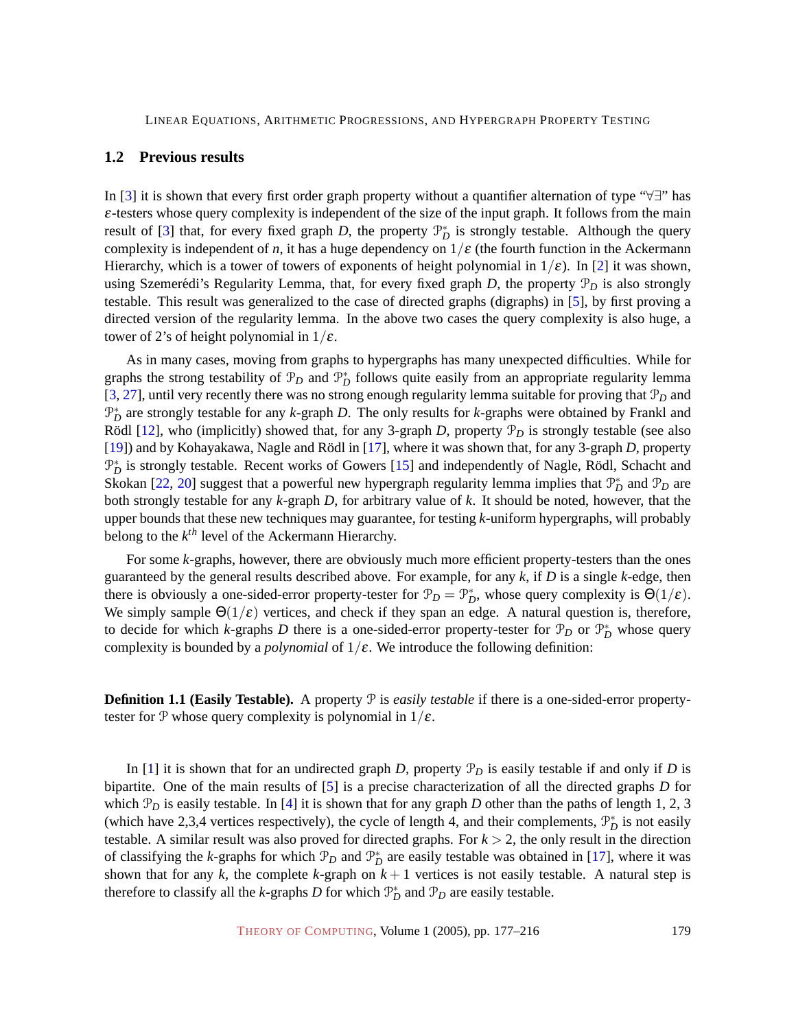## 1.2 Previous results

In [3] it is shown that every first order graph property without a quantifier alternation of type "∀∃" has $\varepsilon$-testers whose query complexity is independent of the size of the input graph. It follows from the main result of [3] that, for every fixed graph $D$, the property $\mathcal{P}^*_D$ is strongly testable. Although the query complexity is independent of $n$, it has a huge dependency on $1/\varepsilon$ (the fourth function in the Ackermann Hierarchy, which is a tower of towers of exponents of height polynomial in $1/\varepsilon$). In [2] it was shown, using Szemerédi's Regularity Lemma, that, for every fixed graph $D$, the property $\mathcal{P}_D$ is also strongly testable. This result was generalized to the case of directed graphs (digraphs) in [5], by first proving a directed version of the regularity lemma. In the above two cases the query complexity is also huge, a tower of 2's of height polynomial in $1/\varepsilon$.

As in many cases, moving from graphs to hypergraphs has many unexpected difficulties. While for graphs the strong testability of $\mathcal{P}_D$ and $\mathcal{P}^*_D$ follows quite easily from an appropriate regularity lemma [3, 27], until very recently there was no strong enough regularity lemma suitable for proving that $\mathcal{P}_D$ and $\mathcal{P}^*_D$ are strongly testable for any $k$-graph $D$. The only results for $k$-graphs were obtained by Frankl and Rödl [12], who (implicitly) showed that, for any 3-graph $D$, property $\mathcal{P}_D$ is strongly testable (see also [19]) and by Kohayakawa, Nagle and Rödl in [17], where it was shown that, for any 3-graph $D$, property $\mathcal{P}^*_D$ is strongly testable. Recent works of Gowers [15] and independently of Nagle, Rödl, Schacht and Skokan [22, 20] suggest that a powerful new hypergraph regularity lemma implies that $\mathcal{P}^*_D$ and $\mathcal{P}_D$ are both strongly testable for any $k$-graph $D$, for arbitrary value of $k$. It should be noted, however, that the upper bounds that these new techniques may guarantee, for testing $k$-uniform hypergraphs, will probably belong to the $k^{th}$ level of the Ackermann Hierarchy.

For some $k$-graphs, however, there are obviously much more efficient property-testers than the ones guaranteed by the general results described above. For example, for any $k$, if $D$ is a single $k$-edge, then there is obviously a one-sided-error property-tester for $\mathcal{P}_D = \mathcal{P}^*_D$, whose query complexity is $\Theta(1/\varepsilon)$. We simply sample $\Theta(1/\varepsilon)$ vertices, and check if they span an edge. A natural question is, therefore, to decide for which $k$-graphs $D$ there is a one-sided-error property-tester for $\mathcal{P}_D$ or $\mathcal{P}^*_D$ whose query complexity is bounded by a *polynomial* of $1/\varepsilon$. We introduce the following definition:

**Definition 1.1 (Easily Testable).** A property $\mathcal{P}$ is *easily testable* if there is a one-sided-error property-tester for $\mathcal{P}$ whose query complexity is polynomial in $1/\varepsilon$.

In [1] it is shown that for an undirected graph $D$, property $\mathcal{P}_D$ is easily testable if and only if $D$ is bipartite. One of the main results of [5] is a precise characterization of all the directed graphs $D$ for which $\mathcal{P}_D$ is easily testable. In [4] it is shown that for any graph $D$ other than the paths of length 1, 2, 3 (which have 2,3,4 vertices respectively), the cycle of length 4, and their complements, $\mathcal{P}^*_D$ is not easily testable. A similar result was also proved for directed graphs. For $k > 2$, the only result in the direction of classifying the $k$-graphs for which $\mathcal{P}_D$ and $\mathcal{P}^*_D$ are easily testable was obtained in [17], where it was shown that for any $k$, the complete $k$-graph on $k+1$ vertices is not easily testable. A natural step is therefore to classify all the $k$-graphs $D$ for which $\mathcal{P}^*_D$ and $\mathcal{P}_D$ are easily testable.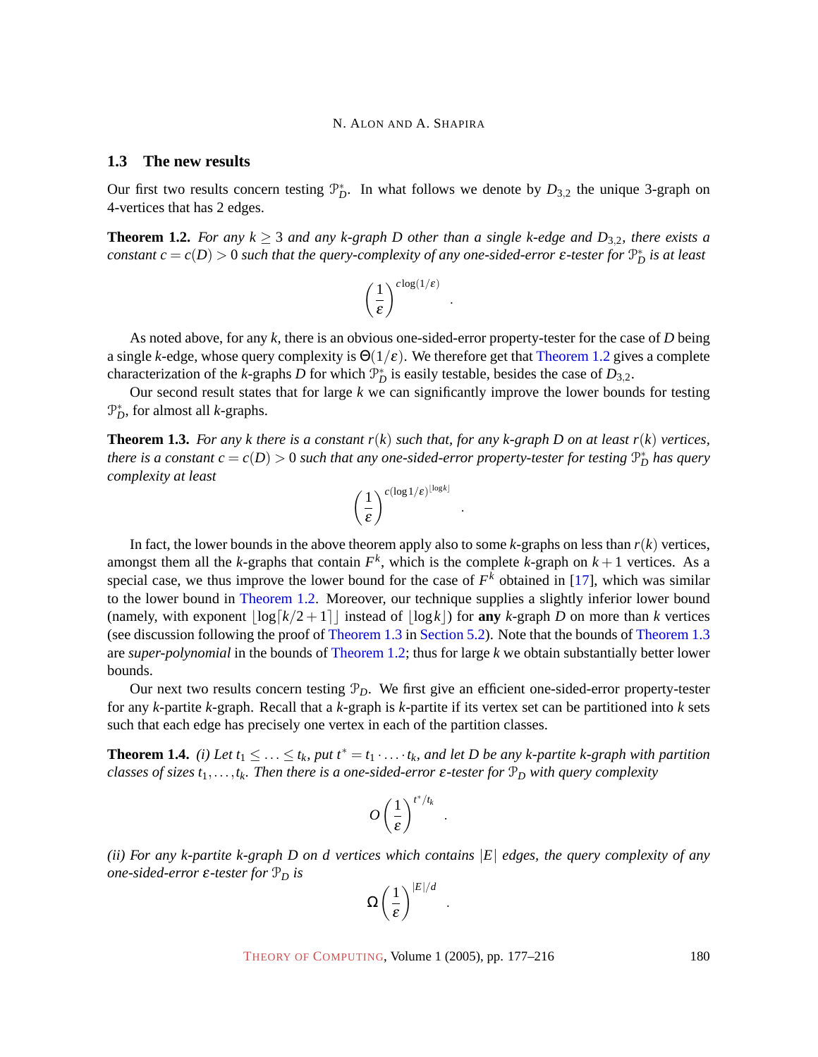### 1.3 The new results

Our first two results concern testing $\mathcal{P}^*_D$. In what follows we denote by $D_{3,2}$ the unique 3-graph on 4-vertices that has 2 edges.

**Theorem 1.2.** *For any $k \geq 3$ and any $k$-graph $D$ other than a single $k$-edge and $D_{3,2}$, there exists a constant $c = c(D) > 0$ such that the query-complexity of any one-sided-error $\varepsilon$-tester for $\mathcal{P}^*_D$ is at least*

$$\left(\frac{1}{\varepsilon}\right)^{c\log(1/\varepsilon)} .$$

As noted above, for any $k$, there is an obvious one-sided-error property-tester for the case of $D$ being a single $k$-edge, whose query complexity is $\Theta(1/\varepsilon)$. We therefore get that Theorem 1.2 gives a complete characterization of the $k$-graphs $D$ for which $\mathcal{P}^*_D$ is easily testable, besides the case of $D_{3,2}$.

Our second result states that for large $k$ we can significantly improve the lower bounds for testing $\mathcal{P}^*_D$, for almost all $k$-graphs.

**Theorem 1.3.** *For any $k$ there is a constant $r(k)$ such that, for any $k$-graph $D$ on at least $r(k)$ vertices, there is a constant $c = c(D) > 0$ such that any one-sided-error property-tester for testing $\mathcal{P}^*_D$ has query complexity at least*

$$\left(\frac{1}{\varepsilon}\right)^{c(\log 1/\varepsilon)^{\lfloor \log k \rfloor}} .$$

In fact, the lower bounds in the above theorem apply also to some $k$-graphs on less than $r(k)$ vertices, amongst them all the $k$-graphs that contain $F^k$, which is the complete $k$-graph on $k+1$ vertices. As a special case, we thus improve the lower bound for the case of $F^k$ obtained in [17], which was similar to the lower bound in Theorem 1.2. Moreover, our technique supplies a slightly inferior lower bound (namely, with exponent $\lfloor \log\lceil k/2+1\rceil \rfloor$ instead of $\lfloor \log k \rfloor$) for **any** $k$-graph $D$ on more than $k$ vertices (see discussion following the proof of Theorem 1.3 in Section 5.2). Note that the bounds of Theorem 1.3 are *super-polynomial* in the bounds of Theorem 1.2; thus for large $k$ we obtain substantially better lower bounds.

Our next two results concern testing $\mathcal{P}_D$. We first give an efficient one-sided-error property-tester for any $k$-partite $k$-graph. Recall that a $k$-graph is $k$-partite if its vertex set can be partitioned into $k$ sets such that each edge has precisely one vertex in each of the partition classes.

**Theorem 1.4.** *(i) Let $t_1 \leq \ldots \leq t_k$, put $t^* = t_1 \cdot \ldots \cdot t_k$, and let $D$ be any $k$-partite $k$-graph with partition classes of sizes $t_1, \ldots, t_k$. Then there is a one-sided-error $\varepsilon$-tester for $\mathcal{P}_D$ with query complexity*

$$O\left(\frac{1}{\varepsilon}\right)^{t^*/t_k} .$$

*(ii) For any $k$-partite $k$-graph $D$ on $d$ vertices which contains $|E|$ edges, the query complexity of any one-sided-error $\varepsilon$-tester for $\mathcal{P}_D$ is*

$$\Omega\left(\frac{1}{\varepsilon}\right)^{|E|/d} .$$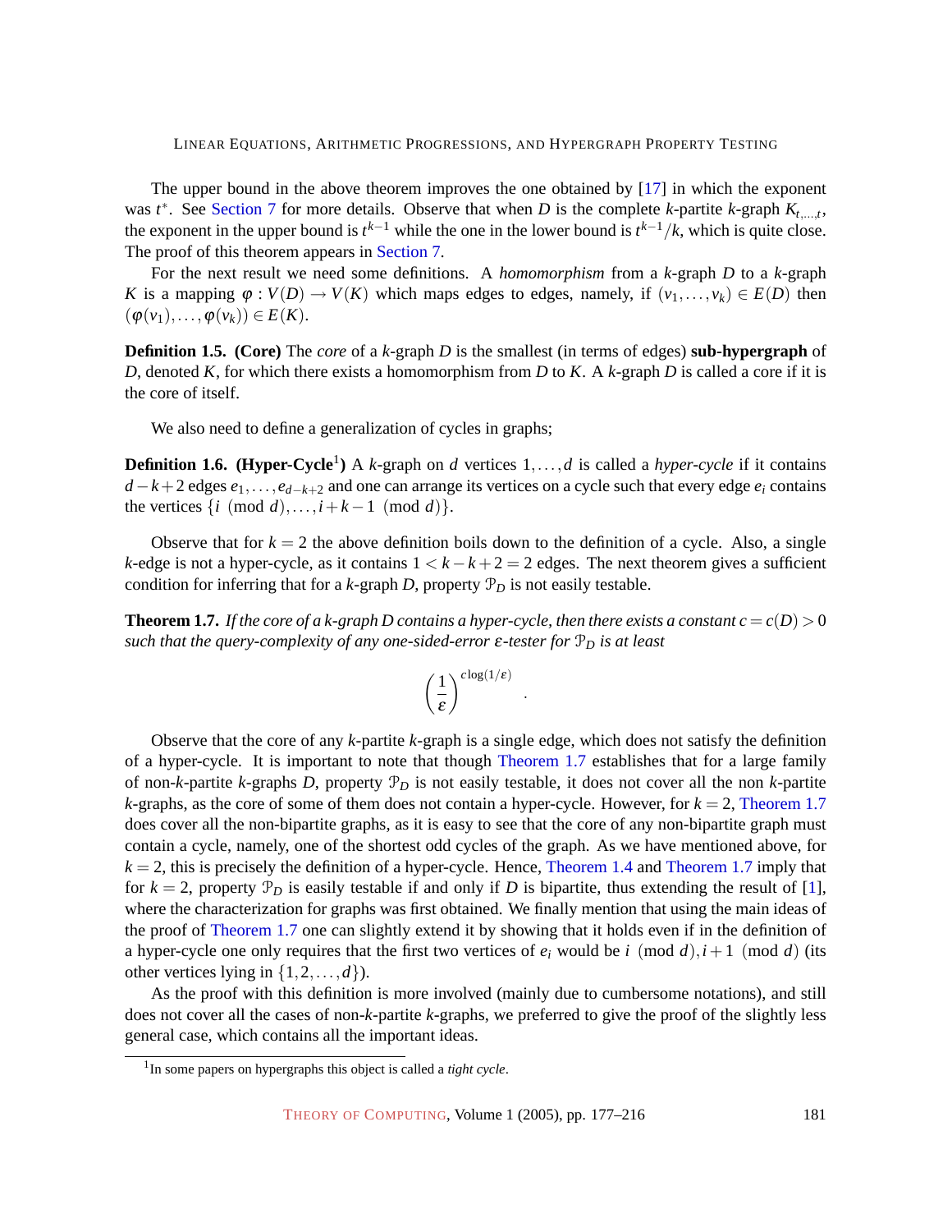The upper bound in the above theorem improves the one obtained by [17] in which the exponent was $t^*$. See Section 7 for more details. Observe that when $D$ is the complete $k$-partite $k$-graph $K_{t,\dots,t}$, the exponent in the upper bound is $t^{k-1}$ while the one in the lower bound is $t^{k-1}/k$, which is quite close. The proof of this theorem appears in Section 7.

For the next result we need some definitions. A *homomorphism* from a $k$-graph $D$ to a $k$-graph $K$ is a mapping $\varphi : V(D) \to V(K)$ which maps edges to edges, namely, if $(v_1,\dots,v_k) \in E(D)$ then $(\varphi(v_1),\dots,\varphi(v_k)) \in E(K)$.

**Definition 1.5. (Core)** The *core* of a $k$-graph $D$ is the smallest (in terms of edges) **sub-hypergraph** of $D$, denoted $K$, for which there exists a homomorphism from $D$ to $K$. A $k$-graph $D$ is called a core if it is the core of itself.

We also need to define a generalization of cycles in graphs;

**Definition 1.6. (Hyper-Cycle[1])** A $k$-graph on $d$ vertices $1,\dots,d$ is called a *hyper-cycle* if it contains $d-k+2$ edges $e_1,\dots,e_{d-k+2}$ and one can arrange its vertices on a cycle such that every edge $e_i$ contains the vertices $\{i \pmod d,\dots,i+k-1 \pmod d\}$.

Observe that for $k=2$ the above definition boils down to the definition of a cycle. Also, a single $k$-edge is not a hyper-cycle, as it contains $1 < k-k+2 = 2$ edges. The next theorem gives a sufficient condition for inferring that for a $k$-graph $D$, property $\mathcal{P}_D$ is not easily testable.

**Theorem 1.7.** *If the core of a k-graph D contains a hyper-cycle, then there exists a constant $c = c(D) > 0$ such that the query-complexity of any one-sided-error $\varepsilon$-tester for $\mathcal{P}_D$ is at least*

$$\left(\frac{1}{\varepsilon}\right)^{c\log(1/\varepsilon)}.$$

Observe that the core of any $k$-partite $k$-graph is a single edge, which does not satisfy the definition of a hyper-cycle. It is important to note that though Theorem 1.7 establishes that for a large family of non-$k$-partite $k$-graphs $D$, property $\mathcal{P}_D$ is not easily testable, it does not cover all the non $k$-partite $k$-graphs, as the core of some of them does not contain a hyper-cycle. However, for $k=2$, Theorem 1.7 does cover all the non-bipartite graphs, as it is easy to see that the core of any non-bipartite graph must contain a cycle, namely, one of the shortest odd cycles of the graph. As we have mentioned above, for $k=2$, this is precisely the definition of a hyper-cycle. Hence, Theorem 1.4 and Theorem 1.7 imply that for $k=2$, property $\mathcal{P}_D$ is easily testable if and only if $D$ is bipartite, thus extending the result of [1], where the characterization for graphs was first obtained. We finally mention that using the main ideas of the proof of Theorem 1.7 one can slightly extend it by showing that it holds even if in the definition of a hyper-cycle one only requires that the first two vertices of $e_i$ would be $i \pmod d, i+1 \pmod d$ (its other vertices lying in $\{1,2,\dots,d\}$).

As the proof with this definition is more involved (mainly due to cumbersome notations), and still does not cover all the cases of non-$k$-partite $k$-graphs, we preferred to give the proof of the slightly less general case, which contains all the important ideas.

[1] In some papers on hypergraphs this object is called a *tight cycle*.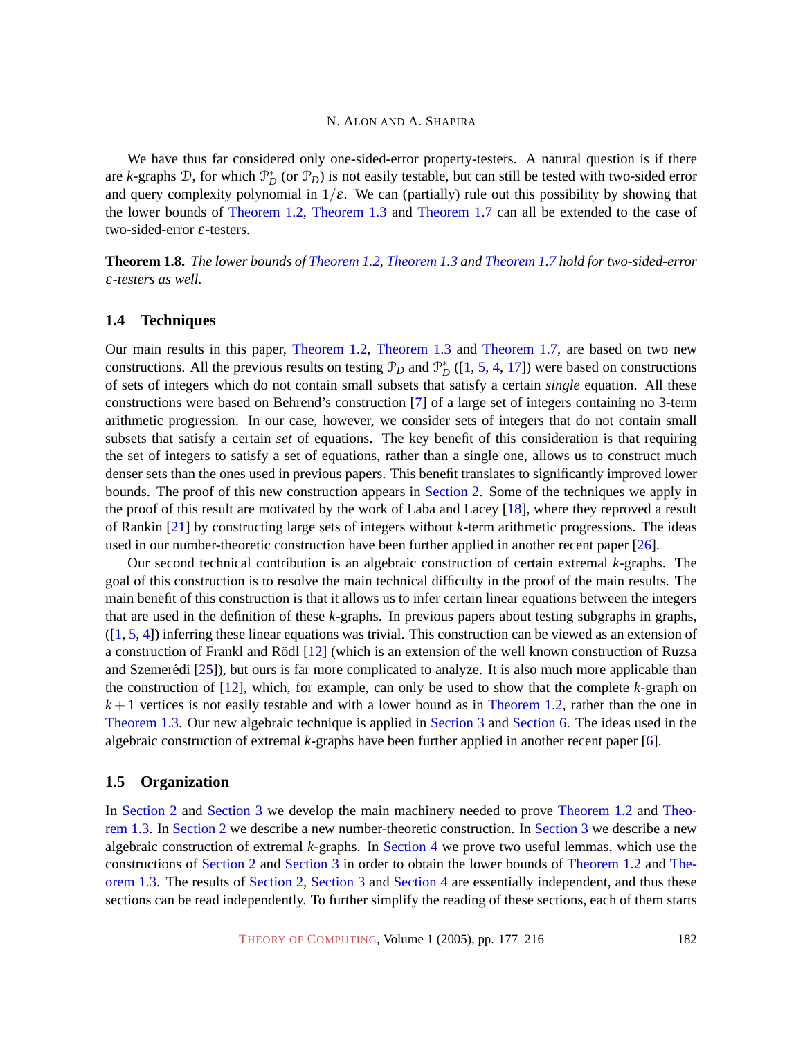We have thus far considered only one-sided-error property-testers. A natural question is if there are $k$-graphs $\mathcal{D}$, for which $\mathcal{P}^*_D$ (or $\mathcal{P}_D$) is not easily testable, but can still be tested with two-sided error and query complexity polynomial in $1/\varepsilon$. We can (partially) rule out this possibility by showing that the lower bounds of Theorem 1.2, Theorem 1.3 and Theorem 1.7 can all be extended to the case of two-sided-error $\varepsilon$-testers.

**Theorem 1.8.** *The lower bounds of Theorem 1.2, Theorem 1.3 and Theorem 1.7 hold for two-sided-error $\varepsilon$-testers as well.*

### 1.4 Techniques

Our main results in this paper, Theorem 1.2, Theorem 1.3 and Theorem 1.7, are based on two new constructions. All the previous results on testing $\mathcal{P}_D$ and $\mathcal{P}^*_D$ ([1, 5, 4, 17]) were based on constructions of sets of integers which do not contain small subsets that satisfy a certain *single* equation. All these constructions were based on Behrend's construction [7] of a large set of integers containing no 3-term arithmetic progression. In our case, however, we consider sets of integers that do not contain small subsets that satisfy a certain *set* of equations. The key benefit of this consideration is that requiring the set of integers to satisfy a set of equations, rather than a single one, allows us to construct much denser sets than the ones used in previous papers. This benefit translates to significantly improved lower bounds. The proof of this new construction appears in Section 2. Some of the techniques we apply in the proof of this result are motivated by the work of Laba and Lacey [18], where they reproved a result of Rankin [21] by constructing large sets of integers without $k$-term arithmetic progressions. The ideas used in our number-theoretic construction have been further applied in another recent paper [26].

Our second technical contribution is an algebraic construction of certain extremal $k$-graphs. The goal of this construction is to resolve the main technical difficulty in the proof of the main results. The main benefit of this construction is that it allows us to infer certain linear equations between the integers that are used in the definition of these $k$-graphs. In previous papers about testing subgraphs in graphs, ([1, 5, 4]) inferring these linear equations was trivial. This construction can be viewed as an extension of a construction of Frankl and Rödl [12] (which is an extension of the well known construction of Ruzsa and Szemerédi [25]), but ours is far more complicated to analyze. It is also much more applicable than the construction of [12], which, for example, can only be used to show that the complete $k$-graph on $k+1$ vertices is not easily testable and with a lower bound as in Theorem 1.2, rather than the one in Theorem 1.3. Our new algebraic technique is applied in Section 3 and Section 6. The ideas used in the algebraic construction of extremal $k$-graphs have been further applied in another recent paper [6].

### 1.5 Organization

In Section 2 and Section 3 we develop the main machinery needed to prove Theorem 1.2 and Theorem 1.3. In Section 2 we describe a new number-theoretic construction. In Section 3 we describe a new algebraic construction of extremal $k$-graphs. In Section 4 we prove two useful lemmas, which use the constructions of Section 2 and Section 3 in order to obtain the lower bounds of Theorem 1.2 and Theorem 1.3. The results of Section 2, Section 3 and Section 4 are essentially independent, and thus these sections can be read independently. To further simplify the reading of these sections, each of them starts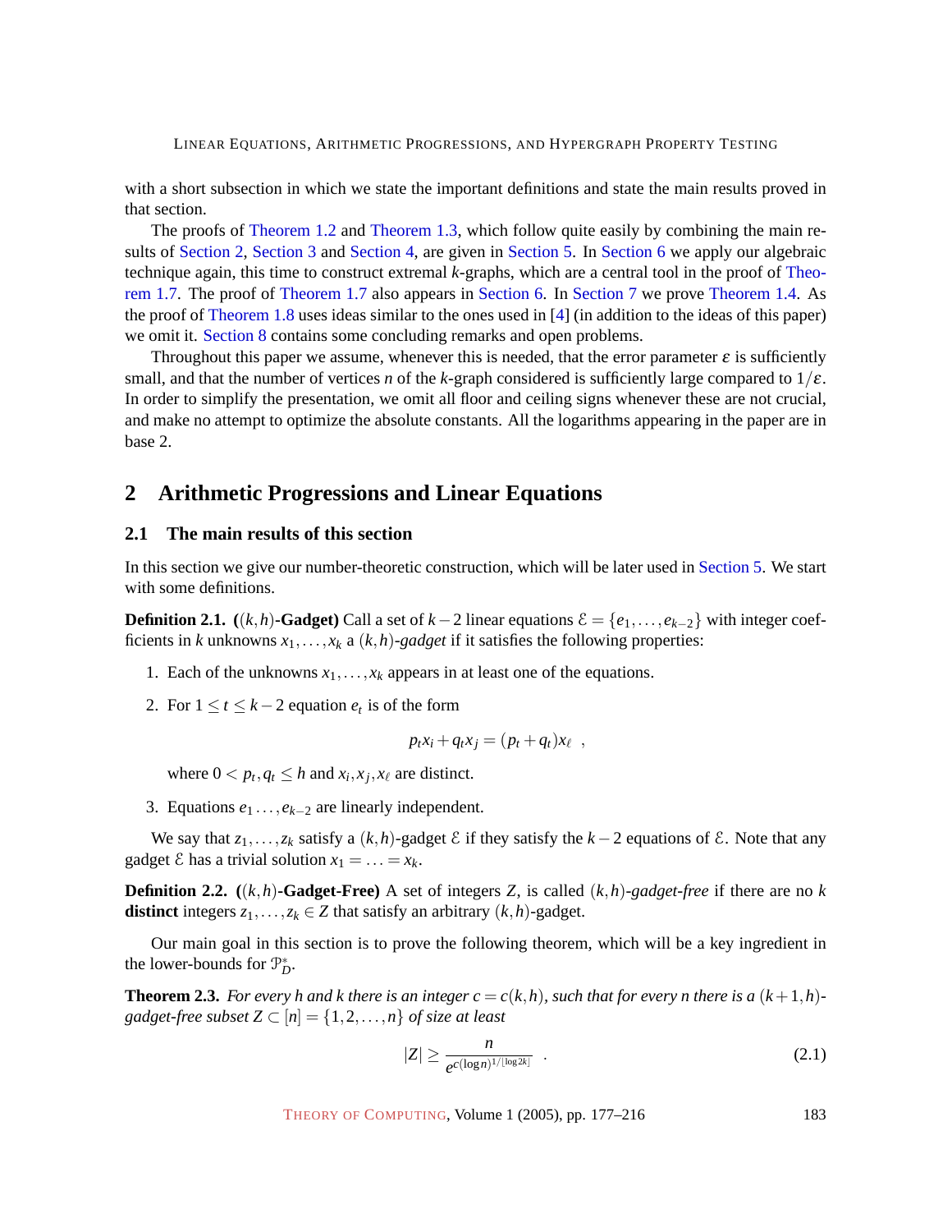with a short subsection in which we state the important definitions and state the main results proved in that section.

The proofs of Theorem 1.2 and Theorem 1.3, which follow quite easily by combining the main results of Section 2, Section 3 and Section 4, are given in Section 5. In Section 6 we apply our algebraic technique again, this time to construct extremal $k$-graphs, which are a central tool in the proof of Theorem 1.7. The proof of Theorem 1.7 also appears in Section 6. In Section 7 we prove Theorem 1.4. As the proof of Theorem 1.8 uses ideas similar to the ones used in [4] (in addition to the ideas of this paper) we omit it. Section 8 contains some concluding remarks and open problems.

Throughout this paper we assume, whenever this is needed, that the error parameter $\varepsilon$ is sufficiently small, and that the number of vertices $n$ of the $k$-graph considered is sufficiently large compared to $1/\varepsilon$. In order to simplify the presentation, we omit all floor and ceiling signs whenever these are not crucial, and make no attempt to optimize the absolute constants. All the logarithms appearing in the paper are in base 2.

## 2 Arithmetic Progressions and Linear Equations

### 2.1 The main results of this section

In this section we give our number-theoretic construction, which will be later used in Section 5. We start with some definitions.

**Definition 2.1.** **($(k,h)$-Gadget)** Call a set of $k-2$ linear equations $\mathcal{E} = \{e_1, \ldots, e_{k-2}\}$ with integer coefficients in $k$ unknowns $x_1, \ldots, x_k$ a *$(k,h)$-gadget* if it satisfies the following properties:

1. Each of the unknowns $x_1, \ldots, x_k$ appears in at least one of the equations.
2. For $1 \le t \le k-2$ equation $e_t$ is of the form

$$p_t x_i + q_t x_j = (p_t + q_t) x_\ell \ ,$$

   where $0 < p_t, q_t \le h$ and $x_i, x_j, x_\ell$ are distinct.
3. Equations $e_1 \ldots, e_{k-2}$ are linearly independent.

We say that $z_1, \ldots, z_k$ satisfy a $(k,h)$-gadget $\mathcal{E}$ if they satisfy the $k-2$ equations of $\mathcal{E}$. Note that any gadget $\mathcal{E}$ has a trivial solution $x_1 = \ldots = x_k$.

**Definition 2.2.** **($(k,h)$-Gadget-Free)** A set of integers $Z$, is called *$(k,h)$-gadget-free* if there are no $k$ **distinct** integers $z_1, \ldots, z_k \in Z$ that satisfy an arbitrary $(k,h)$-gadget.

Our main goal in this section is to prove the following theorem, which will be a key ingredient in the lower-bounds for $\mathcal{P}^*_D$.

**Theorem 2.3.** *For every $h$ and $k$ there is an integer $c = c(k,h)$, such that for every $n$ there is a $(k+1,h)$-gadget-free subset $Z \subset [n] = \{1, 2, \ldots, n\}$ of size at least*

$$|Z| \ge \frac{n}{e^{c(\log n)^{1/\lfloor \log 2k \rfloor}}} \ . \tag{2.1}$$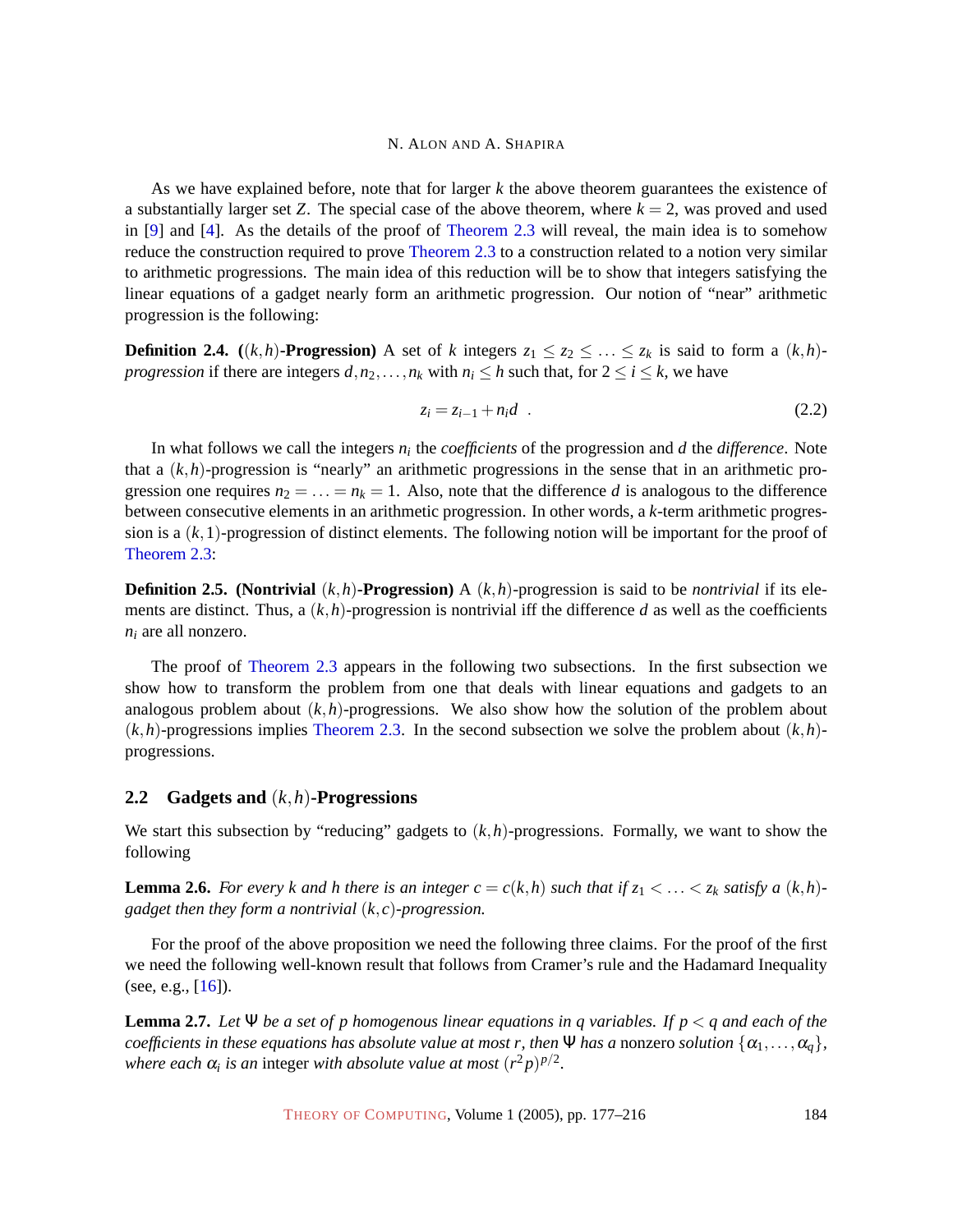As we have explained before, note that for larger $k$ the above theorem guarantees the existence of a substantially larger set $Z$. The special case of the above theorem, where $k = 2$, was proved and used in [9] and [4]. As the details of the proof of Theorem 2.3 will reveal, the main idea is to somehow reduce the construction required to prove Theorem 2.3 to a construction related to a notion very similar to arithmetic progressions. The main idea of this reduction will be to show that integers satisfying the linear equations of a gadget nearly form an arithmetic progression. Our notion of "near" arithmetic progression is the following:

**Definition 2.4. ($(k,h)$-Progression)** A set of $k$ integers $z_1 \leq z_2 \leq \ldots \leq z_k$ is said to form a $(k,h)$-*progression* if there are integers $d, n_2, \ldots, n_k$ with $n_i \leq h$ such that, for $2 \leq i \leq k$, we have

$$z_i = z_{i-1} + n_i d \quad . \tag{2.2}$$

In what follows we call the integers $n_i$ the *coefficients* of the progression and $d$ the *difference*. Note that a $(k,h)$-progression is "nearly" an arithmetic progressions in the sense that in an arithmetic progression one requires $n_2 = \ldots = n_k = 1$. Also, note that the difference $d$ is analogous to the difference between consecutive elements in an arithmetic progression. In other words, a $k$-term arithmetic progression is a $(k,1)$-progression of distinct elements. The following notion will be important for the proof of Theorem 2.3:

**Definition 2.5. (Nontrivial $(k,h)$-Progression)** A $(k,h)$-progression is said to be *nontrivial* if its elements are distinct. Thus, a $(k,h)$-progression is nontrivial iff the difference $d$ as well as the coefficients $n_i$ are all nonzero.

The proof of Theorem 2.3 appears in the following two subsections. In the first subsection we show how to transform the problem from one that deals with linear equations and gadgets to an analogous problem about $(k,h)$-progressions. We also show how the solution of the problem about $(k,h)$-progressions implies Theorem 2.3. In the second subsection we solve the problem about $(k,h)$-progressions.

## 2.2 Gadgets and $(k,h)$-Progressions

We start this subsection by "reducing" gadgets to $(k,h)$-progressions. Formally, we want to show the following

**Lemma 2.6.** *For every $k$ and $h$ there is an integer $c = c(k,h)$ such that if $z_1 < \ldots < z_k$ satisfy a $(k,h)$-gadget then they form a nontrivial $(k,c)$-progression.*

For the proof of the above proposition we need the following three claims. For the proof of the first we need the following well-known result that follows from Cramer's rule and the Hadamard Inequality (see, e.g., [16]).

**Lemma 2.7.** *Let $\Psi$ be a set of $p$ homogenous linear equations in $q$ variables. If $p < q$ and each of the coefficients in these equations has absolute value at most $r$, then $\Psi$ has a* nonzero *solution $\{\alpha_1, \ldots, \alpha_q\}$, where each $\alpha_i$ is an* integer *with absolute value at most $(r^2 p)^{p/2}$.*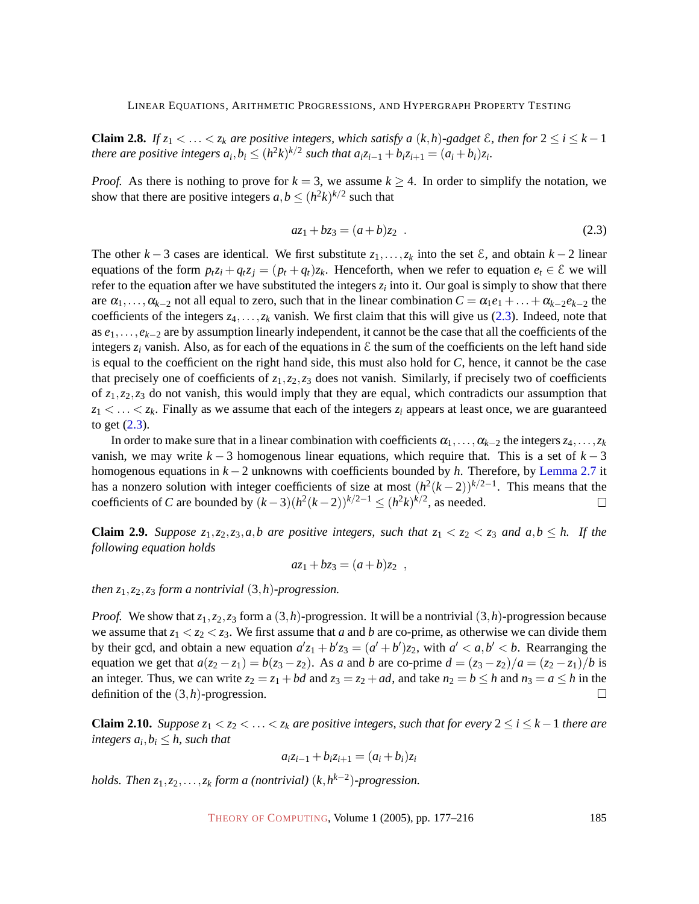**Claim 2.8.** *If $z_1 < \ldots < z_k$ are positive integers, which satisfy a $(k,h)$-gadget $\mathcal{E}$, then for $2 \le i \le k-1$ there are positive integers $a_i, b_i \le (h^2k)^{k/2}$ such that $a_i z_{i-1} + b_i z_{i+1} = (a_i + b_i) z_i$.*

*Proof.* As there is nothing to prove for $k = 3$, we assume $k \ge 4$. In order to simplify the notation, we show that there are positive integers $a, b \le (h^2k)^{k/2}$ such that

$$az_1 + bz_3 = (a+b)z_2 \ . \tag{2.3}$$

The other $k-3$ cases are identical. We first substitute $z_1, \ldots, z_k$ into the set $\mathcal{E}$, and obtain $k-2$ linear equations of the form $p_t z_i + q_t z_j = (p_t + q_t) z_k$. Henceforth, when we refer to equation $e_t \in \mathcal{E}$ we will refer to the equation after we have substituted the integers $z_i$ into it. Our goal is simply to show that there are $\alpha_1, \ldots, \alpha_{k-2}$ not all equal to zero, such that in the linear combination $C = \alpha_1 e_1 + \ldots + \alpha_{k-2} e_{k-2}$ the coefficients of the integers $z_4, \ldots, z_k$ vanish. We first claim that this will give us (2.3). Indeed, note that as $e_1, \ldots, e_{k-2}$ are by assumption linearly independent, it cannot be the case that all the coefficients of the integers $z_i$ vanish. Also, as for each of the equations in $\mathcal{E}$ the sum of the coefficients on the left hand side is equal to the coefficient on the right hand side, this must also hold for $C$, hence, it cannot be the case that precisely one of coefficients of $z_1, z_2, z_3$ does not vanish. Similarly, if precisely two of coefficients of $z_1, z_2, z_3$ do not vanish, this would imply that they are equal, which contradicts our assumption that $z_1 < \ldots < z_k$. Finally as we assume that each of the integers $z_i$ appears at least once, we are guaranteed to get (2.3).

In order to make sure that in a linear combination with coefficients $\alpha_1, \ldots, \alpha_{k-2}$ the integers $z_4, \ldots, z_k$ vanish, we may write $k-3$ homogenous linear equations, which require that. This is a set of $k-3$ homogenous equations in $k-2$ unknowns with coefficients bounded by $h$. Therefore, by Lemma 2.7 it has a nonzero solution with integer coefficients of size at most $(h^2(k-2))^{k/2-1}$. This means that the coefficients of $C$ are bounded by $(k-3)(h^2(k-2))^{k/2-1} \le (h^2k)^{k/2}$, as needed. $\square$

**Claim 2.9.** *Suppose $z_1, z_2, z_3, a, b$ are positive integers, such that $z_1 < z_2 < z_3$ and $a, b \le h$. If the following equation holds*

$$az_1 + bz_3 = (a+b)z_2 \ ,$$

*then $z_1, z_2, z_3$ form a nontrivial $(3,h)$-progression.*

*Proof.* We show that $z_1, z_2, z_3$ form a $(3,h)$-progression. It will be a nontrivial $(3,h)$-progression because we assume that $z_1 < z_2 < z_3$. We first assume that $a$ and $b$ are co-prime, as otherwise we can divide them by their gcd, and obtain a new equation $a'z_1 + b'z_3 = (a'+b')z_2$, with $a' < a, b' < b$. Rearranging the equation we get that $a(z_2 - z_1) = b(z_3 - z_2)$. As $a$ and $b$ are co-prime $d = (z_3 - z_2)/a = (z_2 - z_1)/b$ is an integer. Thus, we can write $z_2 = z_1 + bd$ and $z_3 = z_2 + ad$, and take $n_2 = b \le h$ and $n_3 = a \le h$ in the definition of the $(3,h)$-progression. $\square$

**Claim 2.10.** *Suppose $z_1 < z_2 < \ldots < z_k$ are positive integers, such that for every $2 \le i \le k-1$ there are integers $a_i, b_i \le h$, such that*

$$a_i z_{i-1} + b_i z_{i+1} = (a_i + b_i) z_i$$

*holds. Then $z_1, z_2, \ldots, z_k$ form a (nontrivial) $(k, h^{k-2})$-progression.*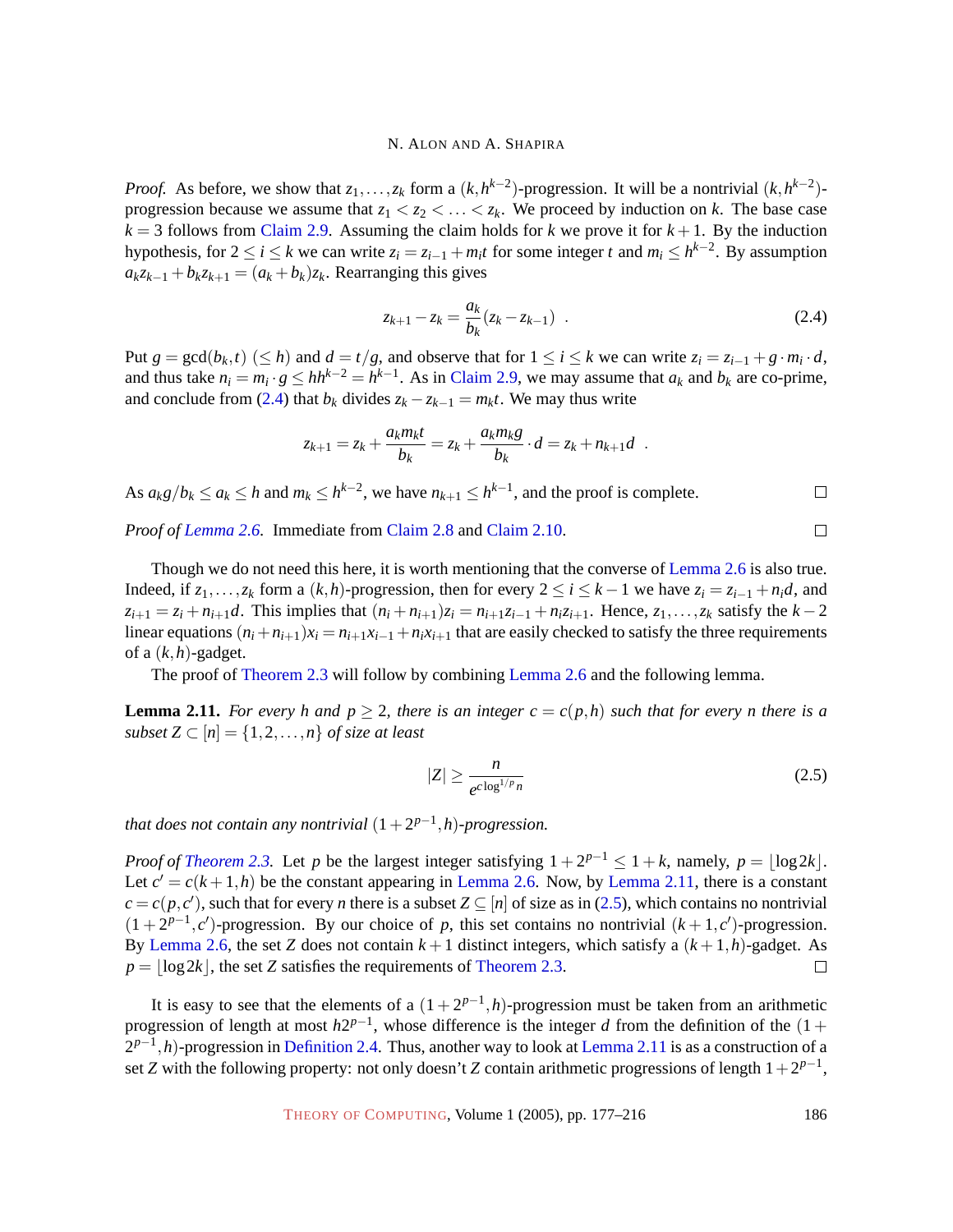*Proof.* As before, we show that $z_1, \ldots, z_k$ form a $(k, h^{k-2})$-progression. It will be a nontrivial $(k, h^{k-2})$-progression because we assume that $z_1 < z_2 < \ldots < z_k$. We proceed by induction on $k$. The base case $k = 3$ follows from Claim 2.9. Assuming the claim holds for $k$ we prove it for $k+1$. By the induction hypothesis, for $2 \le i \le k$ we can write $z_i = z_{i-1} + m_i t$ for some integer $t$ and $m_i \le h^{k-2}$. By assumption $a_k z_{k-1} + b_k z_{k+1} = (a_k + b_k) z_k$. Rearranging this gives

$$z_{k+1} - z_k = \frac{a_k}{b_k}(z_k - z_{k-1}) \ . \tag{2.4}$$

Put $g = \gcd(b_k, t)$ $(\le h)$ and $d = t/g$, and observe that for $1 \le i \le k$ we can write $z_i = z_{i-1} + g \cdot m_i \cdot d$, and thus take $n_i = m_i \cdot g \le h h^{k-2} = h^{k-1}$. As in Claim 2.9, we may assume that $a_k$ and $b_k$ are co-prime, and conclude from (2.4) that $b_k$ divides $z_k - z_{k-1} = m_k t$. We may thus write

$$z_{k+1} = z_k + \frac{a_k m_k t}{b_k} = z_k + \frac{a_k m_k g}{b_k} \cdot d = z_k + n_{k+1} d \ .$$

As $a_k g / b_k \le a_k \le h$ and $m_k \le h^{k-2}$, we have $n_{k+1} \le h^{k-1}$, and the proof is complete. □

*Proof of Lemma 2.6.* Immediate from Claim 2.8 and Claim 2.10. □

Though we do not need this here, it is worth mentioning that the converse of Lemma 2.6 is also true. Indeed, if $z_1, \ldots, z_k$ form a $(k, h)$-progression, then for every $2 \le i \le k-1$ we have $z_i = z_{i-1} + n_i d$, and $z_{i+1} = z_i + n_{i+1} d$. This implies that $(n_i + n_{i+1}) z_i = n_{i+1} z_{i-1} + n_i z_{i+1}$. Hence, $z_1, \ldots, z_k$ satisfy the $k-2$ linear equations $(n_i + n_{i+1}) x_i = n_{i+1} x_{i-1} + n_i x_{i+1}$ that are easily checked to satisfy the three requirements of a $(k, h)$-gadget.

The proof of Theorem 2.3 will follow by combining Lemma 2.6 and the following lemma.

**Lemma 2.11.** *For every $h$ and $p \ge 2$, there is an integer $c = c(p, h)$ such that for every $n$ there is a subset $Z \subset [n] = \{1, 2, \ldots, n\}$ of size at least*

$$|Z| \ge \frac{n}{e^{c \log^{1/p} n}} \tag{2.5}$$

*that does not contain any nontrivial $(1 + 2^{p-1}, h)$-progression.*

*Proof of Theorem 2.3.* Let $p$ be the largest integer satisfying $1 + 2^{p-1} \le 1 + k$, namely, $p = \lfloor \log 2k \rfloor$. Let $c' = c(k+1, h)$ be the constant appearing in Lemma 2.6. Now, by Lemma 2.11, there is a constant $c = c(p, c')$, such that for every $n$ there is a subset $Z \subseteq [n]$ of size as in (2.5), which contains no nontrivial $(1 + 2^{p-1}, c')$-progression. By our choice of $p$, this set contains no nontrivial $(k+1, c')$-progression. By Lemma 2.6, the set $Z$ does not contain $k+1$ distinct integers, which satisfy a $(k+1, h)$-gadget. As $p = \lfloor \log 2k \rfloor$, the set $Z$ satisfies the requirements of Theorem 2.3. □

It is easy to see that the elements of a $(1 + 2^{p-1}, h)$-progression must be taken from an arithmetic progression of length at most $h 2^{p-1}$, whose difference is the integer $d$ from the definition of the $(1 + 2^{p-1}, h)$-progression in Definition 2.4. Thus, another way to look at Lemma 2.11 is as a construction of a set $Z$ with the following property: not only doesn't $Z$ contain arithmetic progressions of length $1 + 2^{p-1}$,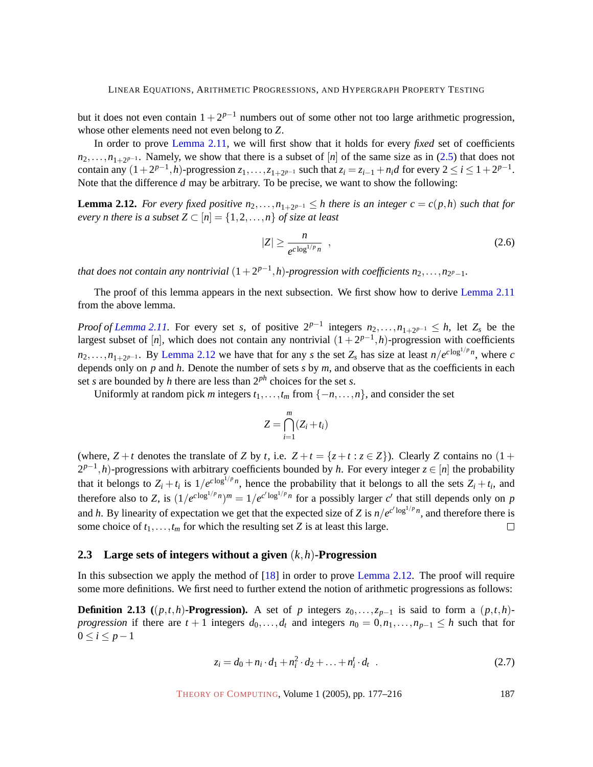but it does not even contain $1+2^{p-1}$ numbers out of some other not too large arithmetic progression, whose other elements need not even belong to $Z$.

In order to prove Lemma 2.11, we will first show that it holds for every *fixed* set of coefficients $n_2,\ldots,n_{1+2^{p-1}}$. Namely, we show that there is a subset of $[n]$ of the same size as in (2.5) that does not contain any $(1+2^{p-1},h)$-progression $z_1,\ldots,z_{1+2^{p-1}}$ such that $z_i = z_{i-1}+n_i d$ for every $2 \le i \le 1+2^{p-1}$. Note that the difference $d$ may be arbitrary. To be precise, we want to show the following:

**Lemma 2.12.** *For every fixed positive $n_2,\ldots,n_{1+2^{p-1}} \le h$ there is an integer $c = c(p,h)$ such that for every $n$ there is a subset $Z \subset [n] = \{1,2,\ldots,n\}$ of size at least*

$$|Z| \ge \frac{n}{e^{c\log^{1/p} n}} \quad , \tag{2.6}$$

*that does not contain any nontrivial $(1+2^{p-1},h)$-progression with coefficients $n_2,\ldots,n_{2^p-1}$.*

The proof of this lemma appears in the next subsection. We first show how to derive Lemma 2.11 from the above lemma.

*Proof of Lemma 2.11.* For every set $s$, of positive $2^{p-1}$ integers $n_2,\ldots,n_{1+2^{p-1}} \le h$, let $Z_s$ be the largest subset of $[n]$, which does not contain any nontrivial $(1+2^{p-1},h)$-progression with coefficients $n_2,\ldots,n_{1+2^{p-1}}$. By Lemma 2.12 we have that for any $s$ the set $Z_s$ has size at least $n/e^{c\log^{1/p} n}$, where $c$ depends only on $p$ and $h$. Denote the number of sets $s$ by $m$, and observe that as the coefficients in each set $s$ are bounded by $h$ there are less than $2^{ph}$ choices for the set $s$.

Uniformly at random pick $m$ integers $t_1,\ldots,t_m$ from $\{-n,\ldots,n\}$, and consider the set

$$Z = \bigcap_{i=1}^{m} (Z_i + t_i)$$

(where, $Z+t$ denotes the translate of $Z$ by $t$, i.e. $Z+t = \{z+t : z \in Z\}$). Clearly $Z$ contains no $(1+2^{p-1},h)$-progressions with arbitrary coefficients bounded by $h$. For every integer $z \in [n]$ the probability that it belongs to $Z_i+t_i$ is $1/e^{c\log^{1/p} n}$, hence the probability that it belongs to all the sets $Z_i+t_i$, and therefore also to $Z$, is $(1/e^{c\log^{1/p} n})^m = 1/e^{c'\log^{1/p} n}$ for a possibly larger $c'$ that still depends only on $p$ and $h$. By linearity of expectation we get that the expected size of $Z$ is $n/e^{c'\log^{1/p} n}$, and therefore there is some choice of $t_1,\ldots,t_m$ for which the resulting set $Z$ is at least this large. □

### 2.3 Large sets of integers without a given $(k,h)$-Progression

In this subsection we apply the method of [18] in order to prove Lemma 2.12. The proof will require some more definitions. We first need to further extend the notion of arithmetic progressions as follows:

**Definition 2.13 ($(p,t,h)$-Progression).** A set of $p$ integers $z_0,\ldots,z_{p-1}$ is said to form a $(p,t,h)$-*progression* if there are $t+1$ integers $d_0,\ldots,d_t$ and integers $n_0 = 0, n_1,\ldots,n_{p-1} \le h$ such that for $0 \le i \le p-1$

$$z_i = d_0 + n_i \cdot d_1 + n_i^2 \cdot d_2 + \ldots + n_i^t \cdot d_t \quad . \tag{2.7}$$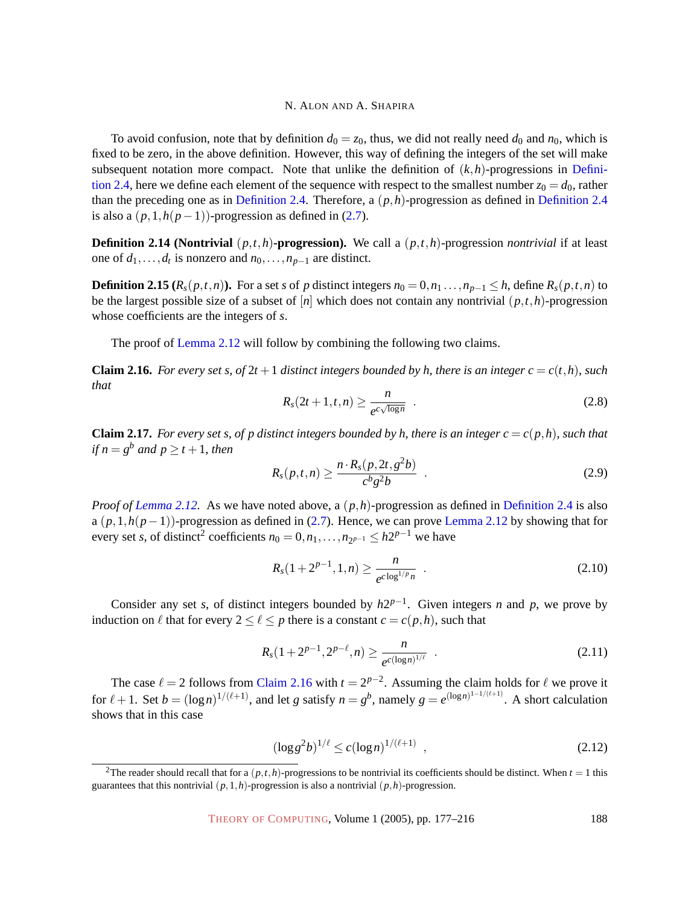To avoid confusion, note that by definition $d_0 = z_0$, thus, we did not really need $d_0$ and $n_0$, which is fixed to be zero, in the above definition. However, this way of defining the integers of the set will make subsequent notation more compact. Note that unlike the definition of $(k,h)$-progressions in Definition 2.4, here we define each element of the sequence with respect to the smallest number $z_0 = d_0$, rather than the preceding one as in Definition 2.4. Therefore, a $(p,h)$-progression as defined in Definition 2.4 is also a $(p,1,h(p-1))$-progression as defined in (2.7).

**Definition 2.14 (Nontrivial $(p,t,h)$-progression).** We call a $(p,t,h)$-progression *nontrivial* if at least one of $d_1,\dots,d_t$ is nonzero and $n_0,\dots,n_{p-1}$ are distinct.

**Definition 2.15 ($R_s(p,t,n)$).** For a set $s$ of $p$ distinct integers $n_0 = 0, n_1 \dots, n_{p-1} \leq h$, define $R_s(p,t,n)$ to be the largest possible size of a subset of $[n]$ which does not contain any nontrivial $(p,t,h)$-progression whose coefficients are the integers of $s$.

The proof of Lemma 2.12 will follow by combining the following two claims.

**Claim 2.16.** *For every set $s$, of $2t+1$ distinct integers bounded by $h$, there is an integer $c = c(t,h)$, such that*

$$R_s(2t+1,t,n) \geq \frac{n}{e^{c\sqrt{\log n}}} \quad . \tag{2.8}$$

**Claim 2.17.** *For every set $s$, of $p$ distinct integers bounded by $h$, there is an integer $c = c(p,h)$, such that if $n = g^b$ and $p \geq t+1$, then*

$$R_s(p,t,n) \geq \frac{n \cdot R_s(p,2t,g^2 b)}{c^b g^2 b} \quad . \tag{2.9}$$

*Proof of Lemma 2.12.* As we have noted above, a $(p,h)$-progression as defined in Definition 2.4 is also a $(p,1,h(p-1))$-progression as defined in (2.7). Hence, we can prove Lemma 2.12 by showing that for every set $s$, of distinct[2] coefficients $n_0 = 0, n_1, \dots, n_{2^{p-1}} \leq h2^{p-1}$ we have

$$R_s(1+2^{p-1},1,n) \geq \frac{n}{e^{c\log^{1/p} n}} \quad . \tag{2.10}$$

Consider any set $s$, of distinct integers bounded by $h2^{p-1}$. Given integers $n$ and $p$, we prove by induction on $\ell$ that for every $2 \leq \ell \leq p$ there is a constant $c = c(p,h)$, such that

$$R_s(1+2^{p-1},2^{p-\ell},n) \geq \frac{n}{e^{c(\log n)^{1/\ell}}} \quad . \tag{2.11}$$

The case $\ell = 2$ follows from Claim 2.16 with $t = 2^{p-2}$. Assuming the claim holds for $\ell$ we prove it for $\ell+1$. Set $b = (\log n)^{1/(\ell+1)}$, and let $g$ satisfy $n = g^b$, namely $g = e^{(\log n)^{1-1/(\ell+1)}}$. A short calculation shows that in this case

$$(\log g^2 b)^{1/\ell} \leq c(\log n)^{1/(\ell+1)} \quad , \tag{2.12}$$

[2] The reader should recall that for a $(p,t,h)$-progressions to be nontrivial its coefficients should be distinct. When $t = 1$ this guarantees that this nontrivial $(p,1,h)$-progression is also a nontrivial $(p,h)$-progression.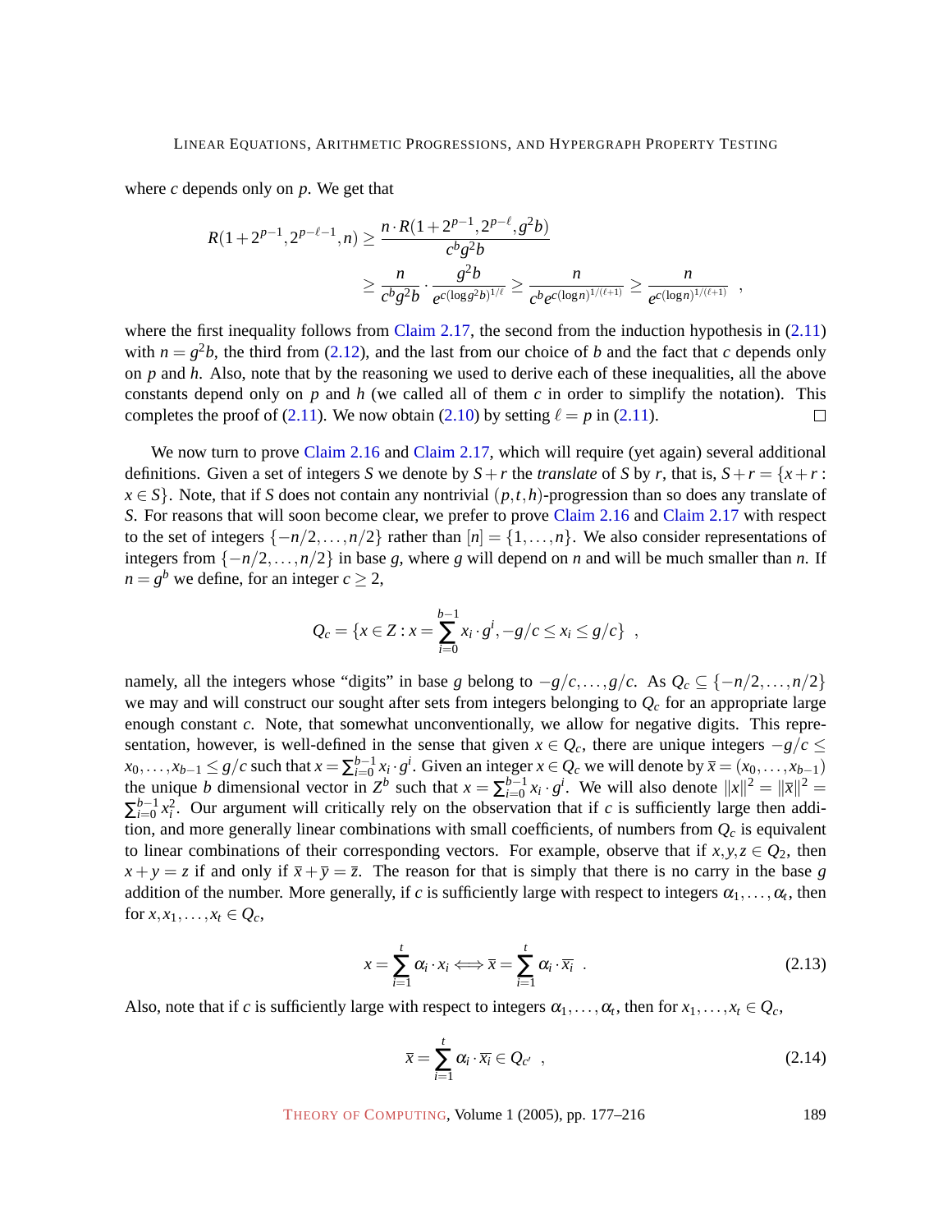where $c$ depends only on $p$. We get that

$$R(1+2^{p-1}, 2^{p-\ell-1}, n) \geq \frac{n \cdot R(1+2^{p-1}, 2^{p-\ell}, g^2 b)}{c^b g^2 b}$$
$$\geq \frac{n}{c^b g^2 b} \cdot \frac{g^2 b}{e^{c(\log g^2 b)^{1/\ell}}} \geq \frac{n}{c^b e^{c(\log n)^{1/(\ell+1)}}} \geq \frac{n}{e^{c(\log n)^{1/(\ell+1)}}} \quad ,$$

where the first inequality follows from Claim 2.17, the second from the induction hypothesis in (2.11) with $n = g^2 b$, the third from (2.12), and the last from our choice of $b$ and the fact that $c$ depends only on $p$ and $h$. Also, note that by the reasoning we used to derive each of these inequalities, all the above constants depend only on $p$ and $h$ (we called all of them $c$ in order to simplify the notation). This completes the proof of (2.11). We now obtain (2.10) by setting $\ell = p$ in (2.11). $\square$

We now turn to prove Claim 2.16 and Claim 2.17, which will require (yet again) several additional definitions. Given a set of integers $S$ we denote by $S + r$ the *translate* of $S$ by $r$, that is, $S + r = \{x + r : x \in S\}$. Note, that if $S$ does not contain any nontrivial $(p,t,h)$-progression than so does any translate of $S$. For reasons that will soon become clear, we prefer to prove Claim 2.16 and Claim 2.17 with respect to the set of integers $\{-n/2, \ldots, n/2\}$ rather than $[n] = \{1, \ldots, n\}$. We also consider representations of integers from $\{-n/2, \ldots, n/2\}$ in base $g$, where $g$ will depend on $n$ and will be much smaller than $n$. If $n = g^b$ we define, for an integer $c \geq 2$,

$$Q_c = \{x \in Z : x = \sum_{i=0}^{b-1} x_i \cdot g^i, -g/c \leq x_i \leq g/c\} \quad ,$$

namely, all the integers whose "digits" in base $g$ belong to $-g/c, \ldots, g/c$. As $Q_c \subseteq \{-n/2, \ldots, n/2\}$ we may and will construct our sought after sets from integers belonging to $Q_c$ for an appropriate large enough constant $c$. Note, that somewhat unconventionally, we allow for negative digits. This representation, however, is well-defined in the sense that given $x \in Q_c$, there are unique integers $-g/c \leq x_0, \ldots, x_{b-1} \leq g/c$ such that $x = \sum_{i=0}^{b-1} x_i \cdot g^i$. Given an integer $x \in Q_c$ we will denote by $\overline{x} = (x_0, \ldots, x_{b-1})$ the unique $b$ dimensional vector in $Z^b$ such that $x = \sum_{i=0}^{b-1} x_i \cdot g^i$. We will also denote $\|x\|^2 = \|\overline{x}\|^2 = \sum_{i=0}^{b-1} x_i^2$. Our argument will critically rely on the observation that if $c$ is sufficiently large then addition, and more generally linear combinations with small coefficients, of numbers from $Q_c$ is equivalent to linear combinations of their corresponding vectors. For example, observe that if $x, y, z \in Q_2$, then $x + y = z$ if and only if $\overline{x} + \overline{y} = \overline{z}$. The reason for that is simply that there is no carry in the base $g$ addition of the number. More generally, if $c$ is sufficiently large with respect to integers $\alpha_1, \ldots, \alpha_t$, then for $x, x_1, \ldots, x_t \in Q_c$,

$$x = \sum_{i=1}^{t} \alpha_i \cdot x_i \Longleftrightarrow \overline{x} = \sum_{i=1}^{t} \alpha_i \cdot \overline{x_i} \quad . \tag{2.13}$$

Also, note that if $c$ is sufficiently large with respect to integers $\alpha_1, \ldots, \alpha_t$, then for $x_1, \ldots, x_t \in Q_c$,

$$\overline{x} = \sum_{i=1}^{t} \alpha_i \cdot \overline{x_i} \in Q_{c'} \quad , \tag{2.14}$$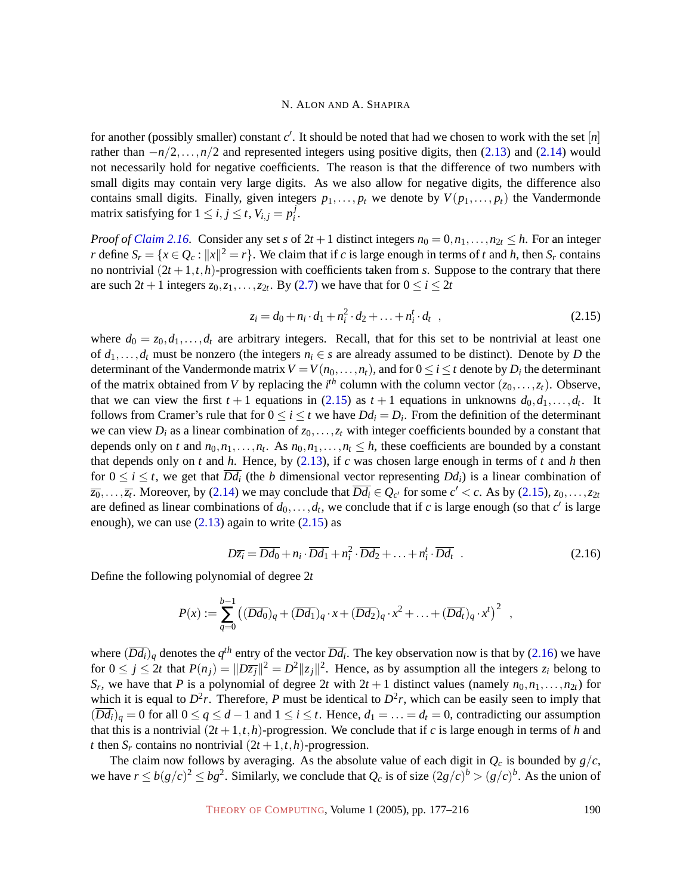for another (possibly smaller) constant $c'$. It should be noted that had we chosen to work with the set $[n]$ rather than $-n/2,\ldots,n/2$ and represented integers using positive digits, then (2.13) and (2.14) would not necessarily hold for negative coefficients. The reason is that the difference of two numbers with small digits may contain very large digits. As we also allow for negative digits, the difference also contains small digits. Finally, given integers $p_1,\ldots,p_t$ we denote by $V(p_1,\ldots,p_t)$ the Vandermonde matrix satisfying for $1 \le i,j \le t$, $V_{i,j} = p_i^j$.

*Proof of Claim 2.16.* Consider any set $s$ of $2t+1$ distinct integers $n_0 = 0, n_1, \ldots, n_{2t} \le h$. For an integer $r$ define $S_r = \{x \in Q_c : \|x\|^2 = r\}$. We claim that if $c$ is large enough in terms of $t$ and $h$, then $S_r$ contains no nontrivial $(2t+1,t,h)$-progression with coefficients taken from $s$. Suppose to the contrary that there are such $2t+1$ integers $z_0, z_1, \ldots, z_{2t}$. By (2.7) we have that for $0 \le i \le 2t$

$$z_i = d_0 + n_i \cdot d_1 + n_i^2 \cdot d_2 + \ldots + n_i^t \cdot d_t \quad , \tag{2.15}$$

where $d_0 = z_0, d_1, \ldots, d_t$ are arbitrary integers. Recall, that for this set to be nontrivial at least one of $d_1,\ldots,d_t$ must be nonzero (the integers $n_i \in s$ are already assumed to be distinct). Denote by $D$ the determinant of the Vandermonde matrix $V = V(n_0,\ldots,n_t)$, and for $0 \le i \le t$ denote by $D_i$ the determinant of the matrix obtained from $V$ by replacing the $i^{th}$ column with the column vector $(z_0,\ldots,z_t)$. Observe, that we can view the first $t+1$ equations in (2.15) as $t+1$ equations in unknowns $d_0, d_1, \ldots, d_t$. It follows from Cramer's rule that for $0 \le i \le t$ we have $Dd_i = D_i$. From the definition of the determinant we can view $D_i$ as a linear combination of $z_0,\ldots,z_t$ with integer coefficients bounded by a constant that depends only on $t$ and $n_0, n_1, \ldots, n_t$. As $n_0, n_1, \ldots, n_t \le h$, these coefficients are bounded by a constant that depends only on $t$ and $h$. Hence, by (2.13), if $c$ was chosen large enough in terms of $t$ and $h$ then for $0 \le i \le t$, we get that $\overline{Dd_i}$ (the $b$ dimensional vector representing $Dd_i$) is a linear combination of $\overline{z_0},\ldots,\overline{z_t}$. Moreover, by (2.14) we may conclude that $\overline{Dd_i} \in Q_{c'}$ for some $c' < c$. As by (2.15), $z_0,\ldots,z_{2t}$ are defined as linear combinations of $d_0,\ldots,d_t$, we conclude that if $c$ is large enough (so that $c'$ is large enough), we can use (2.13) again to write (2.15) as

$$D\overline{z_i} = \overline{Dd_0} + n_i \cdot \overline{Dd_1} + n_i^2 \cdot \overline{Dd_2} + \ldots + n_i^t \cdot \overline{Dd_t} \quad . \tag{2.16}$$

Define the following polynomial of degree $2t$

$$P(x) := \sum_{q=0}^{b-1} \left( (\overline{Dd_0})_q + (\overline{Dd_1})_q \cdot x + (\overline{Dd_2})_q \cdot x^2 + \ldots + (\overline{Dd_t})_q \cdot x^t \right)^2 \quad ,$$

where $(\overline{Dd_i})_q$ denotes the $q^{th}$ entry of the vector $\overline{Dd_i}$. The key observation now is that by (2.16) we have for $0 \le j \le 2t$ that $P(n_j) = \|D\overline{z_j}\|^2 = D^2\|z_j\|^2$. Hence, as by assumption all the integers $z_i$ belong to $S_r$, we have that $P$ is a polynomial of degree $2t$ with $2t+1$ distinct values (namely $n_0, n_1, \ldots, n_{2t}$) for which it is equal to $D^2 r$. Therefore, $P$ must be identical to $D^2 r$, which can be easily seen to imply that $(\overline{Dd_i})_q = 0$ for all $0 \le q \le d-1$ and $1 \le i \le t$. Hence, $d_1 = \ldots = d_t = 0$, contradicting our assumption that this is a nontrivial $(2t+1,t,h)$-progression. We conclude that if $c$ is large enough in terms of $h$ and $t$ then $S_r$ contains no nontrivial $(2t+1,t,h)$-progression.

The claim now follows by averaging. As the absolute value of each digit in $Q_c$ is bounded by $g/c$, we have $r \le b(g/c)^2 \le bg^2$. Similarly, we conclude that $Q_c$ is of size $(2g/c)^b > (g/c)^b$. As the union of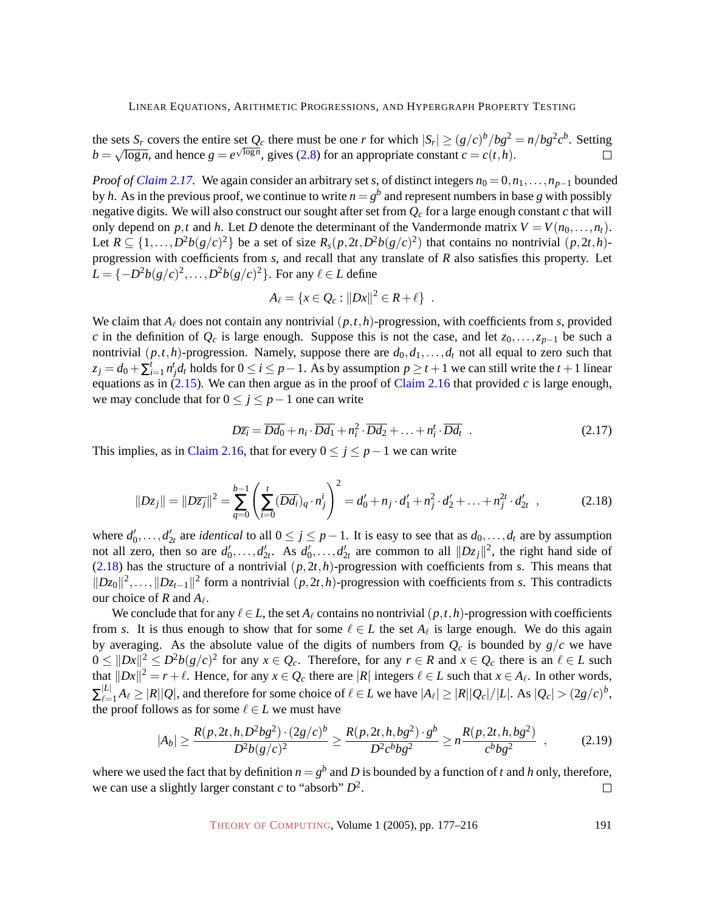the sets $S_r$ covers the entire set $Q_c$ there must be one $r$ for which $|S_r| \geq (g/c)^b/bg^2 = n/bg^2c^b$. Setting $b = \sqrt{\log n}$, and hence $g = e^{\sqrt{\log n}}$, gives (2.8) for an appropriate constant $c = c(t,h)$. □

*Proof of Claim 2.17.* We again consider an arbitrary set $s$, of distinct integers $n_0 = 0, n_1, \ldots, n_{p-1}$ bounded by $h$. As in the previous proof, we continue to write $n = g^b$ and represent numbers in base $g$ with possibly negative digits. We will also construct our sought after set from $Q_c$ for a large enough constant $c$ that will only depend on $p,t$ and $h$. Let $D$ denote the determinant of the Vandermonde matrix $V = V(n_0, \ldots, n_t)$. Let $R \subseteq \{1, \ldots, D^2b(g/c)^2\}$ be a set of size $R_s(p, 2t, D^2b(g/c)^2)$ that contains no nontrivial $(p,2t,h)$-progression with coefficients from $s$, and recall that any translate of $R$ also satisfies this property. Let $L = \{-D^2b(g/c)^2, \ldots, D^2b(g/c)^2\}$. For any $\ell \in L$ define

$$A_\ell = \{x \in Q_c : \|Dx\|^2 \in R + \ell\} \ .$$

We claim that $A_\ell$ does not contain any nontrivial $(p,t,h)$-progression, with coefficients from $s$, provided $c$ in the definition of $Q_c$ is large enough. Suppose this is not the case, and let $z_0, \ldots, z_{p-1}$ be such a nontrivial $(p,t,h)$-progression. Namely, suppose there are $d_0, d_1, \ldots, d_t$ not all equal to zero such that $z_j = d_0 + \sum_{i=1}^{t} n_j^i d_t$ holds for $0 \leq i \leq p-1$. As by assumption $p \geq t+1$ we can still write the $t+1$ linear equations as in (2.15). We can then argue as in the proof of Claim 2.16 that provided $c$ is large enough, we may conclude that for $0 \leq j \leq p-1$ one can write

$$D\overline{z_i} = \overline{Dd_0} + n_i \cdot \overline{Dd_1} + n_i^2 \cdot \overline{Dd_2} + \ldots + n_i^t \cdot \overline{Dd_t} \ . \tag{2.17}$$

This implies, as in Claim 2.16, that for every $0 \leq j \leq p-1$ we can write

$$\|Dz_j\| = \|D\overline{z_j}\|^2 = \sum_{q=0}^{b-1} \left( \sum_{i=0}^{t} (\overline{Dd_i})_q \cdot n_j^i \right)^2 = d_0' + n_j \cdot d_1' + n_j^2 \cdot d_2' + \ldots + n_j^{2t} \cdot d_{2t}' \ , \tag{2.18}$$

where $d_0', \ldots, d_{2t}'$ are *identical* to all $0 \leq j \leq p-1$. It is easy to see that as $d_0, \ldots, d_t$ are by assumption not all zero, then so are $d_0', \ldots, d_{2t}'$. As $d_0', \ldots, d_{2t}'$ are common to all $\|Dz_j\|^2$, the right hand side of (2.18) has the structure of a nontrivial $(p,2t,h)$-progression with coefficients from $s$. This means that $\|Dz_0\|^2, \ldots, \|Dz_{t-1}\|^2$ form a nontrivial $(p,2t,h)$-progression with coefficients from $s$. This contradicts our choice of $R$ and $A_\ell$.

We conclude that for any $\ell \in L$, the set $A_\ell$ contains no nontrivial $(p,t,h)$-progression with coefficients from $s$. It is thus enough to show that for some $\ell \in L$ the set $A_\ell$ is large enough. We do this again by averaging. As the absolute value of the digits of numbers from $Q_c$ is bounded by $g/c$ we have $0 \leq \|Dx\|^2 \leq D^2b(g/c)^2$ for any $x \in Q_c$. Therefore, for any $r \in R$ and $x \in Q_c$ there is an $\ell \in L$ such that $\|Dx\|^2 = r + \ell$. Hence, for any $x \in Q_c$ there are $|R|$ integers $\ell \in L$ such that $x \in A_\ell$. In other words, $\sum_{\ell=1}^{|L|} A_\ell \geq |R||Q|$, and therefore for some choice of $\ell \in L$ we have $|A_\ell| \geq |R||Q_c|/|L|$. As $|Q_c| > (2g/c)^b$, the proof follows as for some $\ell \in L$ we must have

$$|A_b| \geq \frac{R(p,2t,h,D^2bg^2) \cdot (2g/c)^b}{D^2b(g/c)^2} \geq \frac{R(p,2t,h,bg^2) \cdot g^b}{D^2c^bbg^2} \geq n\frac{R(p,2t,h,bg^2)}{c^bbg^2} \ , \tag{2.19}$$

where we used the fact that by definition $n = g^b$ and $D$ is bounded by a function of $t$ and $h$ only, therefore, we can use a slightly larger constant $c$ to "absorb" $D^2$. □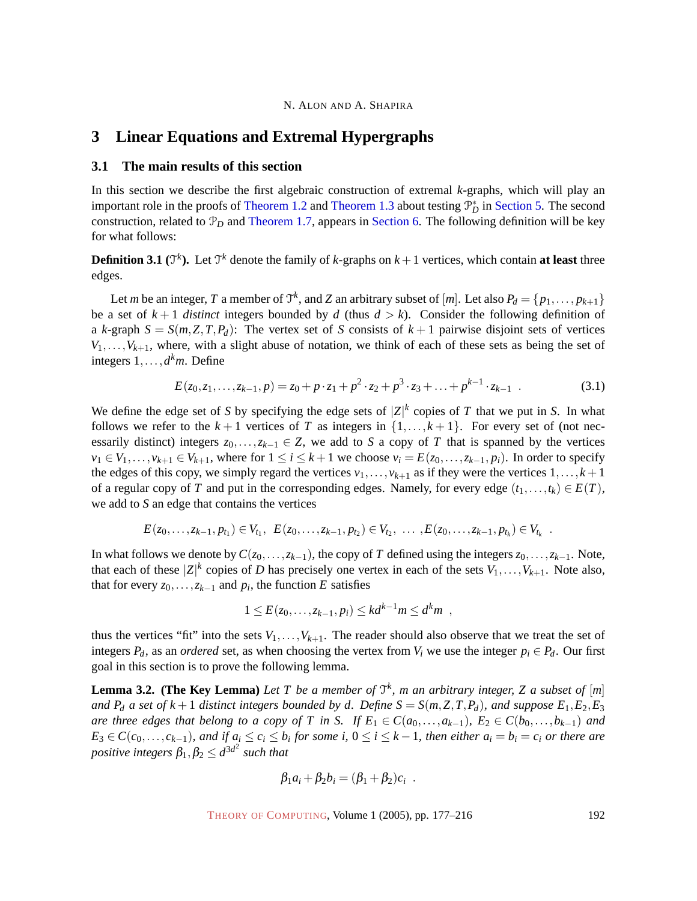## 3 Linear Equations and Extremal Hypergraphs

### 3.1 The main results of this section

In this section we describe the first algebraic construction of extremal $k$-graphs, which will play an important role in the proofs of Theorem 1.2 and Theorem 1.3 about testing $\mathcal{P}^*_D$ in Section 5. The second construction, related to $\mathcal{P}_D$ and Theorem 1.7, appears in Section 6. The following definition will be key for what follows:

**Definition 3.1 ($\mathcal{T}^k$).** Let $\mathcal{T}^k$ denote the family of $k$-graphs on $k+1$ vertices, which contain **at least** three edges.

Let $m$ be an integer, $T$ a member of $\mathcal{T}^k$, and $Z$ an arbitrary subset of $[m]$. Let also $P_d = \{p_1, \ldots, p_{k+1}\}$ be a set of $k+1$ *distinct* integers bounded by $d$ (thus $d > k$). Consider the following definition of a $k$-graph $S = S(m, Z, T, P_d)$: The vertex set of $S$ consists of $k+1$ pairwise disjoint sets of vertices $V_1, \ldots, V_{k+1}$, where, with a slight abuse of notation, we think of each of these sets as being the set of integers $1, \ldots, d^k m$. Define

$$E(z_0, z_1, \ldots, z_{k-1}, p) = z_0 + p \cdot z_1 + p^2 \cdot z_2 + p^3 \cdot z_3 + \ldots + p^{k-1} \cdot z_{k-1} \quad . \tag{3.1}$$

We define the edge set of $S$ by specifying the edge sets of $|Z|^k$ copies of $T$ that we put in $S$. In what follows we refer to the $k+1$ vertices of $T$ as integers in $\{1, \ldots, k+1\}$. For every set of (not necessarily distinct) integers $z_0, \ldots, z_{k-1} \in Z$, we add to $S$ a copy of $T$ that is spanned by the vertices $v_1 \in V_1, \ldots, v_{k+1} \in V_{k+1}$, where for $1 \leq i \leq k+1$ we choose $v_i = E(z_0, \ldots, z_{k-1}, p_i)$. In order to specify the edges of this copy, we simply regard the vertices $v_1, \ldots, v_{k+1}$ as if they were the vertices $1, \ldots, k+1$ of a regular copy of $T$ and put in the corresponding edges. Namely, for every edge $(t_1, \ldots, t_k) \in E(T)$, we add to $S$ an edge that contains the vertices

$$E(z_0, \ldots, z_{k-1}, p_{t_1}) \in V_{t_1}, \; E(z_0, \ldots, z_{k-1}, p_{t_2}) \in V_{t_2}, \; \ldots \; , E(z_0, \ldots, z_{k-1}, p_{t_k}) \in V_{t_k} \quad .$$

In what follows we denote by $C(z_0, \ldots, z_{k-1})$, the copy of $T$ defined using the integers $z_0, \ldots, z_{k-1}$. Note, that each of these $|Z|^k$ copies of $D$ has precisely one vertex in each of the sets $V_1, \ldots, V_{k+1}$. Note also, that for every $z_0, \ldots, z_{k-1}$ and $p_i$, the function $E$ satisfies

$$1 \leq E(z_0, \ldots, z_{k-1}, p_i) \leq kd^{k-1}m \leq d^k m \quad ,$$

thus the vertices "fit" into the sets $V_1, \ldots, V_{k+1}$. The reader should also observe that we treat the set of integers $P_d$, as an *ordered* set, as when choosing the vertex from $V_i$ we use the integer $p_i \in P_d$. Our first goal in this section is to prove the following lemma.

**Lemma 3.2. (The Key Lemma)** *Let $T$ be a member of $\mathcal{T}^k$, $m$ an arbitrary integer, $Z$ a subset of $[m]$ and $P_d$ a set of $k+1$ distinct integers bounded by $d$. Define $S = S(m, Z, T, P_d)$, and suppose $E_1, E_2, E_3$ are three edges that belong to a copy of $T$ in $S$. If $E_1 \in C(a_0, \ldots, a_{k-1})$, $E_2 \in C(b_0, \ldots, b_{k-1})$ and $E_3 \in C(c_0, \ldots, c_{k-1})$, and if $a_i \leq c_i \leq b_i$ for some $i$, $0 \leq i \leq k-1$, then either $a_i = b_i = c_i$ or there are positive integers $\beta_1, \beta_2 \leq d^{3d^2}$ such that*

$$\beta_1 a_i + \beta_2 b_i = (\beta_1 + \beta_2) c_i \quad .$$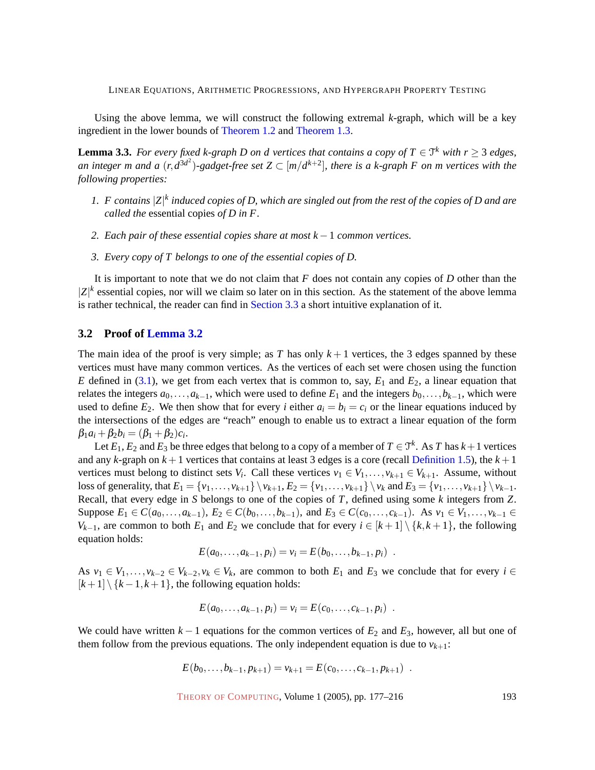Using the above lemma, we will construct the following extremal $k$-graph, which will be a key ingredient in the lower bounds of Theorem 1.2 and Theorem 1.3.

**Lemma 3.3.** *For every fixed $k$-graph $D$ on $d$ vertices that contains a copy of $T \in \mathcal{T}^k$ with $r \geq 3$ edges, an integer $m$ and a $(r, d^{3d^2})$-gadget-free set $Z \subset [m/d^{k+2}]$, there is a $k$-graph $F$ on $m$ vertices with the following properties:*

1. *$F$ contains $|Z|^k$ induced copies of $D$, which are singled out from the rest of the copies of $D$ and are called the* essential *copies of $D$ in $F$.*

2. *Each pair of these essential copies share at most $k-1$ common vertices.*

3. *Every copy of $T$ belongs to one of the essential copies of $D$.*

It is important to note that we do not claim that $F$ does not contain any copies of $D$ other than the $|Z|^k$ essential copies, nor will we claim so later on in this section. As the statement of the above lemma is rather technical, the reader can find in Section 3.3 a short intuitive explanation of it.

### 3.2 Proof of Lemma 3.2

The main idea of the proof is very simple; as $T$ has only $k+1$ vertices, the 3 edges spanned by these vertices must have many common vertices. As the vertices of each set were chosen using the function $E$ defined in (3.1), we get from each vertex that is common to, say, $E_1$ and $E_2$, a linear equation that relates the integers $a_0, \dots, a_{k-1}$, which were used to define $E_1$ and the integers $b_0, \dots, b_{k-1}$, which were used to define $E_2$. We then show that for every $i$ either $a_i = b_i = c_i$ or the linear equations induced by the intersections of the edges are "reach" enough to enable us to extract a linear equation of the form $\beta_1 a_i + \beta_2 b_i = (\beta_1 + \beta_2) c_i$.

Let $E_1, E_2$ and $E_3$ be three edges that belong to a copy of a member of $T \in \mathcal{T}^k$. As $T$ has $k+1$ vertices and any $k$-graph on $k+1$ vertices that contains at least 3 edges is a core (recall Definition 1.5), the $k+1$ vertices must belong to distinct sets $V_i$. Call these vertices $v_1 \in V_1, \dots, v_{k+1} \in V_{k+1}$. Assume, without loss of generality, that $E_1 = \{v_1, \dots, v_{k+1}\} \setminus v_{k+1}$, $E_2 = \{v_1, \dots, v_{k+1}\} \setminus v_k$ and $E_3 = \{v_1, \dots, v_{k+1}\} \setminus v_{k-1}$. Recall, that every edge in $S$ belongs to one of the copies of $T$, defined using some $k$ integers from $Z$. Suppose $E_1 \in C(a_0, \dots, a_{k-1})$, $E_2 \in C(b_0, \dots, b_{k-1})$, and $E_3 \in C(c_0, \dots, c_{k-1})$. As $v_1 \in V_1, \dots, v_{k-1} \in V_{k-1}$, are common to both $E_1$ and $E_2$ we conclude that for every $i \in [k+1] \setminus \{k, k+1\}$, the following equation holds:

$$E(a_0, \dots, a_{k-1}, p_i) = v_i = E(b_0, \dots, b_{k-1}, p_i) \ .$$

As $v_1 \in V_1, \dots, v_{k-2} \in V_{k-2}, v_k \in V_k$, are common to both $E_1$ and $E_3$ we conclude that for every $i \in [k+1] \setminus \{k-1, k+1\}$, the following equation holds:

$$E(a_0, \dots, a_{k-1}, p_i) = v_i = E(c_0, \dots, c_{k-1}, p_i) \ .$$

We could have written $k-1$ equations for the common vertices of $E_2$ and $E_3$, however, all but one of them follow from the previous equations. The only independent equation is due to $v_{k+1}$:

$$E(b_0, \dots, b_{k-1}, p_{k+1}) = v_{k+1} = E(c_0, \dots, c_{k-1}, p_{k+1}) \ .$$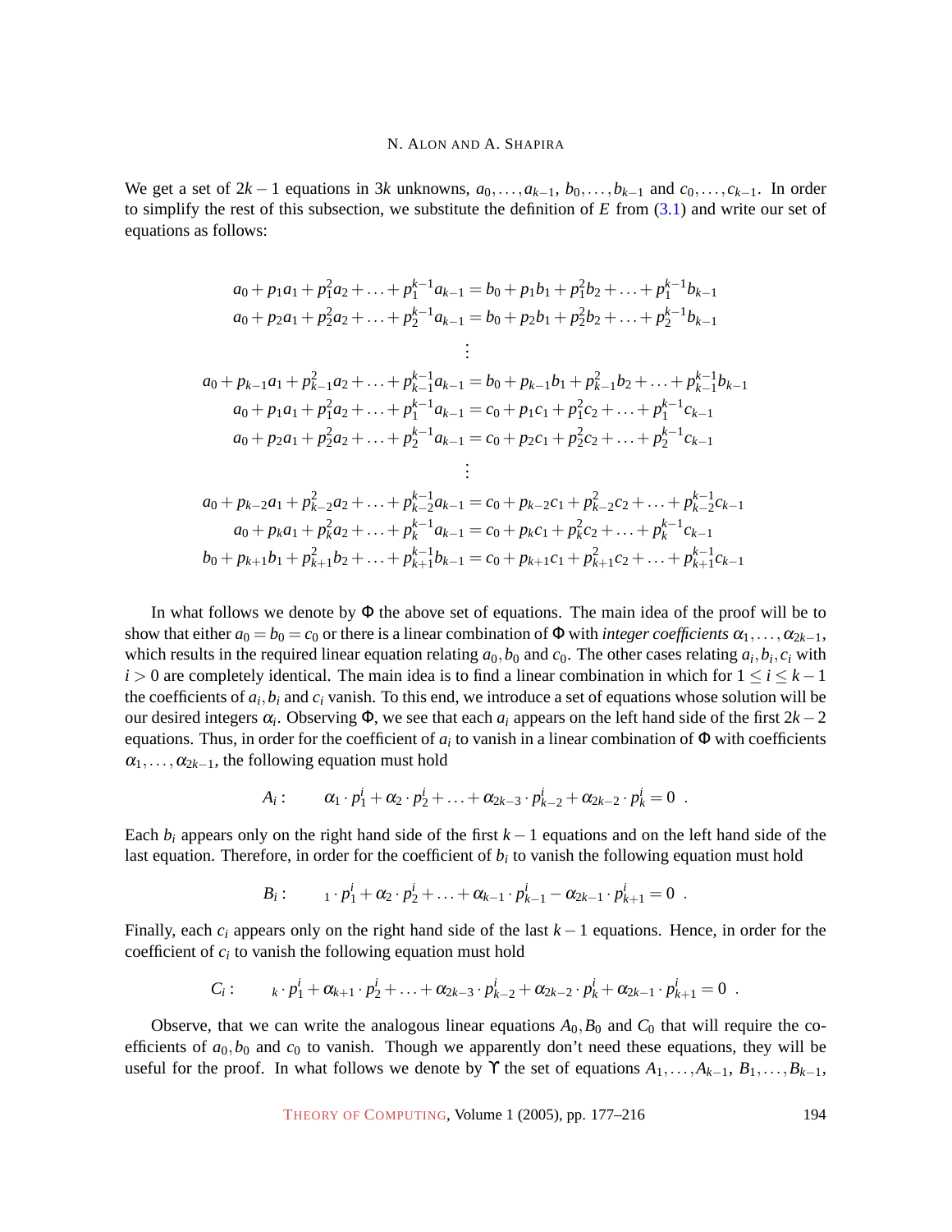We get a set of $2k-1$ equations in $3k$ unknowns, $a_0,\ldots,a_{k-1}$, $b_0,\ldots,b_{k-1}$ and $c_0,\ldots,c_{k-1}$. In order to simplify the rest of this subsection, we substitute the definition of $E$ from (3.1) and write our set of equations as follows:

$$
\begin{aligned}
a_0+p_1a_1+p_1^2a_2+\ldots+p_1^{k-1}a_{k-1} &= b_0+p_1b_1+p_1^2b_2+\ldots+p_1^{k-1}b_{k-1}\\
a_0+p_2a_1+p_2^2a_2+\ldots+p_2^{k-1}a_{k-1} &= b_0+p_2b_1+p_2^2b_2+\ldots+p_2^{k-1}b_{k-1}\\
&\vdots\\
a_0+p_{k-1}a_1+p_{k-1}^2a_2+\ldots+p_{k-1}^{k-1}a_{k-1} &= b_0+p_{k-1}b_1+p_{k-1}^2b_2+\ldots+p_{k-1}^{k-1}b_{k-1}\\
a_0+p_1a_1+p_1^2a_2+\ldots+p_1^{k-1}a_{k-1} &= c_0+p_1c_1+p_1^2c_2+\ldots+p_1^{k-1}c_{k-1}\\
a_0+p_2a_1+p_2^2a_2+\ldots+p_2^{k-1}a_{k-1} &= c_0+p_2c_1+p_2^2c_2+\ldots+p_2^{k-1}c_{k-1}\\
&\vdots\\
a_0+p_{k-2}a_1+p_{k-2}^2a_2+\ldots+p_{k-2}^{k-1}a_{k-1} &= c_0+p_{k-2}c_1+p_{k-2}^2c_2+\ldots+p_{k-2}^{k-1}c_{k-1}\\
a_0+p_ka_1+p_k^2a_2+\ldots+p_k^{k-1}a_{k-1} &= c_0+p_kc_1+p_k^2c_2+\ldots+p_k^{k-1}c_{k-1}\\
b_0+p_{k+1}b_1+p_{k+1}^2b_2+\ldots+p_{k+1}^{k-1}b_{k-1} &= c_0+p_{k+1}c_1+p_{k+1}^2c_2+\ldots+p_{k+1}^{k-1}c_{k-1}
\end{aligned}
$$

In what follows we denote by $\Phi$ the above set of equations. The main idea of the proof will be to show that either $a_0=b_0=c_0$ or there is a linear combination of $\Phi$ with *integer coefficients* $\alpha_1,\ldots,\alpha_{2k-1}$, which results in the required linear equation relating $a_0,b_0$ and $c_0$. The other cases relating $a_i,b_i,c_i$ with $i>0$ are completely identical. The main idea is to find a linear combination in which for $1\le i\le k-1$ the coefficients of $a_i,b_i$ and $c_i$ vanish. To this end, we introduce a set of equations whose solution will be our desired integers $\alpha_i$. Observing $\Phi$, we see that each $a_i$ appears on the left hand side of the first $2k-2$ equations. Thus, in order for the coefficient of $a_i$ to vanish in a linear combination of $\Phi$ with coefficients $\alpha_1,\ldots,\alpha_{2k-1}$, the following equation must hold

$$A_i: \qquad \alpha_1\cdot p_1^i+\alpha_2\cdot p_2^i+\ldots+\alpha_{2k-3}\cdot p_{k-2}^i+\alpha_{2k-2}\cdot p_k^i=0 \ .$$

Each $b_i$ appears only on the right hand side of the first $k-1$ equations and on the left hand side of the last equation. Therefore, in order for the coefficient of $b_i$ to vanish the following equation must hold

$$B_i: \qquad {}_1\cdot p_1^i+\alpha_2\cdot p_2^i+\ldots+\alpha_{k-1}\cdot p_{k-1}^i-\alpha_{2k-1}\cdot p_{k+1}^i=0 \ .$$

Finally, each $c_i$ appears only on the right hand side of the last $k-1$ equations. Hence, in order for the coefficient of $c_i$ to vanish the following equation must hold

$$C_i: \qquad {}_k\cdot p_1^i+\alpha_{k+1}\cdot p_2^i+\ldots+\alpha_{2k-3}\cdot p_{k-2}^i+\alpha_{2k-2}\cdot p_k^i+\alpha_{2k-1}\cdot p_{k+1}^i=0 \ .$$

Observe, that we can write the analogous linear equations $A_0,B_0$ and $C_0$ that will require the coefficients of $a_0,b_0$ and $c_0$ to vanish. Though we apparently don't need these equations, they will be useful for the proof. In what follows we denote by $\Upsilon$ the set of equations $A_1,\ldots,A_{k-1}$, $B_1,\ldots,B_{k-1}$,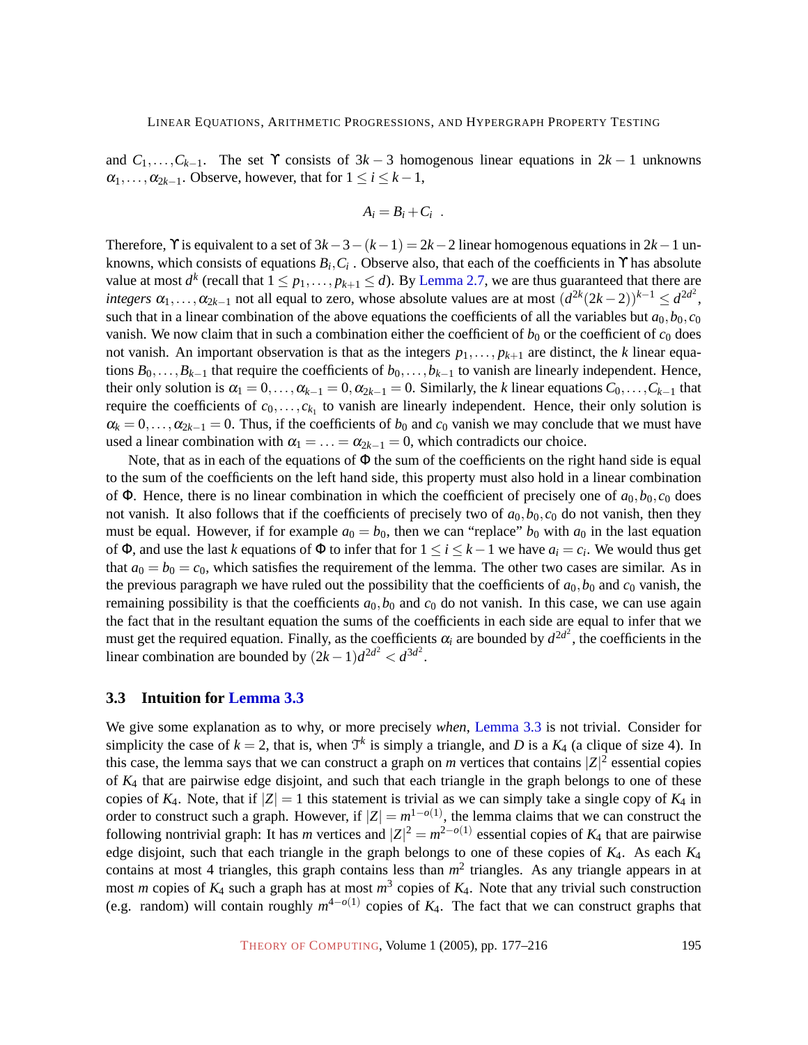and $C_1,\ldots,C_{k-1}$. The set $\Upsilon$ consists of $3k-3$ homogenous linear equations in $2k-1$ unknowns $\alpha_1,\ldots,\alpha_{2k-1}$. Observe, however, that for $1 \le i \le k-1$,

$$A_i = B_i + C_i \ .$$

Therefore, $\Upsilon$ is equivalent to a set of $3k-3-(k-1) = 2k-2$ linear homogenous equations in $2k-1$ unknowns, which consists of equations $B_i, C_i$ . Observe also, that each of the coefficients in $\Upsilon$ has absolute value at most $d^k$ (recall that $1 \le p_1,\ldots,p_{k+1} \le d$). By Lemma 2.7, we are thus guaranteed that there are *integers* $\alpha_1,\ldots,\alpha_{2k-1}$ not all equal to zero, whose absolute values are at most $(d^{2k}(2k-2))^{k-1} \le d^{2d^2}$, such that in a linear combination of the above equations the coefficients of all the variables but $a_0,b_0,c_0$ vanish. We now claim that in such a combination either the coefficient of $b_0$ or the coefficient of $c_0$ does not vanish. An important observation is that as the integers $p_1,\ldots,p_{k+1}$ are distinct, the $k$ linear equations $B_0,\ldots,B_{k-1}$ that require the coefficients of $b_0,\ldots,b_{k-1}$ to vanish are linearly independent. Hence, their only solution is $\alpha_1 = 0,\ldots,\alpha_{k-1} = 0, \alpha_{2k-1} = 0$. Similarly, the $k$ linear equations $C_0,\ldots,C_{k-1}$ that require the coefficients of $c_0,\ldots,c_{k_1}$ to vanish are linearly independent. Hence, their only solution is $\alpha_k = 0,\ldots,\alpha_{2k-1} = 0$. Thus, if the coefficients of $b_0$ and $c_0$ vanish we may conclude that we must have used a linear combination with $\alpha_1 = \ldots = \alpha_{2k-1} = 0$, which contradicts our choice.

Note, that as in each of the equations of $\Phi$ the sum of the coefficients on the right hand side is equal to the sum of the coefficients on the left hand side, this property must also hold in a linear combination of $\Phi$. Hence, there is no linear combination in which the coefficient of precisely one of $a_0,b_0,c_0$ does not vanish. It also follows that if the coefficients of precisely two of $a_0,b_0,c_0$ do not vanish, then they must be equal. However, if for example $a_0 = b_0$, then we can "replace" $b_0$ with $a_0$ in the last equation of $\Phi$, and use the last $k$ equations of $\Phi$ to infer that for $1 \le i \le k-1$ we have $a_i = c_i$. We would thus get that $a_0 = b_0 = c_0$, which satisfies the requirement of the lemma. The other two cases are similar. As in the previous paragraph we have ruled out the possibility that the coefficients of $a_0,b_0$ and $c_0$ vanish, the remaining possibility is that the coefficients $a_0,b_0$ and $c_0$ do not vanish. In this case, we can use again the fact that in the resultant equation the sums of the coefficients in each side are equal to infer that we must get the required equation. Finally, as the coefficients $\alpha_i$ are bounded by $d^{2d^2}$, the coefficients in the linear combination are bounded by $(2k-1)d^{2d^2} < d^{3d^2}$.

### 3.3 Intuition for Lemma 3.3

We give some explanation as to why, or more precisely *when*, Lemma 3.3 is not trivial. Consider for simplicity the case of $k = 2$, that is, when $\mathcal{T}^k$ is simply a triangle, and $D$ is a $K_4$ (a clique of size 4). In this case, the lemma says that we can construct a graph on $m$ vertices that contains $|Z|^2$ essential copies of $K_4$ that are pairwise edge disjoint, and such that each triangle in the graph belongs to one of these copies of $K_4$. Note, that if $|Z| = 1$ this statement is trivial as we can simply take a single copy of $K_4$ in order to construct such a graph. However, if $|Z| = m^{1-o(1)}$, the lemma claims that we can construct the following nontrivial graph: It has $m$ vertices and $|Z|^2 = m^{2-o(1)}$ essential copies of $K_4$ that are pairwise edge disjoint, such that each triangle in the graph belongs to one of these copies of $K_4$. As each $K_4$ contains at most 4 triangles, this graph contains less than $m^2$ triangles. As any triangle appears in at most $m$ copies of $K_4$ such a graph has at most $m^3$ copies of $K_4$. Note that any trivial such construction (e.g. random) will contain roughly $m^{4-o(1)}$ copies of $K_4$. The fact that we can construct graphs that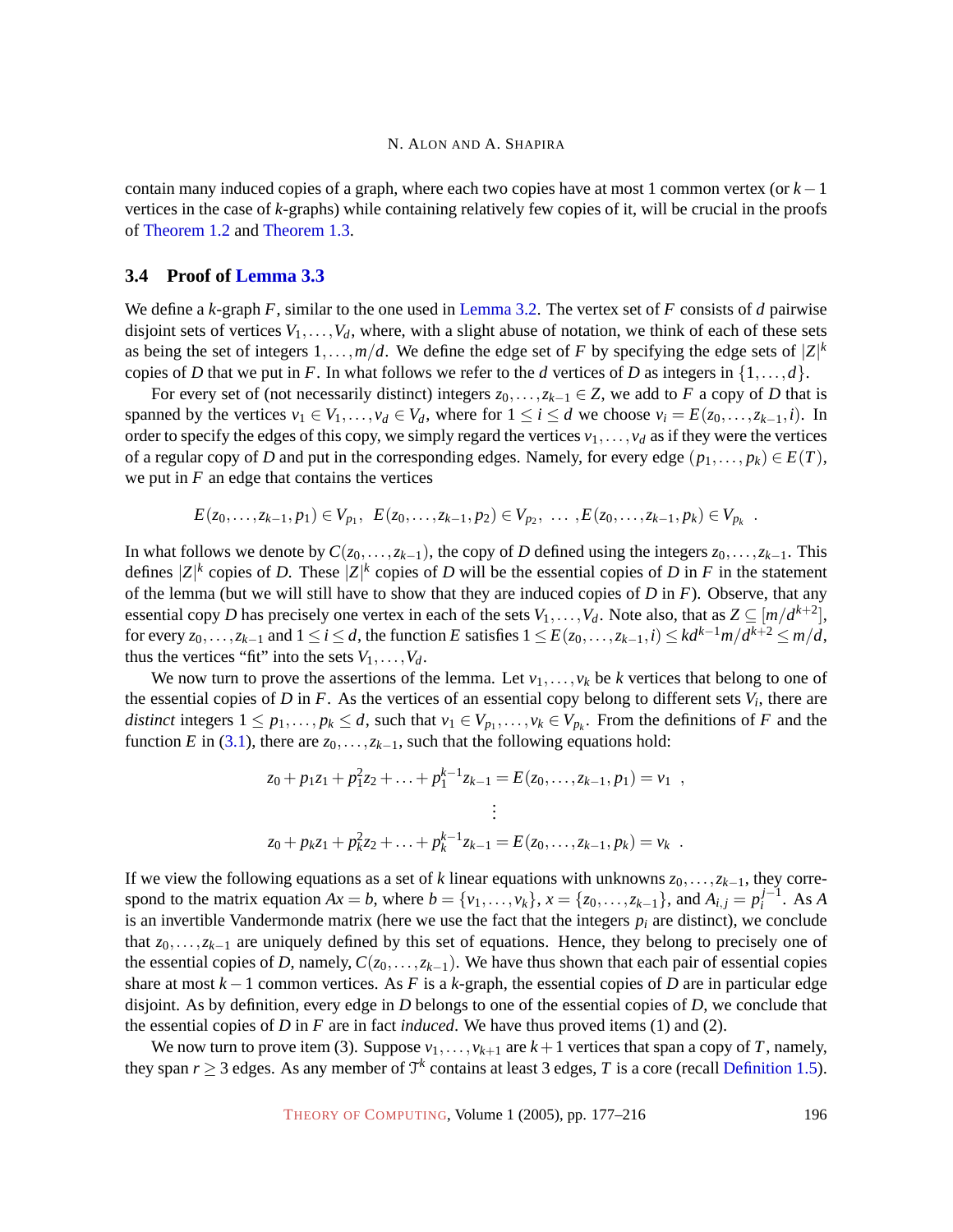contain many induced copies of a graph, where each two copies have at most 1 common vertex (or $k-1$ vertices in the case of $k$-graphs) while containing relatively few copies of it, will be crucial in the proofs of Theorem 1.2 and Theorem 1.3.

### 3.4 Proof of Lemma 3.3

We define a $k$-graph $F$, similar to the one used in Lemma 3.2. The vertex set of $F$ consists of $d$ pairwise disjoint sets of vertices $V_1,\dots,V_d$, where, with a slight abuse of notation, we think of each of these sets as being the set of integers $1,\dots,m/d$. We define the edge set of $F$ by specifying the edge sets of $|Z|^k$ copies of $D$ that we put in $F$. In what follows we refer to the $d$ vertices of $D$ as integers in $\{1,\dots,d\}$.

For every set of (not necessarily distinct) integers $z_0,\dots,z_{k-1}\in Z$, we add to $F$ a copy of $D$ that is spanned by the vertices $v_1\in V_1,\dots,v_d\in V_d$, where for $1\le i\le d$ we choose $v_i=E(z_0,\dots,z_{k-1},i)$. In order to specify the edges of this copy, we simply regard the vertices $v_1,\dots,v_d$ as if they were the vertices of a regular copy of $D$ and put in the corresponding edges. Namely, for every edge $(p_1,\dots,p_k)\in E(T)$, we put in $F$ an edge that contains the vertices

$$E(z_0,\dots,z_{k-1},p_1)\in V_{p_1},\ \ E(z_0,\dots,z_{k-1},p_2)\in V_{p_2},\ \dots\ ,E(z_0,\dots,z_{k-1},p_k)\in V_{p_k}\ .$$

In what follows we denote by $C(z_0,\dots,z_{k-1})$, the copy of $D$ defined using the integers $z_0,\dots,z_{k-1}$. This defines $|Z|^k$ copies of $D$. These $|Z|^k$ copies of $D$ will be the essential copies of $D$ in $F$ in the statement of the lemma (but we will still have to show that they are induced copies of $D$ in $F$). Observe, that any essential copy $D$ has precisely one vertex in each of the sets $V_1,\dots,V_d$. Note also, that as $Z\subseteq[m/d^{k+2}]$, for every $z_0,\dots,z_{k-1}$ and $1\le i\le d$, the function $E$ satisfies $1\le E(z_0,\dots,z_{k-1},i)\le kd^{k-1}m/d^{k+2}\le m/d$, thus the vertices "fit" into the sets $V_1,\dots,V_d$.

We now turn to prove the assertions of the lemma. Let $v_1,\dots,v_k$ be $k$ vertices that belong to one of the essential copies of $D$ in $F$. As the vertices of an essential copy belong to different sets $V_i$, there are *distinct* integers $1\le p_1,\dots,p_k\le d$, such that $v_1\in V_{p_1},\dots,v_k\in V_{p_k}$. From the definitions of $F$ and the function $E$ in (3.1), there are $z_0,\dots,z_{k-1}$, such that the following equations hold:

$$z_0+p_1z_1+p_1^2z_2+\ldots+p_1^{k-1}z_{k-1}=E(z_0,\dots,z_{k-1},p_1)=v_1\ \ ,$$
$$\vdots$$
$$z_0+p_kz_1+p_k^2z_2+\ldots+p_k^{k-1}z_{k-1}=E(z_0,\dots,z_{k-1},p_k)=v_k\ \ .$$

If we view the following equations as a set of $k$ linear equations with unknowns $z_0,\dots,z_{k-1}$, they correspond to the matrix equation $Ax=b$, where $b=\{v_1,\dots,v_k\}$, $x=\{z_0,\dots,z_{k-1}\}$, and $A_{i,j}=p_i^{j-1}$. As $A$ is an invertible Vandermonde matrix (here we use the fact that the integers $p_i$ are distinct), we conclude that $z_0,\dots,z_{k-1}$ are uniquely defined by this set of equations. Hence, they belong to precisely one of the essential copies of $D$, namely, $C(z_0,\dots,z_{k-1})$. We have thus shown that each pair of essential copies share at most $k-1$ common vertices. As $F$ is a $k$-graph, the essential copies of $D$ are in particular edge disjoint. As by definition, every edge in $D$ belongs to one of the essential copies of $D$, we conclude that the essential copies of $D$ in $F$ are in fact *induced*. We have thus proved items (1) and (2).

We now turn to prove item (3). Suppose $v_1,\dots,v_{k+1}$ are $k+1$ vertices that span a copy of $T$, namely, they span $r\ge 3$ edges. As any member of $\mathcal{T}^k$ contains at least 3 edges, $T$ is a core (recall Definition 1.5).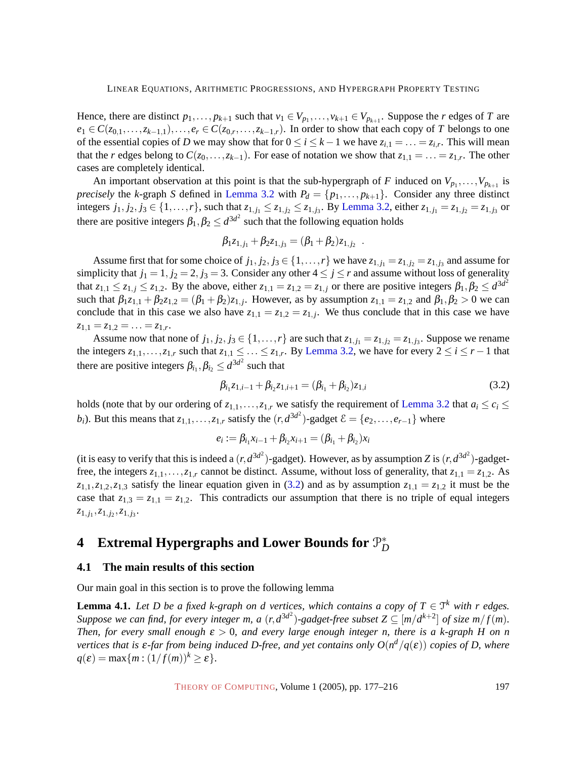Hence, there are distinct $p_1, \ldots, p_{k+1}$ such that $v_1 \in V_{p_1}, \ldots, v_{k+1} \in V_{p_{k+1}}$. Suppose the $r$ edges of $T$ are $e_1 \in C(z_{0,1}, \ldots, z_{k-1,1}), \ldots, e_r \in C(z_{0,r}, \ldots, z_{k-1,r})$. In order to show that each copy of $T$ belongs to one of the essential copies of $D$ we may show that for $0 \le i \le k-1$ we have $z_{i,1} = \ldots = z_{i,r}$. This will mean that the $r$ edges belong to $C(z_0, \ldots, z_{k-1})$. For ease of notation we show that $z_{1,1} = \ldots = z_{1,r}$. The other cases are completely identical.

An important observation at this point is that the sub-hypergraph of $F$ induced on $V_{p_1}, \ldots, V_{p_{k+1}}$ is *precisely* the $k$-graph $S$ defined in Lemma 3.2 with $P_d = \{p_1, \ldots, p_{k+1}\}$. Consider any three distinct integers $j_1, j_2, j_3 \in \{1, \ldots, r\}$, such that $z_{1,j_1} \le z_{1,j_2} \le z_{1,j_3}$. By Lemma 3.2, either $z_{1,j_1} = z_{1,j_2} = z_{1,j_3}$ or there are positive integers $\beta_1, \beta_2 \le d^{3d^2}$ such that the following equation holds

$$\beta_1 z_{1,j_1} + \beta_2 z_{1,j_3} = (\beta_1 + \beta_2) z_{1,j_2} \ .$$

Assume first that for some choice of $j_1, j_2, j_3 \in \{1, \ldots, r\}$ we have $z_{1,j_1} = z_{1,j_2} = z_{1,j_3}$ and assume for simplicity that $j_1 = 1, j_2 = 2, j_3 = 3$. Consider any other $4 \le j \le r$ and assume without loss of generality that $z_{1,1} \le z_{1,j} \le z_{1,2}$. By the above, either $z_{1,1} = z_{1,2} = z_{1,j}$ or there are positive integers $\beta_1, \beta_2 \le d^{3d^2}$ such that $\beta_1 z_{1,1} + \beta_2 z_{1,2} = (\beta_1 + \beta_2) z_{1,j}$. However, as by assumption $z_{1,1} = z_{1,2}$ and $\beta_1, \beta_2 > 0$ we can conclude that in this case we also have $z_{1,1} = z_{1,2} = z_{1,j}$. We thus conclude that in this case we have $z_{1,1} = z_{1,2} = \ldots = z_{1,r}$.

Assume now that none of $j_1, j_2, j_3 \in \{1, \ldots, r\}$ are such that $z_{1,j_1} = z_{1,j_2} = z_{1,j_3}$. Suppose we rename the integers $z_{1,1}, \ldots, z_{1,r}$ such that $z_{1,1} \le \ldots \le z_{1,r}$. By Lemma 3.2, we have for every $2 \le i \le r-1$ that there are positive integers $\beta_{i_1}, \beta_{i_2} \le d^{3d^2}$ such that

$$\beta_{i_1} z_{1,i-1} + \beta_{i_2} z_{1,i+1} = (\beta_{i_1} + \beta_{i_2}) z_{1,i} \tag{3.2}$$

holds (note that by our ordering of $z_{1,1}, \ldots, z_{1,r}$ we satisfy the requirement of Lemma 3.2 that $a_i \le c_i \le b_i$). But this means that $z_{1,1}, \ldots, z_{1,r}$ satisfy the $(r, d^{3d^2})$-gadget $\mathcal{E} = \{e_2, \ldots, e_{r-1}\}$ where

$$e_i := \beta_{i_1} x_{i-1} + \beta_{i_2} x_{i+1} = (\beta_{i_1} + \beta_{i_2}) x_i$$

(it is easy to verify that this is indeed a $(r, d^{3d^2})$-gadget). However, as by assumption $Z$ is $(r, d^{3d^2})$-gadget-free, the integers $z_{1,1}, \ldots, z_{1,r}$ cannot be distinct. Assume, without loss of generality, that $z_{1,1} = z_{1,2}$. As $z_{1,1}, z_{1,2}, z_{1,3}$ satisfy the linear equation given in (3.2) and as by assumption $z_{1,1} = z_{1,2}$ it must be the case that $z_{1,3} = z_{1,1} = z_{1,2}$. This contradicts our assumption that there is no triple of equal integers $z_{1,j_1}, z_{1,j_2}, z_{1,j_3}$.

## 4 Extremal Hypergraphs and Lower Bounds for $\mathcal{P}^*_D$

### 4.1 The main results of this section

Our main goal in this section is to prove the following lemma

**Lemma 4.1.** *Let $D$ be a fixed $k$-graph on $d$ vertices, which contains a copy of $T \in \mathcal{T}^k$ with $r$ edges. Suppose we can find, for every integer $m$, a $(r, d^{3d^2})$-gadget-free subset $Z \subseteq [m/d^{k+2}]$ of size $m/f(m)$. Then, for every small enough $\varepsilon > 0$, and every large enough integer $n$, there is a $k$-graph $H$ on $n$ vertices that is $\varepsilon$-far from being induced $D$-free, and yet contains only $O(n^d/q(\varepsilon))$ copies of $D$, where $q(\varepsilon) = \max\{m : (1/f(m))^k \ge \varepsilon\}$.*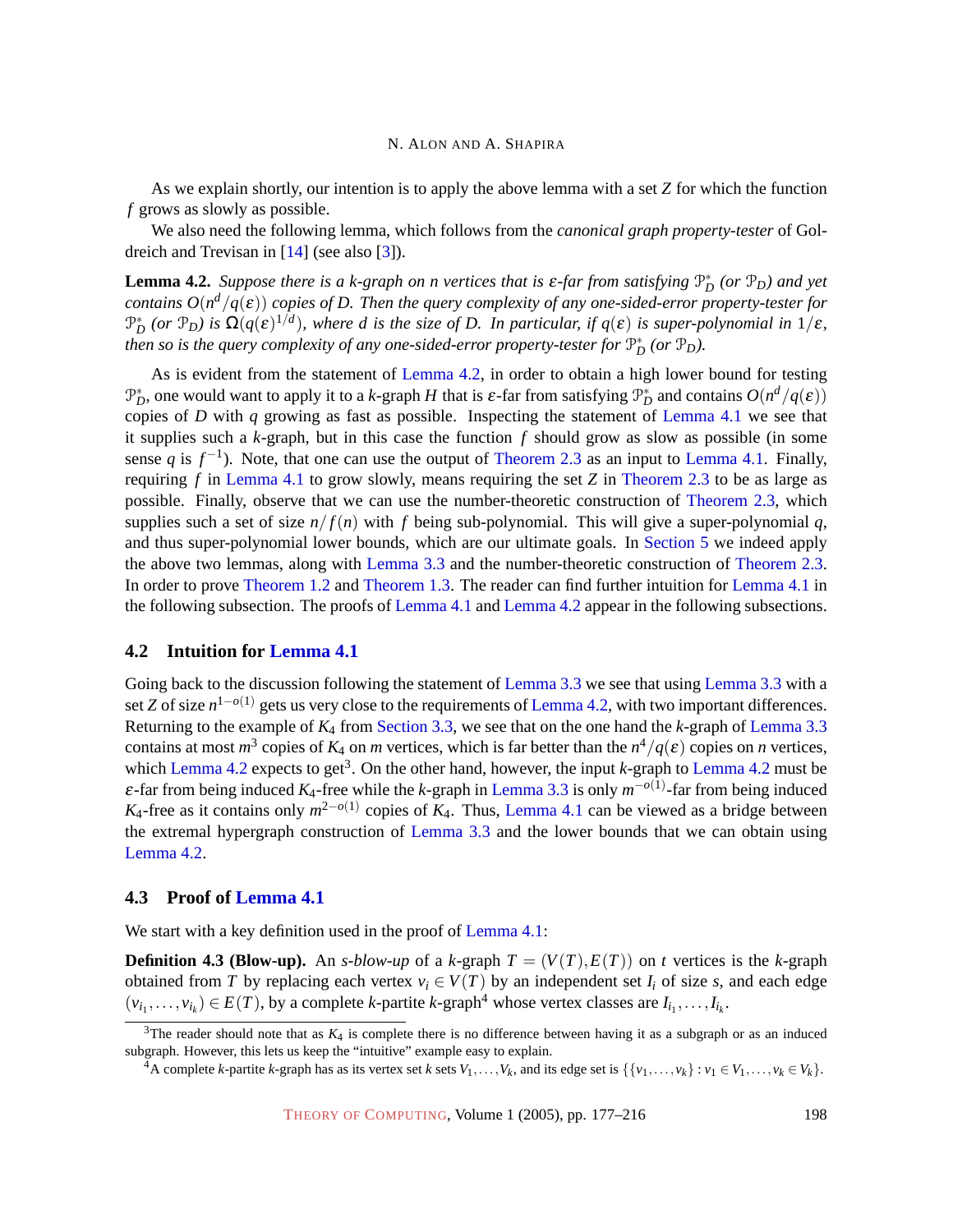As we explain shortly, our intention is to apply the above lemma with a set $Z$ for which the function $f$ grows as slowly as possible.

We also need the following lemma, which follows from the *canonical graph property-tester* of Goldreich and Trevisan in [14] (see also [3]).

**Lemma 4.2.** *Suppose there is a $k$-graph on $n$ vertices that is $\varepsilon$-far from satisfying $\mathcal{P}^*_D$ (or $\mathcal{P}_D$) and yet contains $O(n^d/q(\varepsilon))$ copies of $D$. Then the query complexity of any one-sided-error property-tester for $\mathcal{P}^*_D$ (or $\mathcal{P}_D$) is $\Omega(q(\varepsilon)^{1/d})$, where $d$ is the size of $D$. In particular, if $q(\varepsilon)$ is super-polynomial in $1/\varepsilon$, then so is the query complexity of any one-sided-error property-tester for $\mathcal{P}^*_D$ (or $\mathcal{P}_D$).*

As is evident from the statement of Lemma 4.2, in order to obtain a high lower bound for testing $\mathcal{P}^*_D$, one would want to apply it to a $k$-graph $H$ that is $\varepsilon$-far from satisfying $\mathcal{P}^*_D$ and contains $O(n^d/q(\varepsilon))$ copies of $D$ with $q$ growing as fast as possible. Inspecting the statement of Lemma 4.1 we see that it supplies such a $k$-graph, but in this case the function $f$ should grow as slow as possible (in some sense $q$ is $f^{-1}$). Note, that one can use the output of Theorem 2.3 as an input to Lemma 4.1. Finally, requiring $f$ in Lemma 4.1 to grow slowly, means requiring the set $Z$ in Theorem 2.3 to be as large as possible. Finally, observe that we can use the number-theoretic construction of Theorem 2.3, which supplies such a set of size $n/f(n)$ with $f$ being sub-polynomial. This will give a super-polynomial $q$, and thus super-polynomial lower bounds, which are our ultimate goals. In Section 5 we indeed apply the above two lemmas, along with Lemma 3.3 and the number-theoretic construction of Theorem 2.3. In order to prove Theorem 1.2 and Theorem 1.3. The reader can find further intuition for Lemma 4.1 in the following subsection. The proofs of Lemma 4.1 and Lemma 4.2 appear in the following subsections.

## 4.2 Intuition for Lemma 4.1

Going back to the discussion following the statement of Lemma 3.3 we see that using Lemma 3.3 with a set $Z$ of size $n^{1-o(1)}$ gets us very close to the requirements of Lemma 4.2, with two important differences. Returning to the example of $K_4$ from Section 3.3, we see that on the one hand the $k$-graph of Lemma 3.3 contains at most $m^3$ copies of $K_4$ on $m$ vertices, which is far better than the $n^4/q(\varepsilon)$ copies on $n$ vertices, which Lemma 4.2 expects to get[3]. On the other hand, however, the input $k$-graph to Lemma 4.2 must be $\varepsilon$-far from being induced $K_4$-free while the $k$-graph in Lemma 3.3 is only $m^{-o(1)}$-far from being induced $K_4$-free as it contains only $m^{2-o(1)}$ copies of $K_4$. Thus, Lemma 4.1 can be viewed as a bridge between the extremal hypergraph construction of Lemma 3.3 and the lower bounds that we can obtain using Lemma 4.2.

## 4.3 Proof of Lemma 4.1

We start with a key definition used in the proof of Lemma 4.1:

**Definition 4.3 (Blow-up).** An *$s$-blow-up* of a $k$-graph $T = (V(T), E(T))$ on $t$ vertices is the $k$-graph obtained from $T$ by replacing each vertex $v_i \in V(T)$ by an independent set $I_i$ of size $s$, and each edge $(v_{i_1}, \dots, v_{i_k}) \in E(T)$, by a complete $k$-partite $k$-graph[4] whose vertex classes are $I_{i_1}, \dots, I_{i_k}$.

[3] The reader should note that as $K_4$ is complete there is no difference between having it as a subgraph or as an induced subgraph. However, this lets us keep the "intuitive" example easy to explain.

[4] A complete $k$-partite $k$-graph has as its vertex set $k$ sets $V_1, \dots, V_k$, and its edge set is $\{\{v_1, \dots, v_k\} : v_1 \in V_1, \dots, v_k \in V_k\}$.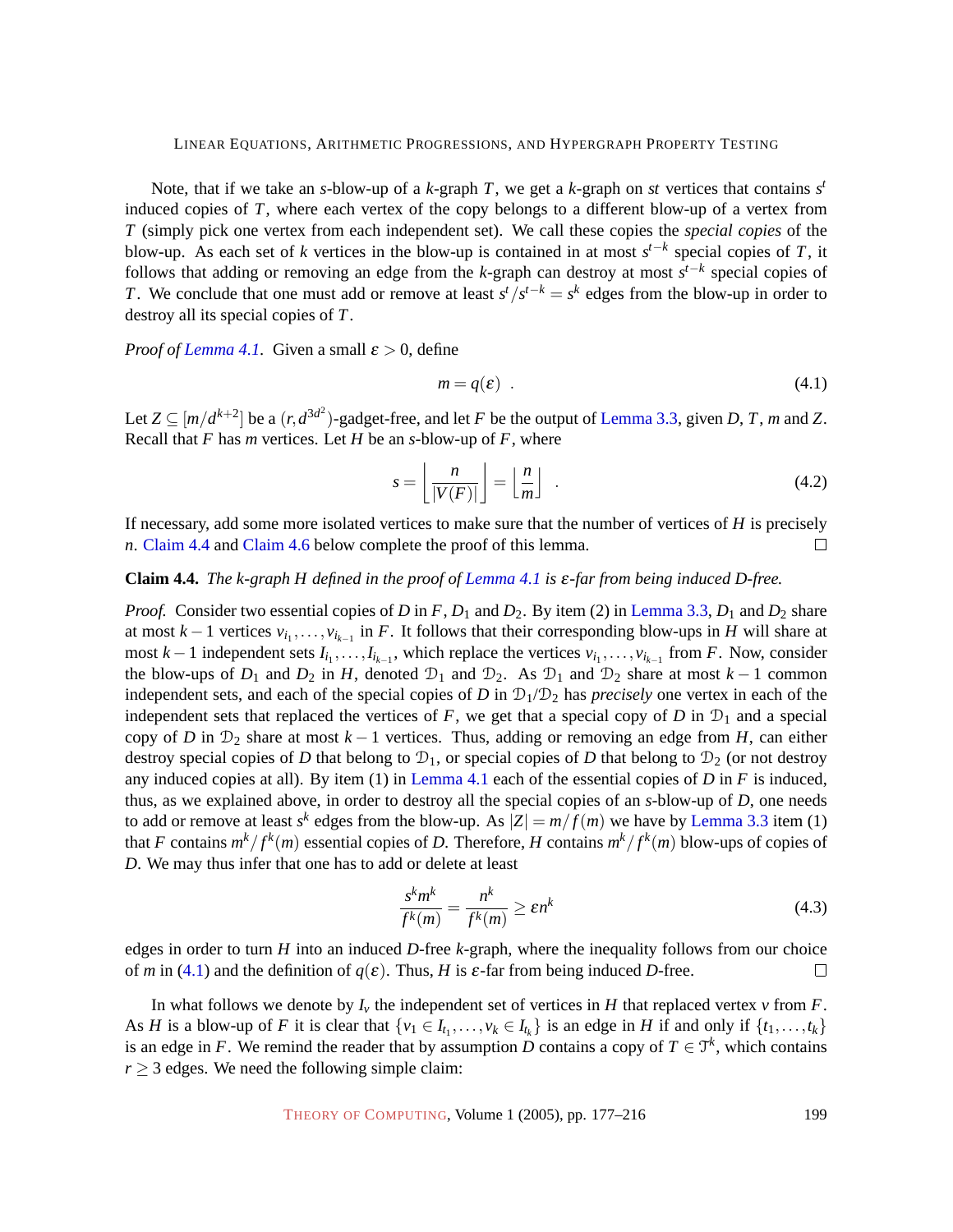Note, that if we take an $s$-blow-up of a $k$-graph $T$, we get a $k$-graph on $st$ vertices that contains $s^t$ induced copies of $T$, where each vertex of the copy belongs to a different blow-up of a vertex from $T$ (simply pick one vertex from each independent set). We call these copies the *special copies* of the blow-up. As each set of $k$ vertices in the blow-up is contained in at most $s^{t-k}$ special copies of $T$, it follows that adding or removing an edge from the $k$-graph can destroy at most $s^{t-k}$ special copies of $T$. We conclude that one must add or remove at least $s^t/s^{t-k} = s^k$ edges from the blow-up in order to destroy all its special copies of $T$.

*Proof of Lemma 4.1.* Given a small $\varepsilon > 0$, define

$$m = q(\varepsilon) \ . \tag{4.1}$$

Let $Z \subseteq [m/d^{k+2}]$ be a $(r, d^{3d^2})$-gadget-free, and let $F$ be the output of Lemma 3.3, given $D$, $T$, $m$ and $Z$. Recall that $F$ has $m$ vertices. Let $H$ be an $s$-blow-up of $F$, where

$$s = \left\lfloor \frac{n}{|V(F)|} \right\rfloor = \left\lfloor \frac{n}{m} \right\rfloor \ . \tag{4.2}$$

If necessary, add some more isolated vertices to make sure that the number of vertices of $H$ is precisely $n$. Claim 4.4 and Claim 4.6 below complete the proof of this lemma. □

**Claim 4.4.** *The $k$-graph $H$ defined in the proof of Lemma 4.1 is $\varepsilon$-far from being induced $D$-free.*

*Proof.* Consider two essential copies of $D$ in $F$, $D_1$ and $D_2$. By item (2) in Lemma 3.3, $D_1$ and $D_2$ share at most $k-1$ vertices $v_{i_1}, \dots, v_{i_{k-1}}$ in $F$. It follows that their corresponding blow-ups in $H$ will share at most $k-1$ independent sets $I_{i_1}, \dots, I_{i_{k-1}}$, which replace the vertices $v_{i_1}, \dots, v_{i_{k-1}}$ from $F$. Now, consider the blow-ups of $D_1$ and $D_2$ in $H$, denoted $\mathcal{D}_1$ and $\mathcal{D}_2$. As $\mathcal{D}_1$ and $\mathcal{D}_2$ share at most $k-1$ common independent sets, and each of the special copies of $D$ in $\mathcal{D}_1/\mathcal{D}_2$ has *precisely* one vertex in each of the independent sets that replaced the vertices of $F$, we get that a special copy of $D$ in $\mathcal{D}_1$ and a special copy of $D$ in $\mathcal{D}_2$ share at most $k-1$ vertices. Thus, adding or removing an edge from $H$, can either destroy special copies of $D$ that belong to $\mathcal{D}_1$, or special copies of $D$ that belong to $\mathcal{D}_2$ (or not destroy any induced copies at all). By item (1) in Lemma 4.1 each of the essential copies of $D$ in $F$ is induced, thus, as we explained above, in order to destroy all the special copies of an $s$-blow-up of $D$, one needs to add or remove at least $s^k$ edges from the blow-up. As $|Z| = m/f(m)$ we have by Lemma 3.3 item (1) that $F$ contains $m^k/f^k(m)$ essential copies of $D$. Therefore, $H$ contains $m^k/f^k(m)$ blow-ups of copies of $D$. We may thus infer that one has to add or delete at least

$$\frac{s^k m^k}{f^k(m)} = \frac{n^k}{f^k(m)} \geq \varepsilon n^k \tag{4.3}$$

edges in order to turn $H$ into an induced $D$-free $k$-graph, where the inequality follows from our choice of $m$ in (4.1) and the definition of $q(\varepsilon)$. Thus, $H$ is $\varepsilon$-far from being induced $D$-free. □

In what follows we denote by $I_v$ the independent set of vertices in $H$ that replaced vertex $v$ from $F$. As $H$ is a blow-up of $F$ it is clear that $\{v_1 \in I_{t_1}, \dots, v_k \in I_{t_k}\}$ is an edge in $H$ if and only if $\{t_1, \dots, t_k\}$ is an edge in $F$. We remind the reader that by assumption $D$ contains a copy of $T \in \mathcal{T}^k$, which contains $r \geq 3$ edges. We need the following simple claim: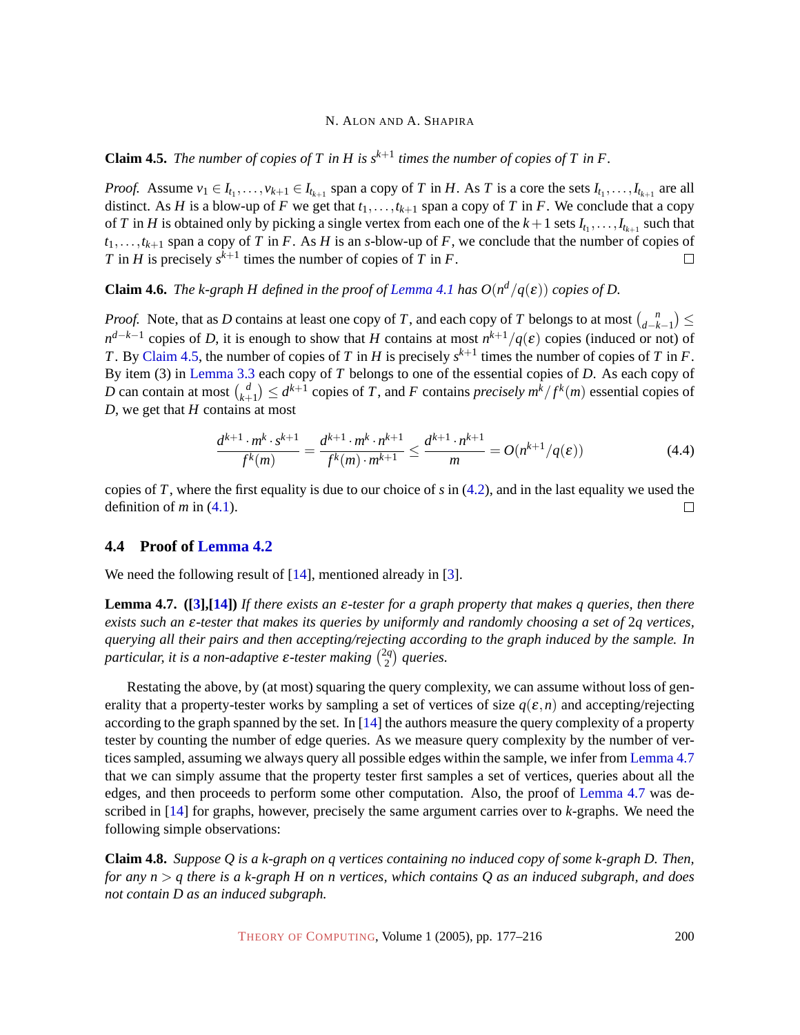**Claim 4.5.** *The number of copies of $T$ in $H$ is $s^{k+1}$ times the number of copies of $T$ in $F$.*

*Proof.* Assume $v_1 \in I_{t_1}, \ldots, v_{k+1} \in I_{t_{k+1}}$ span a copy of $T$ in $H$. As $T$ is a core the sets $I_{t_1}, \ldots, I_{t_{k+1}}$ are all distinct. As $H$ is a blow-up of $F$ we get that $t_1, \ldots, t_{k+1}$ span a copy of $T$ in $F$. We conclude that a copy of $T$ in $H$ is obtained only by picking a single vertex from each one of the $k+1$ sets $I_{t_1}, \ldots, I_{t_{k+1}}$ such that $t_1, \ldots, t_{k+1}$ span a copy of $T$ in $F$. As $H$ is an $s$-blow-up of $F$, we conclude that the number of copies of $T$ in $H$ is precisely $s^{k+1}$ times the number of copies of $T$ in $F$. □

**Claim 4.6.** *The $k$-graph $H$ defined in the proof of Lemma 4.1 has $O(n^d/q(\varepsilon))$ copies of $D$.*

*Proof.* Note, that as $D$ contains at least one copy of $T$, and each copy of $T$ belongs to at most $\binom{n}{d-k-1} \leq n^{d-k-1}$ copies of $D$, it is enough to show that $H$ contains at most $n^{k+1}/q(\varepsilon)$ copies (induced or not) of $T$. By Claim 4.5, the number of copies of $T$ in $H$ is precisely $s^{k+1}$ times the number of copies of $T$ in $F$. By item (3) in Lemma 3.3 each copy of $T$ belongs to one of the essential copies of $D$. As each copy of $D$ can contain at most $\binom{d}{k+1} \leq d^{k+1}$ copies of $T$, and $F$ contains *precisely* $m^k/f^k(m)$ essential copies of $D$, we get that $H$ contains at most

$$\frac{d^{k+1} \cdot m^k \cdot s^{k+1}}{f^k(m)} = \frac{d^{k+1} \cdot m^k \cdot n^{k+1}}{f^k(m) \cdot m^{k+1}} \leq \frac{d^{k+1} \cdot n^{k+1}}{m} = O(n^{k+1}/q(\varepsilon)) \tag{4.4}$$

copies of $T$, where the first equality is due to our choice of $s$ in (4.2), and in the last equality we used the definition of $m$ in (4.1). □

### 4.4 Proof of Lemma 4.2

We need the following result of [14], mentioned already in [3].

**Lemma 4.7.** **([3],[14])** *If there exists an $\varepsilon$-tester for a graph property that makes $q$ queries, then there exists such an $\varepsilon$-tester that makes its queries by uniformly and randomly choosing a set of $2q$ vertices, querying all their pairs and then accepting/rejecting according to the graph induced by the sample. In particular, it is a non-adaptive $\varepsilon$-tester making $\binom{2q}{2}$ queries.*

Restating the above, by (at most) squaring the query complexity, we can assume without loss of generality that a property-tester works by sampling a set of vertices of size $q(\varepsilon, n)$ and accepting/rejecting according to the graph spanned by the set. In [14] the authors measure the query complexity of a property tester by counting the number of edge queries. As we measure query complexity by the number of vertices sampled, assuming we always query all possible edges within the sample, we infer from Lemma 4.7 that we can simply assume that the property tester first samples a set of vertices, queries about all the edges, and then proceeds to perform some other computation. Also, the proof of Lemma 4.7 was described in [14] for graphs, however, precisely the same argument carries over to $k$-graphs. We need the following simple observations:

**Claim 4.8.** *Suppose $Q$ is a $k$-graph on $q$ vertices containing no induced copy of some $k$-graph $D$. Then, for any $n > q$ there is a $k$-graph $H$ on $n$ vertices, which contains $Q$ as an induced subgraph, and does not contain $D$ as an induced subgraph.*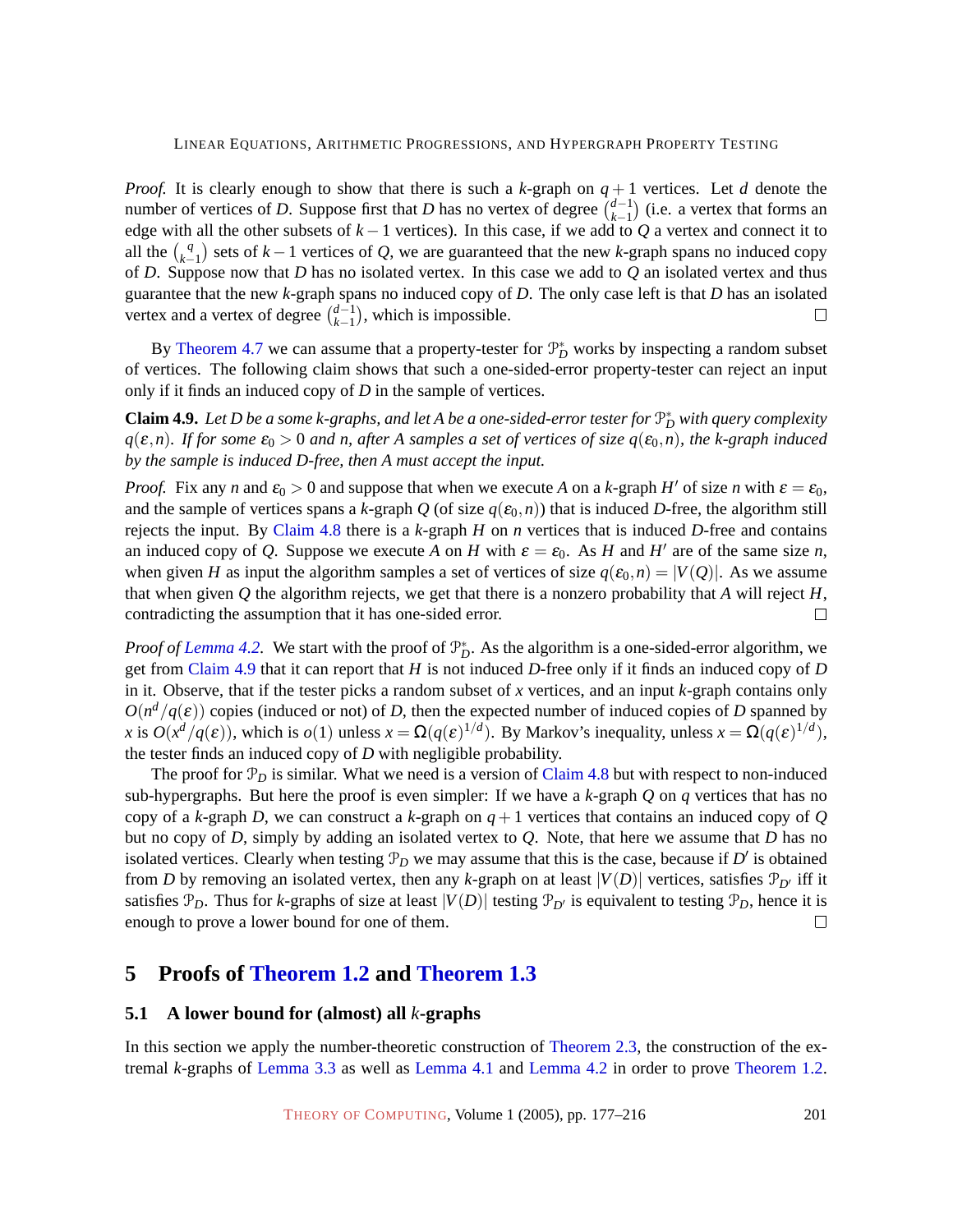*Proof.* It is clearly enough to show that there is such a $k$-graph on $q+1$ vertices. Let $d$ denote the number of vertices of $D$. Suppose first that $D$ has no vertex of degree $\binom{d-1}{k-1}$ (i.e. a vertex that forms an edge with all the other subsets of $k-1$ vertices). In this case, if we add to $Q$ a vertex and connect it to all the $\binom{q}{k-1}$ sets of $k-1$ vertices of $Q$, we are guaranteed that the new $k$-graph spans no induced copy of $D$. Suppose now that $D$ has no isolated vertex. In this case we add to $Q$ an isolated vertex and thus guarantee that the new $k$-graph spans no induced copy of $D$. The only case left is that $D$ has an isolated vertex and a vertex of degree $\binom{d-1}{k-1}$, which is impossible. □

By Theorem 4.7 we can assume that a property-tester for $\mathcal{P}^*_D$ works by inspecting a random subset of vertices. The following claim shows that such a one-sided-error property-tester can reject an input only if it finds an induced copy of $D$ in the sample of vertices.

**Claim 4.9.** *Let $D$ be a some $k$-graphs, and let $A$ be a one-sided-error tester for $\mathcal{P}^*_D$ with query complexity $q(\varepsilon,n)$. If for some $\varepsilon_0 > 0$ and $n$, after $A$ samples a set of vertices of size $q(\varepsilon_0,n)$, the $k$-graph induced by the sample is induced $D$-free, then $A$ must accept the input.*

*Proof.* Fix any $n$ and $\varepsilon_0 > 0$ and suppose that when we execute $A$ on a $k$-graph $H'$ of size $n$ with $\varepsilon = \varepsilon_0$, and the sample of vertices spans a $k$-graph $Q$ (of size $q(\varepsilon_0,n)$) that is induced $D$-free, the algorithm still rejects the input. By Claim 4.8 there is a $k$-graph $H$ on $n$ vertices that is induced $D$-free and contains an induced copy of $Q$. Suppose we execute $A$ on $H$ with $\varepsilon = \varepsilon_0$. As $H$ and $H'$ are of the same size $n$, when given $H$ as input the algorithm samples a set of vertices of size $q(\varepsilon_0,n) = |V(Q)|$. As we assume that when given $Q$ the algorithm rejects, we get that there is a nonzero probability that $A$ will reject $H$, contradicting the assumption that it has one-sided error. □

*Proof of Lemma 4.2.* We start with the proof of $\mathcal{P}^*_D$. As the algorithm is a one-sided-error algorithm, we get from Claim 4.9 that it can report that $H$ is not induced $D$-free only if it finds an induced copy of $D$ in it. Observe, that if the tester picks a random subset of $x$ vertices, and an input $k$-graph contains only $O(n^d/q(\varepsilon))$ copies (induced or not) of $D$, then the expected number of induced copies of $D$ spanned by $x$ is $O(x^d/q(\varepsilon))$, which is $o(1)$ unless $x = \Omega(q(\varepsilon)^{1/d})$. By Markov's inequality, unless $x = \Omega(q(\varepsilon)^{1/d})$, the tester finds an induced copy of $D$ with negligible probability.

The proof for $\mathcal{P}_D$ is similar. What we need is a version of Claim 4.8 but with respect to non-induced sub-hypergraphs. But here the proof is even simpler: If we have a $k$-graph $Q$ on $q$ vertices that has no copy of a $k$-graph $D$, we can construct a $k$-graph on $q+1$ vertices that contains an induced copy of $Q$ but no copy of $D$, simply by adding an isolated vertex to $Q$. Note, that here we assume that $D$ has no isolated vertices. Clearly when testing $\mathcal{P}_D$ we may assume that this is the case, because if $D'$ is obtained from $D$ by removing an isolated vertex, then any $k$-graph on at least $|V(D)|$ vertices, satisfies $\mathcal{P}_{D'}$ iff it satisfies $\mathcal{P}_D$. Thus for $k$-graphs of size at least $|V(D)|$ testing $\mathcal{P}_{D'}$ is equivalent to testing $\mathcal{P}_D$, hence it is enough to prove a lower bound for one of them. □

## 5 Proofs of Theorem 1.2 and Theorem 1.3

### 5.1 A lower bound for (almost) all $k$-graphs

In this section we apply the number-theoretic construction of Theorem 2.3, the construction of the extremal $k$-graphs of Lemma 3.3 as well as Lemma 4.1 and Lemma 4.2 in order to prove Theorem 1.2.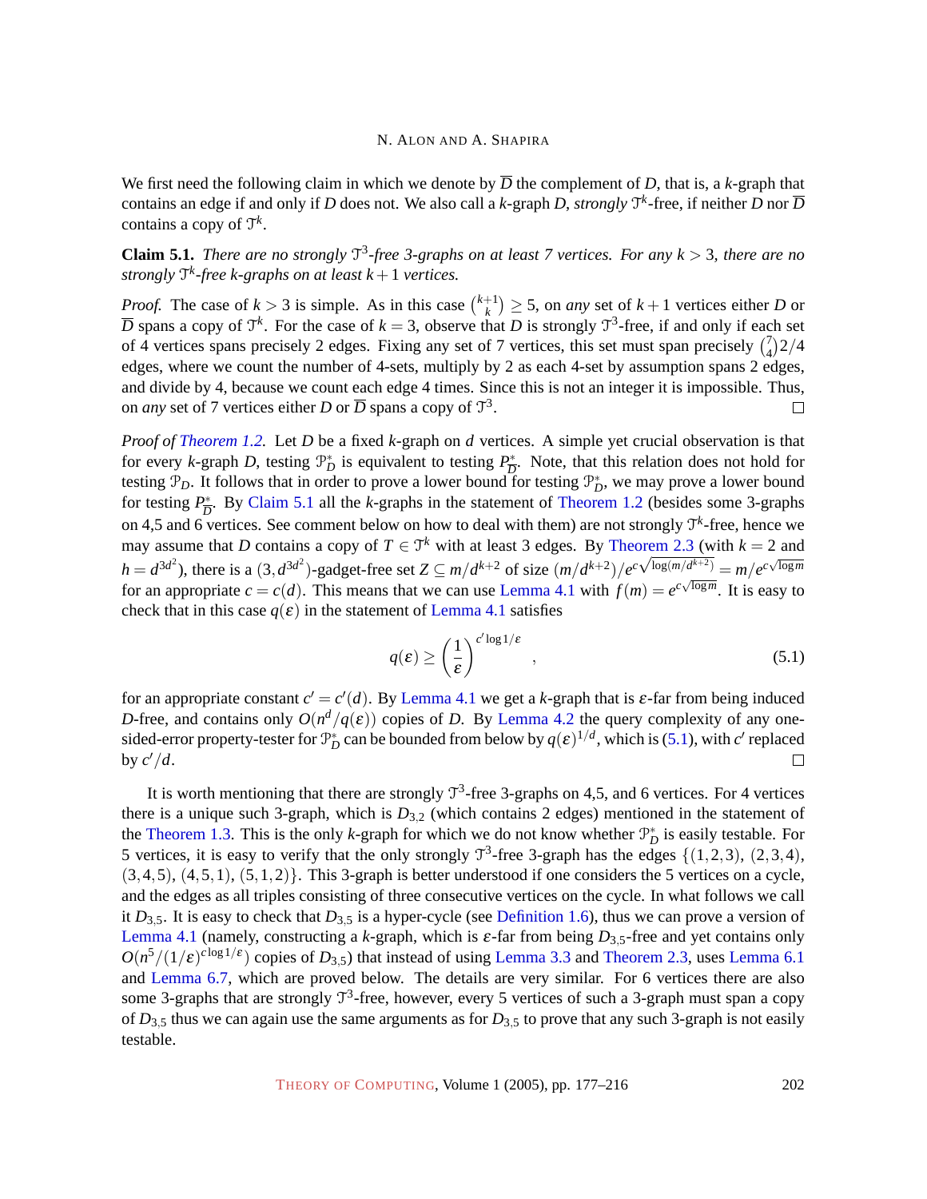We first need the following claim in which we denote by $\overline{D}$ the complement of $D$, that is, a $k$-graph that contains an edge if and only if $D$ does not. We also call a $k$-graph $D$, *strongly* $\mathcal{T}^k$-free, if neither $D$ nor $\overline{D}$ contains a copy of $\mathcal{T}^k$.

**Claim 5.1.** *There are no strongly $\mathcal{T}^3$-free 3-graphs on at least 7 vertices. For any $k > 3$, there are no strongly $\mathcal{T}^k$-free $k$-graphs on at least $k+1$ vertices.*

*Proof.* The case of $k > 3$ is simple. As in this case $\binom{k+1}{k} \geq 5$, on *any* set of $k+1$ vertices either $D$ or $\overline{D}$ spans a copy of $\mathcal{T}^k$. For the case of $k = 3$, observe that $D$ is strongly $\mathcal{T}^3$-free, if and only if each set of 4 vertices spans precisely 2 edges. Fixing any set of 7 vertices, this set must span precisely $\binom{7}{4}2/4$ edges, where we count the number of 4-sets, multiply by 2 as each 4-set by assumption spans 2 edges, and divide by 4, because we count each edge 4 times. Since this is not an integer it is impossible. Thus, on *any* set of 7 vertices either $D$ or $\overline{D}$ spans a copy of $\mathcal{T}^3$. $\square$

*Proof of Theorem 1.2.* Let $D$ be a fixed $k$-graph on $d$ vertices. A simple yet crucial observation is that for every $k$-graph $D$, testing $\mathcal{P}^*_D$ is equivalent to testing $P^*_{\overline{D}}$. Note, that this relation does not hold for testing $\mathcal{P}_D$. It follows that in order to prove a lower bound for testing $\mathcal{P}^*_D$, we may prove a lower bound for testing $P^*_{\overline{D}}$. By Claim 5.1 all the $k$-graphs in the statement of Theorem 1.2 (besides some 3-graphs on 4,5 and 6 vertices. See comment below on how to deal with them) are not strongly $\mathcal{T}^k$-free, hence we may assume that $D$ contains a copy of $T \in \mathcal{T}^k$ with at least 3 edges. By Theorem 2.3 (with $k = 2$ and $h = d^{3d^2}$), there is a $(3, d^{3d^2})$-gadget-free set $Z \subseteq m/d^{k+2}$ of size $(m/d^{k+2})/e^{c\sqrt{\log(m/d^{k+2})}} = m/e^{c\sqrt{\log m}}$ for an appropriate $c = c(d)$. This means that we can use Lemma 4.1 with $f(m) = e^{c\sqrt{\log m}}$. It is easy to check that in this case $q(\varepsilon)$ in the statement of Lemma 4.1 satisfies

$$q(\varepsilon) \geq \left(\frac{1}{\varepsilon}\right)^{c'\log 1/\varepsilon}, \tag{5.1}$$

for an appropriate constant $c' = c'(d)$. By Lemma 4.1 we get a $k$-graph that is $\varepsilon$-far from being induced $D$-free, and contains only $O(n^d/q(\varepsilon))$ copies of $D$. By Lemma 4.2 the query complexity of any one-sided-error property-tester for $\mathcal{P}^*_D$ can be bounded from below by $q(\varepsilon)^{1/d}$, which is (5.1), with $c'$ replaced by $c'/d$. $\square$

It is worth mentioning that there are strongly $\mathcal{T}^3$-free 3-graphs on 4,5, and 6 vertices. For 4 vertices there is a unique such 3-graph, which is $D_{3,2}$ (which contains 2 edges) mentioned in the statement of the Theorem 1.3. This is the only $k$-graph for which we do not know whether $\mathcal{P}^*_D$ is easily testable. For 5 vertices, it is easy to verify that the only strongly $\mathcal{T}^3$-free 3-graph has the edges $\{(1,2,3), (2,3,4), (3,4,5), (4,5,1), (5,1,2)\}$. This 3-graph is better understood if one considers the 5 vertices on a cycle, and the edges as all triples consisting of three consecutive vertices on the cycle. In what follows we call it $D_{3,5}$. It is easy to check that $D_{3,5}$ is a hyper-cycle (see Definition 1.6), thus we can prove a version of Lemma 4.1 (namely, constructing a $k$-graph, which is $\varepsilon$-far from being $D_{3,5}$-free and yet contains only $O(n^5/(1/\varepsilon)^{c\log 1/\varepsilon})$ copies of $D_{3,5}$) that instead of using Lemma 3.3 and Theorem 2.3, uses Lemma 6.1 and Lemma 6.7, which are proved below. The details are very similar. For 6 vertices there are also some 3-graphs that are strongly $\mathcal{T}^3$-free, however, every 5 vertices of such a 3-graph must span a copy of $D_{3,5}$ thus we can again use the same arguments as for $D_{3,5}$ to prove that any such 3-graph is not easily testable.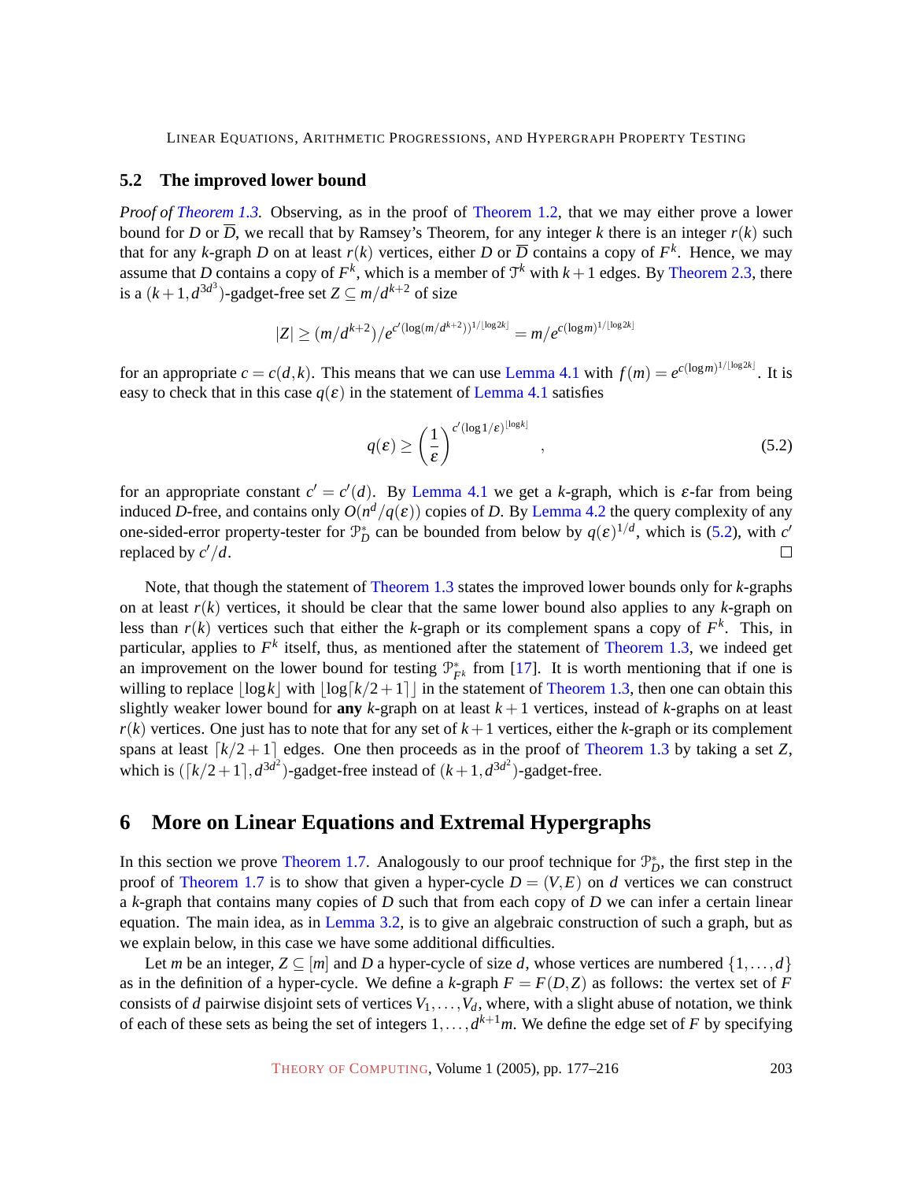### 5.2 The improved lower bound

*Proof of Theorem 1.3.* Observing, as in the proof of Theorem 1.2, that we may either prove a lower bound for $D$ or $\overline{D}$, we recall that by Ramsey's Theorem, for any integer $k$ there is an integer $r(k)$ such that for any $k$-graph $D$ on at least $r(k)$ vertices, either $D$ or $\overline{D}$ contains a copy of $F^k$. Hence, we may assume that $D$ contains a copy of $F^k$, which is a member of $\mathcal{T}^k$ with $k+1$ edges. By Theorem 2.3, there is a $(k+1, d^{3d^3})$-gadget-free set $Z \subseteq m/d^{k+2}$ of size

$$|Z| \geq (m/d^{k+2})/e^{c'(\log(m/d^{k+2}))^{1/\lfloor \log 2k \rfloor}} = m/e^{c(\log m)^{1/\lfloor \log 2k \rfloor}}$$

for an appropriate $c = c(d,k)$. This means that we can use Lemma 4.1 with $f(m) = e^{c(\log m)^{1/\lfloor \log 2k \rfloor}}$. It is easy to check that in this case $q(\varepsilon)$ in the statement of Lemma 4.1 satisfies

$$q(\varepsilon) \geq \left(\frac{1}{\varepsilon}\right)^{c'(\log 1/\varepsilon)^{\lfloor \log k \rfloor}}, \tag{5.2}$$

for an appropriate constant $c' = c'(d)$. By Lemma 4.1 we get a $k$-graph, which is $\varepsilon$-far from being induced $D$-free, and contains only $O(n^d/q(\varepsilon))$ copies of $D$. By Lemma 4.2 the query complexity of any one-sided-error property-tester for $\mathcal{P}^*_D$ can be bounded from below by $q(\varepsilon)^{1/d}$, which is (5.2), with $c'$ replaced by $c'/d$. □

Note, that though the statement of Theorem 1.3 states the improved lower bounds only for $k$-graphs on at least $r(k)$ vertices, it should be clear that the same lower bound also applies to any $k$-graph on less than $r(k)$ vertices such that either the $k$-graph or its complement spans a copy of $F^k$. This, in particular, applies to $F^k$ itself, thus, as mentioned after the statement of Theorem 1.3, we indeed get an improvement on the lower bound for testing $\mathcal{P}^*_{F^k}$ from [17]. It is worth mentioning that if one is willing to replace $\lfloor \log k \rfloor$ with $\lfloor \log \lceil k/2+1 \rceil \rfloor$ in the statement of Theorem 1.3, then one can obtain this slightly weaker lower bound for **any** $k$-graph on at least $k+1$ vertices, instead of $k$-graphs on at least $r(k)$ vertices. One just has to note that for any set of $k+1$ vertices, either the $k$-graph or its complement spans at least $\lceil k/2+1 \rceil$ edges. One then proceeds as in the proof of Theorem 1.3 by taking a set $Z$, which is $(\lceil k/2+1 \rceil, d^{3d^2})$-gadget-free instead of $(k+1, d^{3d^2})$-gadget-free.

## 6 More on Linear Equations and Extremal Hypergraphs

In this section we prove Theorem 1.7. Analogously to our proof technique for $\mathcal{P}^*_D$, the first step in the proof of Theorem 1.7 is to show that given a hyper-cycle $D = (V,E)$ on $d$ vertices we can construct a $k$-graph that contains many copies of $D$ such that from each copy of $D$ we can infer a certain linear equation. The main idea, as in Lemma 3.2, is to give an algebraic construction of such a graph, but as we explain below, in this case we have some additional difficulties.

Let $m$ be an integer, $Z \subseteq [m]$ and $D$ a hyper-cycle of size $d$, whose vertices are numbered $\{1,\ldots,d\}$ as in the definition of a hyper-cycle. We define a $k$-graph $F = F(D,Z)$ as follows: the vertex set of $F$ consists of $d$ pairwise disjoint sets of vertices $V_1,\ldots,V_d$, where, with a slight abuse of notation, we think of each of these sets as being the set of integers $1,\ldots,d^{k+1}m$. We define the edge set of $F$ by specifying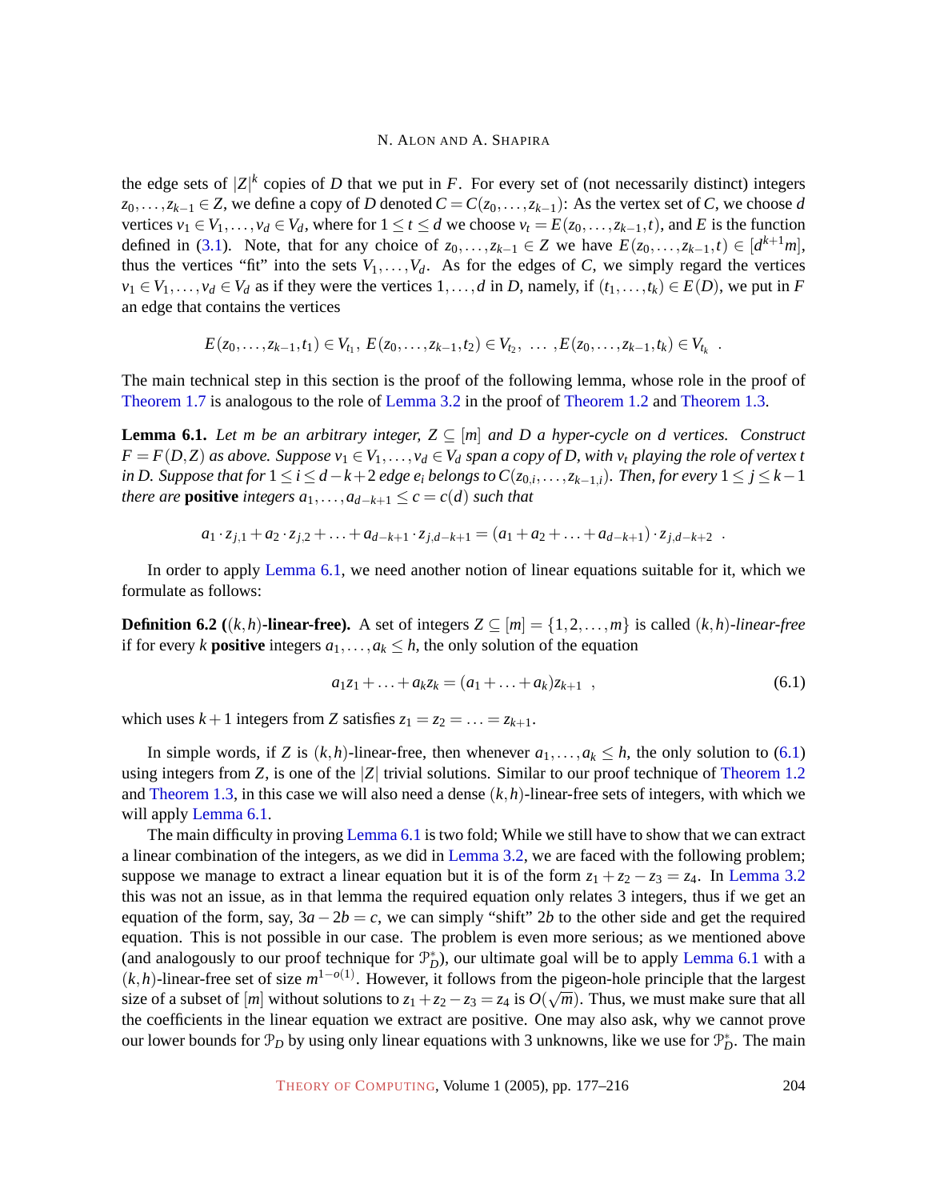the edge sets of $|Z|^k$ copies of $D$ that we put in $F$. For every set of (not necessarily distinct) integers $z_0,\ldots,z_{k-1} \in Z$, we define a copy of $D$ denoted $C = C(z_0,\ldots,z_{k-1})$: As the vertex set of $C$, we choose $d$ vertices $v_1 \in V_1,\ldots,v_d \in V_d$, where for $1 \le t \le d$ we choose $v_t = E(z_0,\ldots,z_{k-1},t)$, and $E$ is the function defined in (3.1). Note, that for any choice of $z_0,\ldots,z_{k-1} \in Z$ we have $E(z_0,\ldots,z_{k-1},t) \in [d^{k+1}m]$, thus the vertices "fit" into the sets $V_1,\ldots,V_d$. As for the edges of $C$, we simply regard the vertices $v_1 \in V_1,\ldots,v_d \in V_d$ as if they were the vertices $1,\ldots,d$ in $D$, namely, if $(t_1,\ldots,t_k) \in E(D)$, we put in $F$ an edge that contains the vertices

$$E(z_0,\ldots,z_{k-1},t_1) \in V_{t_1},\; E(z_0,\ldots,z_{k-1},t_2) \in V_{t_2},\; \ldots\; ,E(z_0,\ldots,z_{k-1},t_k) \in V_{t_k}\;\; .$$

The main technical step in this section is the proof of the following lemma, whose role in the proof of Theorem 1.7 is analogous to the role of Lemma 3.2 in the proof of Theorem 1.2 and Theorem 1.3.

**Lemma 6.1.** *Let $m$ be an arbitrary integer, $Z \subseteq [m]$ and $D$ a hyper-cycle on $d$ vertices. Construct $F = F(D,Z)$ as above. Suppose $v_1 \in V_1,\ldots,v_d \in V_d$ span a copy of $D$, with $v_t$ playing the role of vertex $t$ in $D$. Suppose that for $1 \le i \le d-k+2$ edge $e_i$ belongs to $C(z_{0,i},\ldots,z_{k-1,i})$. Then, for every $1 \le j \le k-1$ there are* **positive** *integers $a_1,\ldots,a_{d-k+1} \le c = c(d)$ such that*

$$a_1 \cdot z_{j,1} + a_2 \cdot z_{j,2} + \ldots + a_{d-k+1} \cdot z_{j,d-k+1} = (a_1 + a_2 + \ldots + a_{d-k+1}) \cdot z_{j,d-k+2}\;\; .$$

In order to apply Lemma 6.1, we need another notion of linear equations suitable for it, which we formulate as follows:

**Definition 6.2 ($(k,h)$-linear-free).** A set of integers $Z \subseteq [m] = \{1,2,\ldots,m\}$ is called *$(k,h)$-linear-free* if for every $k$ **positive** integers $a_1,\ldots,a_k \le h$, the only solution of the equation

$$a_1 z_1 + \ldots + a_k z_k = (a_1 + \ldots + a_k) z_{k+1}\;\; , \tag{6.1}$$

which uses $k+1$ integers from $Z$ satisfies $z_1 = z_2 = \ldots = z_{k+1}$.

In simple words, if $Z$ is $(k,h)$-linear-free, then whenever $a_1,\ldots,a_k \le h$, the only solution to (6.1) using integers from $Z$, is one of the $|Z|$ trivial solutions. Similar to our proof technique of Theorem 1.2 and Theorem 1.3, in this case we will also need a dense $(k,h)$-linear-free sets of integers, with which we will apply Lemma 6.1.

The main difficulty in proving Lemma 6.1 is two fold; While we still have to show that we can extract a linear combination of the integers, as we did in Lemma 3.2, we are faced with the following problem; suppose we manage to extract a linear equation but it is of the form $z_1 + z_2 - z_3 = z_4$. In Lemma 3.2 this was not an issue, as in that lemma the required equation only relates 3 integers, thus if we get an equation of the form, say, $3a - 2b = c$, we can simply "shift" $2b$ to the other side and get the required equation. This is not possible in our case. The problem is even more serious; as we mentioned above (and analogously to our proof technique for $\mathcal{P}^*_D$), our ultimate goal will be to apply Lemma 6.1 with a $(k,h)$-linear-free set of size $m^{1-o(1)}$. However, it follows from the pigeon-hole principle that the largest size of a subset of $[m]$ without solutions to $z_1 + z_2 - z_3 = z_4$ is $O(\sqrt{m})$. Thus, we must make sure that all the coefficients in the linear equation we extract are positive. One may also ask, why we cannot prove our lower bounds for $\mathcal{P}_D$ by using only linear equations with 3 unknowns, like we use for $\mathcal{P}^*_D$. The main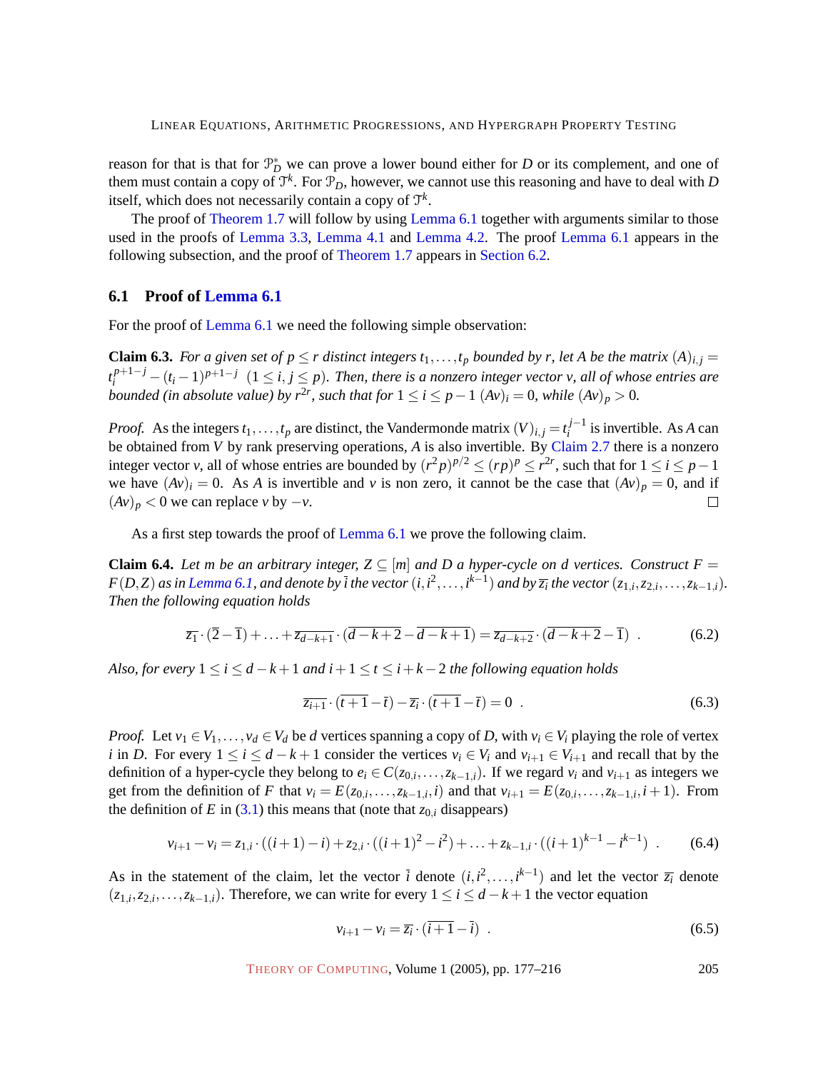reason for that is that for $\mathcal{P}^*_D$ we can prove a lower bound either for $D$ or its complement, and one of them must contain a copy of $\mathcal{T}^k$. For $\mathcal{P}_D$, however, we cannot use this reasoning and have to deal with $D$ itself, which does not necessarily contain a copy of $\mathcal{T}^k$.

The proof of Theorem 1.7 will follow by using Lemma 6.1 together with arguments similar to those used in the proofs of Lemma 3.3, Lemma 4.1 and Lemma 4.2. The proof Lemma 6.1 appears in the following subsection, and the proof of Theorem 1.7 appears in Section 6.2.

### 6.1 Proof of Lemma 6.1

For the proof of Lemma 6.1 we need the following simple observation:

**Claim 6.3.** *For a given set of $p \le r$ distinct integers $t_1, \dots, t_p$ bounded by $r$, let $A$ be the matrix $(A)_{i,j} = t_i^{p+1-j} - (t_i - 1)^{p+1-j}$ $(1 \le i, j \le p)$. Then, there is a nonzero integer vector $v$, all of whose entries are bounded (in absolute value) by $r^{2r}$, such that for $1 \le i \le p-1$ $(Av)_i = 0$, while $(Av)_p > 0$.*

*Proof.* As the integers $t_1, \dots, t_p$ are distinct, the Vandermonde matrix $(V)_{i,j} = t_i^{j-1}$ is invertible. As $A$ can be obtained from $V$ by rank preserving operations, $A$ is also invertible. By Claim 2.7 there is a nonzero integer vector $v$, all of whose entries are bounded by $(r^2 p)^{p/2} \le (rp)^p \le r^{2r}$, such that for $1 \le i \le p-1$ we have $(Av)_i = 0$. As $A$ is invertible and $v$ is non zero, it cannot be the case that $(Av)_p = 0$, and if $(Av)_p < 0$ we can replace $v$ by $-v$. $\square$

As a first step towards the proof of Lemma 6.1 we prove the following claim.

**Claim 6.4.** *Let $m$ be an arbitrary integer, $Z \subseteq [m]$ and $D$ a hyper-cycle on $d$ vertices. Construct $F = F(D, Z)$ as in Lemma 6.1, and denote by $\bar{i}$ the vector $(i, i^2, \dots, i^{k-1})$ and by $\overline{z_i}$ the vector $(z_{1,i}, z_{2,i}, \dots, z_{k-1,i})$. Then the following equation holds*

$$\overline{z_1} \cdot (\bar{2} - \bar{1}) + \ldots + \overline{z_{d-k+1}} \cdot (\overline{d-k+2} - \overline{d-k+1}) = \overline{z_{d-k+2}} \cdot (\overline{d-k+2} - \bar{1}) \quad . \tag{6.2}$$

*Also, for every $1 \le i \le d-k+1$ and $i+1 \le t \le i+k-2$ the following equation holds*

$$\overline{z_{i+1}} \cdot (\overline{t+1} - \bar{t}) - \overline{z_i} \cdot (\overline{t+1} - \bar{t}) = 0 \quad . \tag{6.3}$$

*Proof.* Let $v_1 \in V_1, \dots, v_d \in V_d$ be $d$ vertices spanning a copy of $D$, with $v_i \in V_i$ playing the role of vertex $i$ in $D$. For every $1 \le i \le d-k+1$ consider the vertices $v_i \in V_i$ and $v_{i+1} \in V_{i+1}$ and recall that by the definition of a hyper-cycle they belong to $e_i \in C(z_{0,i}, \dots, z_{k-1,i})$. If we regard $v_i$ and $v_{i+1}$ as integers we get from the definition of $F$ that $v_i = E(z_{0,i}, \dots, z_{k-1,i}, i)$ and that $v_{i+1} = E(z_{0,i}, \dots, z_{k-1,i}, i+1)$. From the definition of $E$ in (3.1) this means that (note that $z_{0,i}$ disappears)

$$v_{i+1} - v_i = z_{1,i} \cdot ((i+1) - i) + z_{2,i} \cdot ((i+1)^2 - i^2) + \ldots + z_{k-1,i} \cdot ((i+1)^{k-1} - i^{k-1}) \quad . \tag{6.4}$$

As in the statement of the claim, let the vector $\bar{i}$ denote $(i, i^2, \dots, i^{k-1})$ and let the vector $\overline{z_i}$ denote $(z_{1,i}, z_{2,i}, \dots, z_{k-1,i})$. Therefore, we can write for every $1 \le i \le d-k+1$ the vector equation

$$v_{i+1} - v_i = \overline{z_i} \cdot (\overline{i+1} - \bar{i}) \quad . \tag{6.5}$$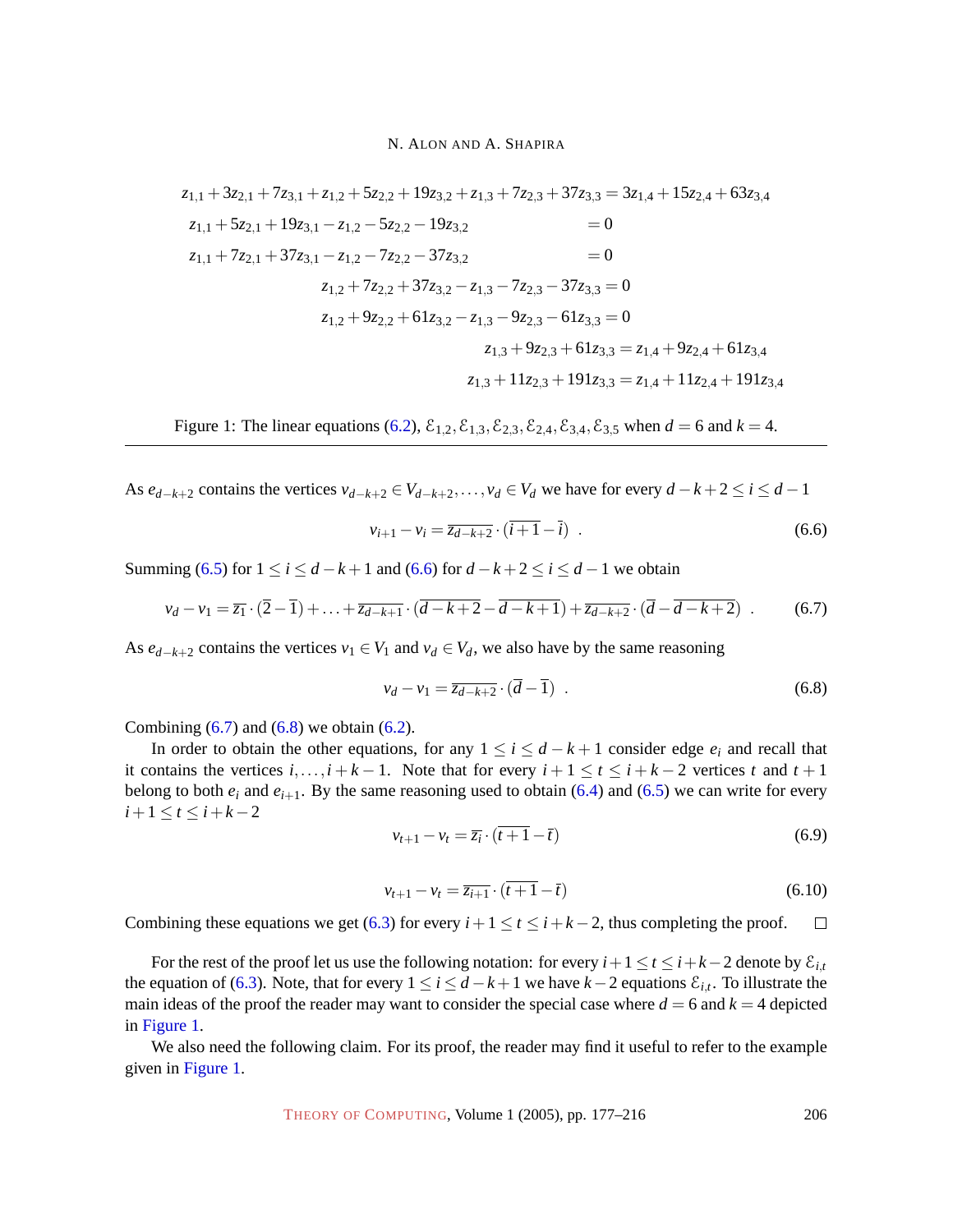$$
\begin{aligned}
z_{1,1}+3z_{2,1}+7z_{3,1}+z_{1,2}+5z_{2,2}+19z_{3,2}+z_{1,3}+7z_{2,3}+37z_{3,3} &= 3z_{1,4}+15z_{2,4}+63z_{3,4}\\
z_{1,1}+5z_{2,1}+19z_{3,1}-z_{1,2}-5z_{2,2}-19z_{3,2} &= 0\\
z_{1,1}+7z_{2,1}+37z_{3,1}-z_{1,2}-7z_{2,2}-37z_{3,2} &= 0\\
z_{1,2}+7z_{2,2}+37z_{3,2}-z_{1,3}-7z_{2,3}-37z_{3,3} &= 0\\
z_{1,2}+9z_{2,2}+61z_{3,2}-z_{1,3}-9z_{2,3}-61z_{3,3} &= 0\\
z_{1,3}+9z_{2,3}+61z_{3,3} &= z_{1,4}+9z_{2,4}+61z_{3,4}\\
z_{1,3}+11z_{2,3}+191z_{3,3} &= z_{1,4}+11z_{2,4}+191z_{3,4}
\end{aligned}
$$

Figure 1: The linear equations (6.2), $\mathcal{E}_{1,2},\mathcal{E}_{1,3},\mathcal{E}_{2,3},\mathcal{E}_{2,4},\mathcal{E}_{3,4},\mathcal{E}_{3,5}$ when $d=6$ and $k=4$.

---

As $e_{d-k+2}$ contains the vertices $v_{d-k+2}\in V_{d-k+2},\dots,v_d\in V_d$ we have for every $d-k+2\le i\le d-1$

$$v_{i+1}-v_i=\overline{z_{d-k+2}}\cdot(\overline{i+1}-\overline{i}) \ . \tag{6.6}$$

Summing (6.5) for $1\le i\le d-k+1$ and (6.6) for $d-k+2\le i\le d-1$ we obtain

$$v_d-v_1=\overline{z_1}\cdot(\overline{2}-\overline{1})+\ldots+\overline{z_{d-k+1}}\cdot(\overline{d-k+2}-\overline{d-k+1})+\overline{z_{d-k+2}}\cdot(\overline{d}-\overline{d-k+2}) \ . \tag{6.7}$$

As $e_{d-k+2}$ contains the vertices $v_1\in V_1$ and $v_d\in V_d$, we also have by the same reasoning

$$v_d-v_1=\overline{z_{d-k+2}}\cdot(\overline{d}-\overline{1}) \ . \tag{6.8}$$

Combining (6.7) and (6.8) we obtain (6.2).

In order to obtain the other equations, for any $1\le i\le d-k+1$ consider edge $e_i$ and recall that it contains the vertices $i,\dots,i+k-1$. Note that for every $i+1\le t\le i+k-2$ vertices $t$ and $t+1$ belong to both $e_i$ and $e_{i+1}$. By the same reasoning used to obtain (6.4) and (6.5) we can write for every $i+1\le t\le i+k-2$

$$v_{t+1}-v_t=\overline{z_i}\cdot(\overline{t+1}-\overline{t}) \tag{6.9}$$

$$v_{t+1}-v_t=\overline{z_{i+1}}\cdot(\overline{t+1}-\overline{t}) \tag{6.10}$$

Combining these equations we get (6.3) for every $i+1\le t\le i+k-2$, thus completing the proof. □

For the rest of the proof let us use the following notation: for every $i+1\le t\le i+k-2$ denote by $\mathcal{E}_{i,t}$ the equation of (6.3). Note, that for every $1\le i\le d-k+1$ we have $k-2$ equations $\mathcal{E}_{i,t}$. To illustrate the main ideas of the proof the reader may want to consider the special case where $d=6$ and $k=4$ depicted in Figure 1.

We also need the following claim. For its proof, the reader may find it useful to refer to the example given in Figure 1.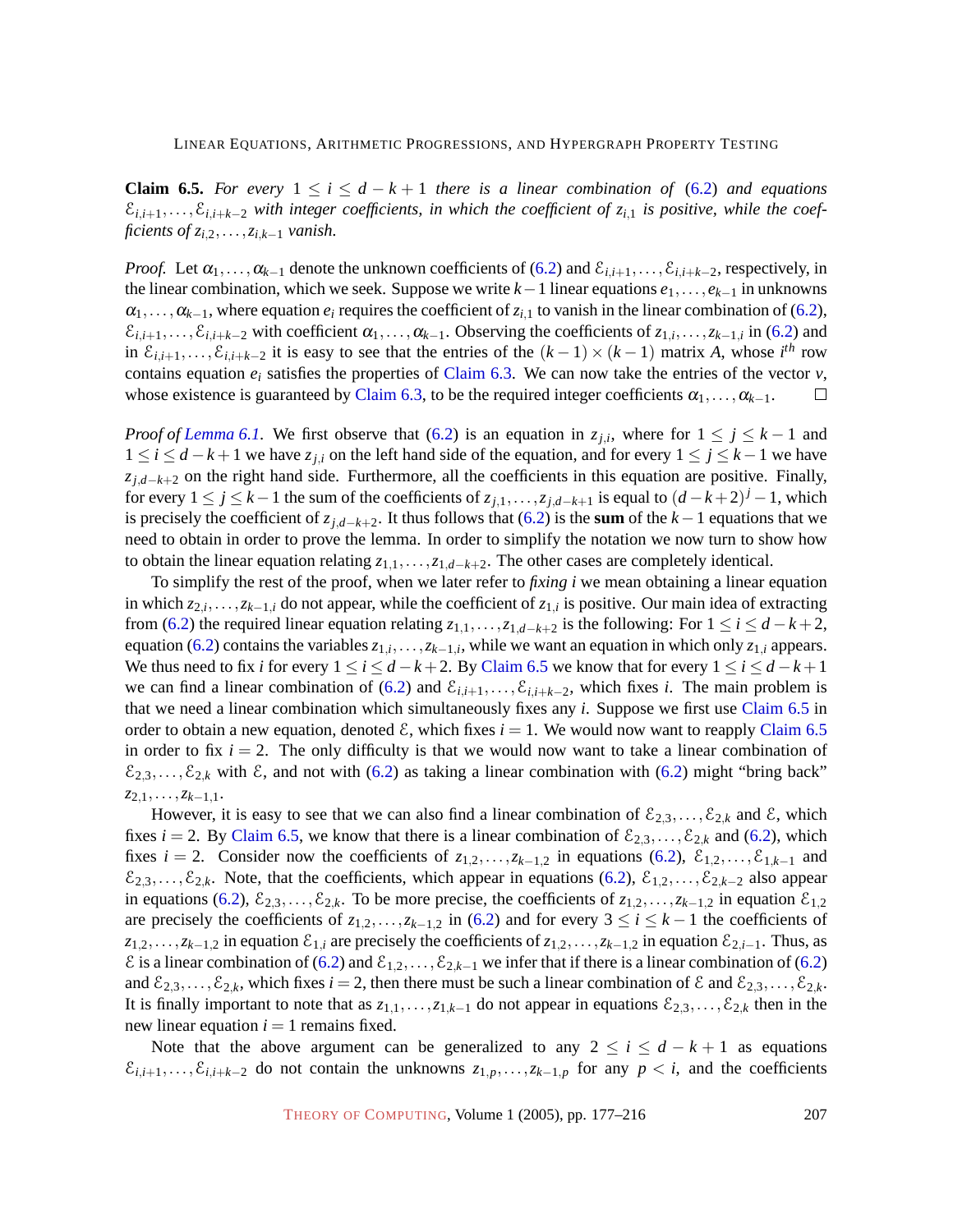**Claim 6.5.** *For every $1 \leq i \leq d-k+1$ there is a linear combination of (6.2) and equations $\mathcal{E}_{i,i+1},\ldots,\mathcal{E}_{i,i+k-2}$ with integer coefficients, in which the coefficient of $z_{i,1}$ is positive, while the coefficients of $z_{i,2},\ldots,z_{i,k-1}$ vanish.*

*Proof.* Let $\alpha_1,\ldots,\alpha_{k-1}$ denote the unknown coefficients of (6.2) and $\mathcal{E}_{i,i+1},\ldots,\mathcal{E}_{i,i+k-2}$, respectively, in the linear combination, which we seek. Suppose we write $k-1$ linear equations $e_1,\ldots,e_{k-1}$ in unknowns $\alpha_1,\ldots,\alpha_{k-1}$, where equation $e_i$ requires the coefficient of $z_{i,1}$ to vanish in the linear combination of (6.2), $\mathcal{E}_{i,i+1},\ldots,\mathcal{E}_{i,i+k-2}$ with coefficient $\alpha_1,\ldots,\alpha_{k-1}$. Observing the coefficients of $z_{1,i},\ldots,z_{k-1,i}$ in (6.2) and in $\mathcal{E}_{i,i+1},\ldots,\mathcal{E}_{i,i+k-2}$ it is easy to see that the entries of the $(k-1)\times(k-1)$ matrix $A$, whose $i^{th}$ row contains equation $e_i$ satisfies the properties of Claim 6.3. We can now take the entries of the vector $v$, whose existence is guaranteed by Claim 6.3, to be the required integer coefficients $\alpha_1,\ldots,\alpha_{k-1}$. □

*Proof of Lemma 6.1.* We first observe that (6.2) is an equation in $z_{j,i}$, where for $1 \leq j \leq k-1$ and $1 \leq i \leq d-k+1$ we have $z_{j,i}$ on the left hand side of the equation, and for every $1 \leq j \leq k-1$ we have $z_{j,d-k+2}$ on the right hand side. Furthermore, all the coefficients in this equation are positive. Finally, for every $1 \leq j \leq k-1$ the sum of the coefficients of $z_{j,1},\ldots,z_{j,d-k+1}$ is equal to $(d-k+2)^j-1$, which is precisely the coefficient of $z_{j,d-k+2}$. It thus follows that (6.2) is the **sum** of the $k-1$ equations that we need to obtain in order to prove the lemma. In order to simplify the notation we now turn to show how to obtain the linear equation relating $z_{1,1},\ldots,z_{1,d-k+2}$. The other cases are completely identical.

To simplify the rest of the proof, when we later refer to *fixing i* we mean obtaining a linear equation in which $z_{2,i},\ldots,z_{k-1,i}$ do not appear, while the coefficient of $z_{1,i}$ is positive. Our main idea of extracting from (6.2) the required linear equation relating $z_{1,1},\ldots,z_{1,d-k+2}$ is the following: For $1 \leq i \leq d-k+2$, equation (6.2) contains the variables $z_{1,i},\ldots,z_{k-1,i}$, while we want an equation in which only $z_{1,i}$ appears. We thus need to fix $i$ for every $1 \leq i \leq d-k+2$. By Claim 6.5 we know that for every $1 \leq i \leq d-k+1$ we can find a linear combination of (6.2) and $\mathcal{E}_{i,i+1},\ldots,\mathcal{E}_{i,i+k-2}$, which fixes $i$. The main problem is that we need a linear combination which simultaneously fixes any $i$. Suppose we first use Claim 6.5 in order to obtain a new equation, denoted $\mathcal{E}$, which fixes $i=1$. We would now want to reapply Claim 6.5 in order to fix $i=2$. The only difficulty is that we would now want to take a linear combination of $\mathcal{E}_{2,3},\ldots,\mathcal{E}_{2,k}$ with $\mathcal{E}$, and not with (6.2) as taking a linear combination with (6.2) might "bring back" $z_{2,1},\ldots,z_{k-1,1}$.

However, it is easy to see that we can also find a linear combination of $\mathcal{E}_{2,3},\ldots,\mathcal{E}_{2,k}$ and $\mathcal{E}$, which fixes $i=2$. By Claim 6.5, we know that there is a linear combination of $\mathcal{E}_{2,3},\ldots,\mathcal{E}_{2,k}$ and (6.2), which fixes $i=2$. Consider now the coefficients of $z_{1,2},\ldots,z_{k-1,2}$ in equations (6.2), $\mathcal{E}_{1,2},\ldots,\mathcal{E}_{1,k-1}$ and $\mathcal{E}_{2,3},\ldots,\mathcal{E}_{2,k}$. Note, that the coefficients, which appear in equations (6.2), $\mathcal{E}_{1,2},\ldots,\mathcal{E}_{2,k-2}$ also appear in equations (6.2), $\mathcal{E}_{2,3},\ldots,\mathcal{E}_{2,k}$. To be more precise, the coefficients of $z_{1,2},\ldots,z_{k-1,2}$ in equation $\mathcal{E}_{1,2}$ are precisely the coefficients of $z_{1,2},\ldots,z_{k-1,2}$ in (6.2) and for every $3 \leq i \leq k-1$ the coefficients of $z_{1,2},\ldots,z_{k-1,2}$ in equation $\mathcal{E}_{1,i}$ are precisely the coefficients of $z_{1,2},\ldots,z_{k-1,2}$ in equation $\mathcal{E}_{2,i-1}$. Thus, as $\mathcal{E}$ is a linear combination of (6.2) and $\mathcal{E}_{1,2},\ldots,\mathcal{E}_{2,k-1}$ we infer that if there is a linear combination of (6.2) and $\mathcal{E}_{2,3},\ldots,\mathcal{E}_{2,k}$, which fixes $i=2$, then there must be such a linear combination of $\mathcal{E}$ and $\mathcal{E}_{2,3},\ldots,\mathcal{E}_{2,k}$. It is finally important to note that as $z_{1,1},\ldots,z_{1,k-1}$ do not appear in equations $\mathcal{E}_{2,3},\ldots,\mathcal{E}_{2,k}$ then in the new linear equation $i=1$ remains fixed.

Note that the above argument can be generalized to any $2 \leq i \leq d-k+1$ as equations $\mathcal{E}_{i,i+1},\ldots,\mathcal{E}_{i,i+k-2}$ do not contain the unknowns $z_{1,p},\ldots,z_{k-1,p}$ for any $p < i$, and the coefficients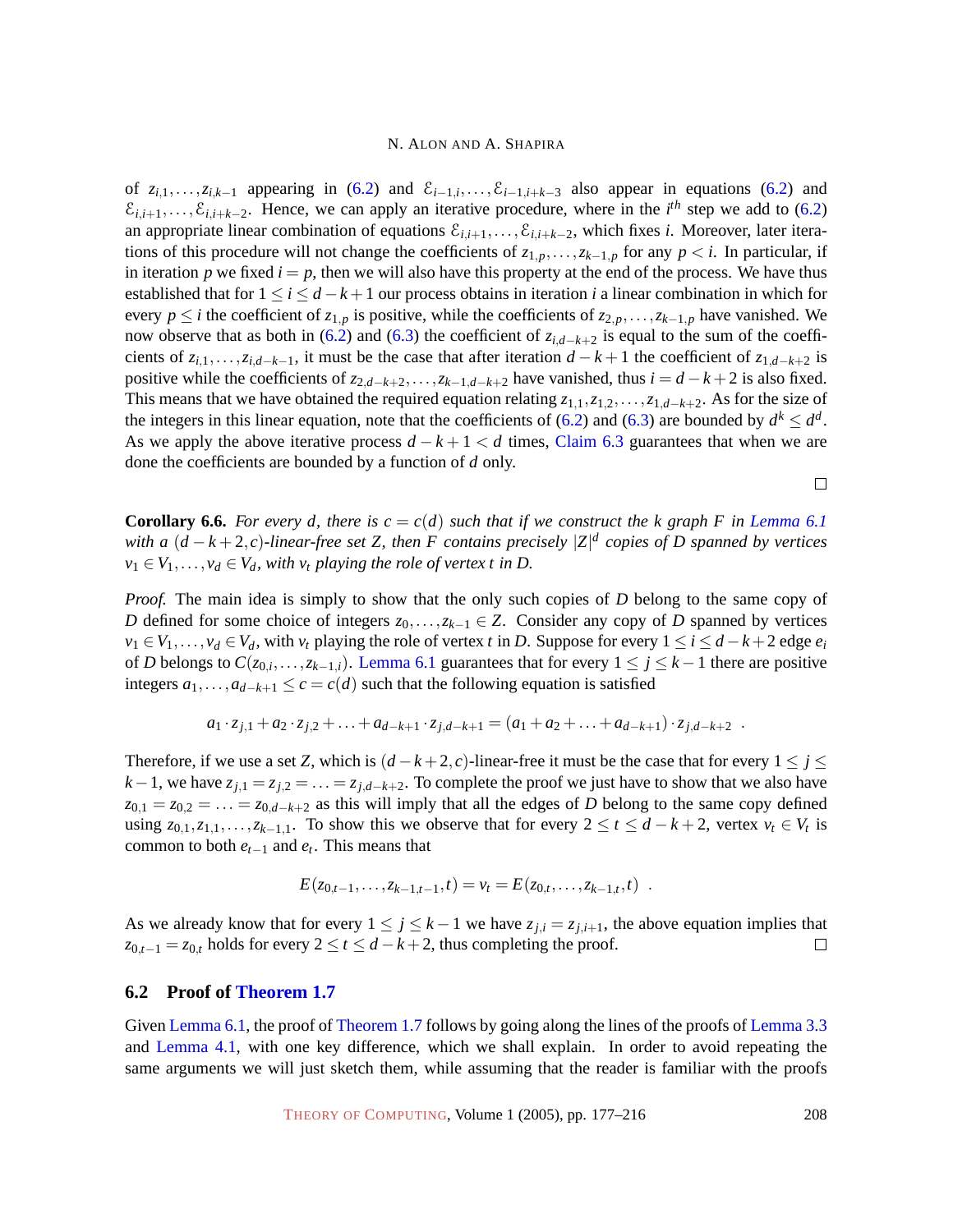of $z_{i,1},\ldots,z_{i,k-1}$ appearing in (6.2) and $\mathcal{E}_{i-1,i},\ldots,\mathcal{E}_{i-1,i+k-3}$ also appear in equations (6.2) and $\mathcal{E}_{i,i+1},\ldots,\mathcal{E}_{i,i+k-2}$. Hence, we can apply an iterative procedure, where in the $i^{th}$ step we add to (6.2) an appropriate linear combination of equations $\mathcal{E}_{i,i+1},\ldots,\mathcal{E}_{i,i+k-2}$, which fixes $i$. Moreover, later iterations of this procedure will not change the coefficients of $z_{1,p},\ldots,z_{k-1,p}$ for any $p<i$. In particular, if in iteration $p$ we fixed $i=p$, then we will also have this property at the end of the process. We have thus established that for $1\le i\le d-k+1$ our process obtains in iteration $i$ a linear combination in which for every $p\le i$ the coefficient of $z_{1,p}$ is positive, while the coefficients of $z_{2,p},\ldots,z_{k-1,p}$ have vanished. We now observe that as both in (6.2) and (6.3) the coefficient of $z_{i,d-k+2}$ is equal to the sum of the coefficients of $z_{i,1},\ldots,z_{i,d-k-1}$, it must be the case that after iteration $d-k+1$ the coefficient of $z_{1,d-k+2}$ is positive while the coefficients of $z_{2,d-k+2},\ldots,z_{k-1,d-k+2}$ have vanished, thus $i=d-k+2$ is also fixed. This means that we have obtained the required equation relating $z_{1,1},z_{1,2},\ldots,z_{1,d-k+2}$. As for the size of the integers in this linear equation, note that the coefficients of (6.2) and (6.3) are bounded by $d^k\le d^d$. As we apply the above iterative process $d-k+1<d$ times, Claim 6.3 guarantees that when we are done the coefficients are bounded by a function of $d$ only.

□

**Corollary 6.6.** *For every $d$, there is $c=c(d)$ such that if we construct the $k$ graph $F$ in Lemma 6.1 with a $(d-k+2,c)$-linear-free set $Z$, then $F$ contains precisely $|Z|^d$ copies of $D$ spanned by vertices $v_1\in V_1,\ldots,v_d\in V_d$, with $v_t$ playing the role of vertex $t$ in $D$.*

*Proof.* The main idea is simply to show that the only such copies of $D$ belong to the same copy of $D$ defined for some choice of integers $z_0,\ldots,z_{k-1}\in Z$. Consider any copy of $D$ spanned by vertices $v_1\in V_1,\ldots,v_d\in V_d$, with $v_t$ playing the role of vertex $t$ in $D$. Suppose for every $1\le i\le d-k+2$ edge $e_i$ of $D$ belongs to $C(z_{0,i},\ldots,z_{k-1,i})$. Lemma 6.1 guarantees that for every $1\le j\le k-1$ there are positive integers $a_1,\ldots,a_{d-k+1}\le c=c(d)$ such that the following equation is satisfied

$$a_1\cdot z_{j,1}+a_2\cdot z_{j,2}+\ldots+a_{d-k+1}\cdot z_{j,d-k+1}=(a_1+a_2+\ldots+a_{d-k+1})\cdot z_{j,d-k+2}\ .$$

Therefore, if we use a set $Z$, which is $(d-k+2,c)$-linear-free it must be the case that for every $1\le j\le k-1$, we have $z_{j,1}=z_{j,2}=\ldots=z_{j,d-k+2}$. To complete the proof we just have to show that we also have $z_{0,1}=z_{0,2}=\ldots=z_{0,d-k+2}$ as this will imply that all the edges of $D$ belong to the same copy defined using $z_{0,1},z_{1,1},\ldots,z_{k-1,1}$. To show this we observe that for every $2\le t\le d-k+2$, vertex $v_t\in V_t$ is common to both $e_{t-1}$ and $e_t$. This means that

$$E(z_{0,t-1},\ldots,z_{k-1,t-1},t)=v_t=E(z_{0,t},\ldots,z_{k-1,t},t)\ .$$

As we already know that for every $1\le j\le k-1$ we have $z_{j,i}=z_{j,i+1}$, the above equation implies that $z_{0,t-1}=z_{0,t}$ holds for every $2\le t\le d-k+2$, thus completing the proof. □

## 6.2 Proof of Theorem 1.7

Given Lemma 6.1, the proof of Theorem 1.7 follows by going along the lines of the proofs of Lemma 3.3 and Lemma 4.1, with one key difference, which we shall explain. In order to avoid repeating the same arguments we will just sketch them, while assuming that the reader is familiar with the proofs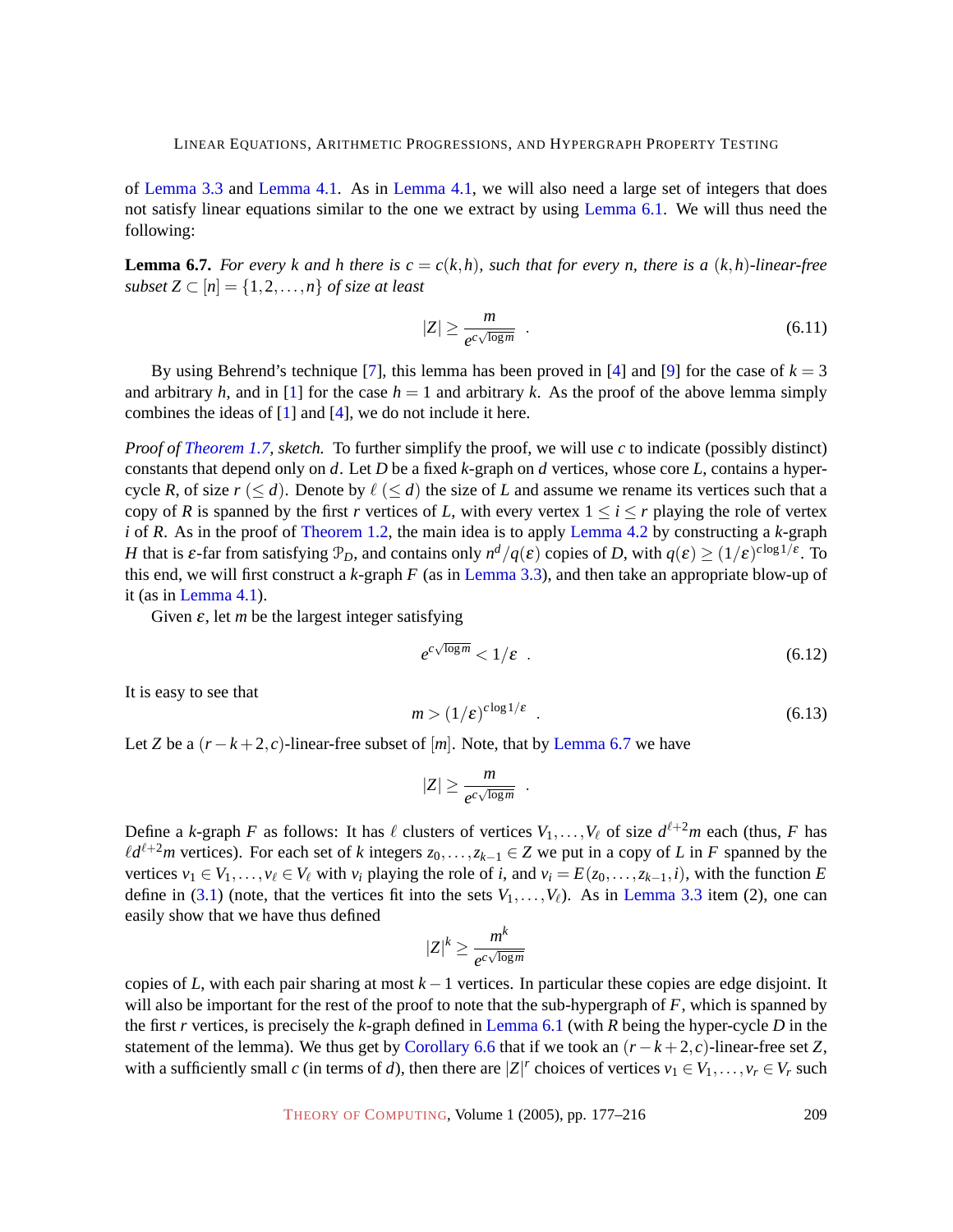of Lemma 3.3 and Lemma 4.1. As in Lemma 4.1, we will also need a large set of integers that does not satisfy linear equations similar to the one we extract by using Lemma 6.1. We will thus need the following:

**Lemma 6.7.** *For every $k$ and $h$ there is $c = c(k,h)$, such that for every $n$, there is a $(k,h)$-linear-free subset $Z \subset [n] = \{1,2,\ldots,n\}$ of size at least*

$$|Z| \geq \frac{m}{e^{c\sqrt{\log m}}} \quad . \tag{6.11}$$

By using Behrend's technique [7], this lemma has been proved in [4] and [9] for the case of $k = 3$ and arbitrary $h$, and in [1] for the case $h = 1$ and arbitrary $k$. As the proof of the above lemma simply combines the ideas of [1] and [4], we do not include it here.

*Proof of Theorem 1.7, sketch.* To further simplify the proof, we will use $c$ to indicate (possibly distinct) constants that depend only on $d$. Let $D$ be a fixed $k$-graph on $d$ vertices, whose core $L$, contains a hyper-cycle $R$, of size $r$ $(\leq d)$. Denote by $\ell$ $(\leq d)$ the size of $L$ and assume we rename its vertices such that a copy of $R$ is spanned by the first $r$ vertices of $L$, with every vertex $1 \leq i \leq r$ playing the role of vertex $i$ of $R$. As in the proof of Theorem 1.2, the main idea is to apply Lemma 4.2 by constructing a $k$-graph $H$ that is $\varepsilon$-far from satisfying $\mathcal{P}_D$, and contains only $n^d/q(\varepsilon)$ copies of $D$, with $q(\varepsilon) \geq (1/\varepsilon)^{c\log 1/\varepsilon}$. To this end, we will first construct a $k$-graph $F$ (as in Lemma 3.3), and then take an appropriate blow-up of it (as in Lemma 4.1).

Given $\varepsilon$, let $m$ be the largest integer satisfying

$$e^{c\sqrt{\log m}} < 1/\varepsilon \quad . \tag{6.12}$$

It is easy to see that

$$m > (1/\varepsilon)^{c\log 1/\varepsilon} \quad . \tag{6.13}$$

Let $Z$ be a $(r-k+2,c)$-linear-free subset of $[m]$. Note, that by Lemma 6.7 we have

$$|Z| \geq \frac{m}{e^{c\sqrt{\log m}}} \quad .$$

Define a $k$-graph $F$ as follows: It has $\ell$ clusters of vertices $V_1,\ldots,V_\ell$ of size $d^{\ell+2}m$ each (thus, $F$ has $\ell d^{\ell+2}m$ vertices). For each set of $k$ integers $z_0,\ldots,z_{k-1} \in Z$ we put in a copy of $L$ in $F$ spanned by the vertices $v_1 \in V_1,\ldots,v_\ell \in V_\ell$ with $v_i$ playing the role of $i$, and $v_i = E(z_0,\ldots,z_{k-1},i)$, with the function $E$ define in (3.1) (note, that the vertices fit into the sets $V_1,\ldots,V_\ell$). As in Lemma 3.3 item (2), one can easily show that we have thus defined

$$|Z|^k \geq \frac{m^k}{e^{c\sqrt{\log m}}}$$

copies of $L$, with each pair sharing at most $k-1$ vertices. In particular these copies are edge disjoint. It will also be important for the rest of the proof to note that the sub-hypergraph of $F$, which is spanned by the first $r$ vertices, is precisely the $k$-graph defined in Lemma 6.1 (with $R$ being the hyper-cycle $D$ in the statement of the lemma). We thus get by Corollary 6.6 that if we took an $(r-k+2,c)$-linear-free set $Z$, with a sufficiently small $c$ (in terms of $d$), then there are $|Z|^r$ choices of vertices $v_1 \in V_1,\ldots,v_r \in V_r$ such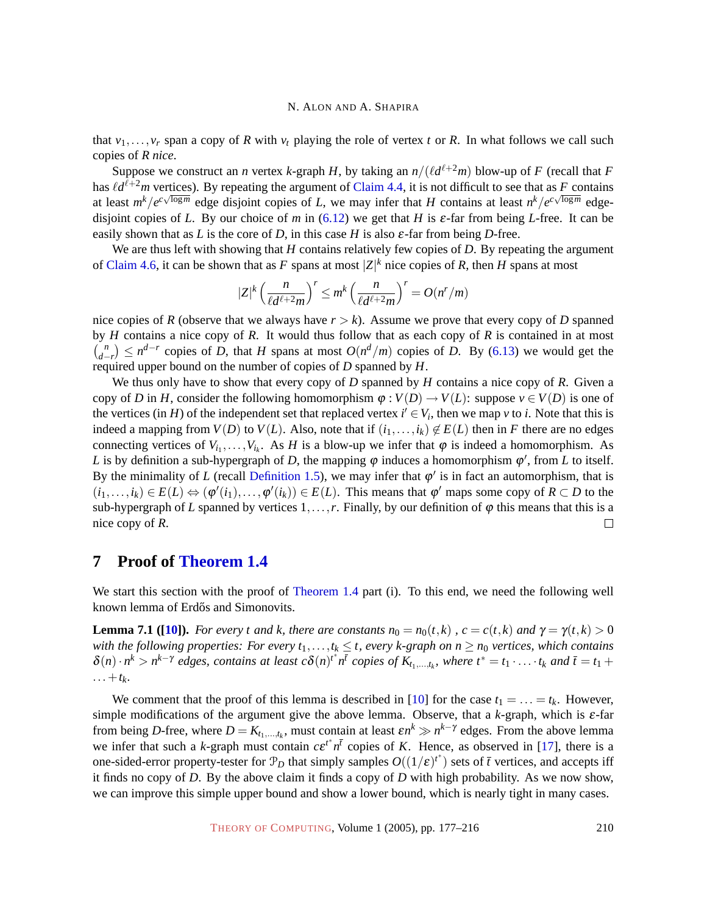that $v_1,\dots,v_r$ span a copy of $R$ with $v_t$ playing the role of vertex $t$ or $R$. In what follows we call such copies of $R$ *nice*.

Suppose we construct an $n$ vertex $k$-graph $H$, by taking an $n/(\ell d^{\ell+2}m)$ blow-up of $F$ (recall that $F$ has $\ell d^{\ell+2}m$ vertices). By repeating the argument of Claim 4.4, it is not difficult to see that as $F$ contains at least $m^k/e^{c\sqrt{\log m}}$ edge disjoint copies of $L$, we may infer that $H$ contains at least $n^k/e^{c\sqrt{\log m}}$ edge-disjoint copies of $L$. By our choice of $m$ in (6.12) we get that $H$ is $\varepsilon$-far from being $L$-free. It can be easily shown that as $L$ is the core of $D$, in this case $H$ is also $\varepsilon$-far from being $D$-free.

We are thus left with showing that $H$ contains relatively few copies of $D$. By repeating the argument of Claim 4.6, it can be shown that as $F$ spans at most $|Z|^k$ nice copies of $R$, then $H$ spans at most

$$|Z|^k\left(\frac{n}{\ell d^{\ell+2}m}\right)^r \le m^k\left(\frac{n}{\ell d^{\ell+2}m}\right)^r = O(n^r/m)$$

nice copies of $R$ (observe that we always have $r>k$). Assume we prove that every copy of $D$ spanned by $H$ contains a nice copy of $R$. It would thus follow that as each copy of $R$ is contained in at most $\binom{n}{d-r}\le n^{d-r}$ copies of $D$, that $H$ spans at most $O(n^d/m)$ copies of $D$. By (6.13) we would get the required upper bound on the number of copies of $D$ spanned by $H$.

We thus only have to show that every copy of $D$ spanned by $H$ contains a nice copy of $R$. Given a copy of $D$ in $H$, consider the following homomorphism $\varphi: V(D)\to V(L)$: suppose $v\in V(D)$ is one of the vertices (in $H$) of the independent set that replaced vertex $i'\in V_i$, then we map $v$ to $i$. Note that this is indeed a mapping from $V(D)$ to $V(L)$. Also, note that if $(i_1,\dots,i_k)\notin E(L)$ then in $F$ there are no edges connecting vertices of $V_{i_1},\dots,V_{i_k}$. As $H$ is a blow-up we infer that $\varphi$ is indeed a homomorphism. As $L$ is by definition a sub-hypergraph of $D$, the mapping $\varphi$ induces a homomorphism $\varphi'$, from $L$ to itself. By the minimality of $L$ (recall Definition 1.5), we may infer that $\varphi'$ is in fact an automorphism, that is $(i_1,\dots,i_k)\in E(L)\Leftrightarrow(\varphi'(i_1),\dots,\varphi'(i_k))\in E(L)$. This means that $\varphi'$ maps some copy of $R\subset D$ to the sub-hypergraph of $L$ spanned by vertices $1,\dots,r$. Finally, by our definition of $\varphi$ this means that this is a nice copy of $R$. □

# 7 Proof of Theorem 1.4

We start this section with the proof of Theorem 1.4 part (i). To this end, we need the following well known lemma of Erdős and Simonovits.

**Lemma 7.1 ([10]).** *For every $t$ and $k$, there are constants $n_0=n_0(t,k)$ , $c=c(t,k)$ and $\gamma=\gamma(t,k)>0$ with the following properties: For every $t_1,\dots,t_k\le t$, every $k$-graph on $n\ge n_0$ vertices, which contains $\delta(n)\cdot n^k>n^{k-\gamma}$ edges, contains at least $c\delta(n)^{t^*}n^{\bar{t}}$ copies of $K_{t_1,\dots,t_k}$, where $t^*=t_1\cdot\ldots\cdot t_k$ and $\bar{t}=t_1+\ldots+t_k$.*

We comment that the proof of this lemma is described in [10] for the case $t_1=\ldots=t_k$. However, simple modifications of the argument give the above lemma. Observe, that a $k$-graph, which is $\varepsilon$-far from being $D$-free, where $D=K_{t_1,\dots,t_k}$, must contain at least $\varepsilon n^k\gg n^{k-\gamma}$ edges. From the above lemma we infer that such a $k$-graph must contain $c\varepsilon^{t^*}n^{\bar{t}}$ copies of $K$. Hence, as observed in [17], there is a one-sided-error property-tester for $\mathcal{P}_D$ that simply samples $O((1/\varepsilon)^{t^*})$ sets of $\bar{t}$ vertices, and accepts iff it finds no copy of $D$. By the above claim it finds a copy of $D$ with high probability. As we now show, we can improve this simple upper bound and show a lower bound, which is nearly tight in many cases.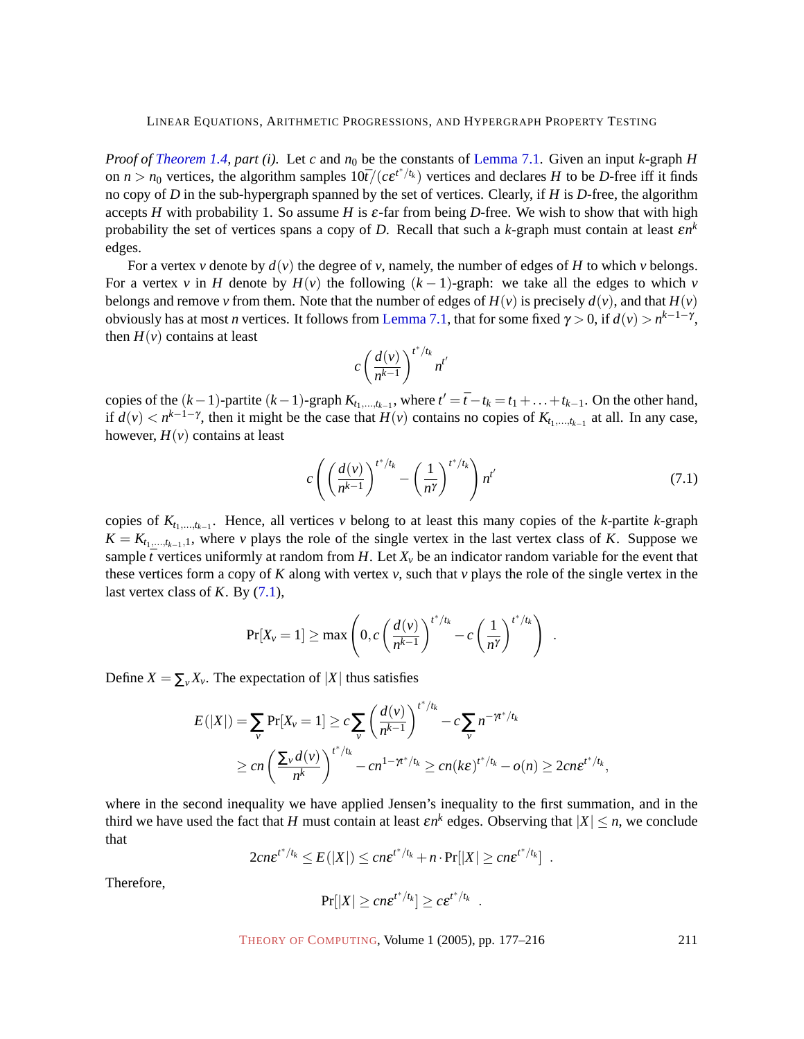*Proof of Theorem 1.4, part (i).* Let $c$ and $n_0$ be the constants of Lemma 7.1. Given an input $k$-graph $H$ on $n > n_0$ vertices, the algorithm samples $10\bar{t}/(c\varepsilon^{t^*/t_k})$ vertices and declares $H$ to be $D$-free iff it finds no copy of $D$ in the sub-hypergraph spanned by the set of vertices. Clearly, if $H$ is $D$-free, the algorithm accepts $H$ with probability 1. So assume $H$ is $\varepsilon$-far from being $D$-free. We wish to show that with high probability the set of vertices spans a copy of $D$. Recall that such a $k$-graph must contain at least $\varepsilon n^k$ edges.

For a vertex $v$ denote by $d(v)$ the degree of $v$, namely, the number of edges of $H$ to which $v$ belongs. For a vertex $v$ in $H$ denote by $H(v)$ the following $(k-1)$-graph: we take all the edges to which $v$ belongs and remove $v$ from them. Note that the number of edges of $H(v)$ is precisely $d(v)$, and that $H(v)$ obviously has at most $n$ vertices. It follows from Lemma 7.1, that for some fixed $\gamma > 0$, if $d(v) > n^{k-1-\gamma}$, then $H(v)$ contains at least

$$c\left(\frac{d(v)}{n^{k-1}}\right)^{t^*/t_k} n^{t'}$$

copies of the $(k-1)$-partite $(k-1)$-graph $K_{t_1,\ldots,t_{k-1}}$, where $t' = \bar{t} - t_k = t_1 + \ldots + t_{k-1}$. On the other hand, if $d(v) < n^{k-1-\gamma}$, then it might be the case that $H(v)$ contains no copies of $K_{t_1,\ldots,t_{k-1}}$ at all. In any case, however, $H(v)$ contains at least

$$c\left(\left(\frac{d(v)}{n^{k-1}}\right)^{t^*/t_k} - \left(\frac{1}{n^\gamma}\right)^{t^*/t_k}\right) n^{t'} \tag{7.1}$$

copies of $K_{t_1,\ldots,t_{k-1}}$. Hence, all vertices $v$ belong to at least this many copies of the $k$-partite $k$-graph $K = K_{t_1,\ldots,t_{k-1},1}$, where $v$ plays the role of the single vertex in the last vertex class of $K$. Suppose we sample $\bar{t}$ vertices uniformly at random from $H$. Let $X_v$ be an indicator random variable for the event that these vertices form a copy of $K$ along with vertex $v$, such that $v$ plays the role of the single vertex in the last vertex class of $K$. By (7.1),

$$\Pr[X_v = 1] \geq \max\left(0, c\left(\frac{d(v)}{n^{k-1}}\right)^{t^*/t_k} - c\left(\frac{1}{n^\gamma}\right)^{t^*/t_k}\right) .$$

Define $X = \sum_v X_v$. The expectation of $|X|$ thus satisfies

$$\begin{aligned} E(|X|) = \sum_v \Pr[X_v = 1] &\geq c\sum_v \left(\frac{d(v)}{n^{k-1}}\right)^{t^*/t_k} - c\sum_v n^{-\gamma t^*/t_k} \\ &\geq cn\left(\frac{\sum_v d(v)}{n^k}\right)^{t^*/t_k} - cn^{1-\gamma t^*/t_k} \geq cn(k\varepsilon)^{t^*/t_k} - o(n) \geq 2cn\varepsilon^{t^*/t_k}, \end{aligned}$$

where in the second inequality we have applied Jensen's inequality to the first summation, and in the third we have used the fact that $H$ must contain at least $\varepsilon n^k$ edges. Observing that $|X| \leq n$, we conclude that

$$2cn\varepsilon^{t^*/t_k} \leq E(|X|) \leq cn\varepsilon^{t^*/t_k} + n \cdot \Pr[|X| \geq cn\varepsilon^{t^*/t_k}] .$$

Therefore,

$$\Pr[|X| \geq cn\varepsilon^{t^*/t_k}] \geq c\varepsilon^{t^*/t_k} .$$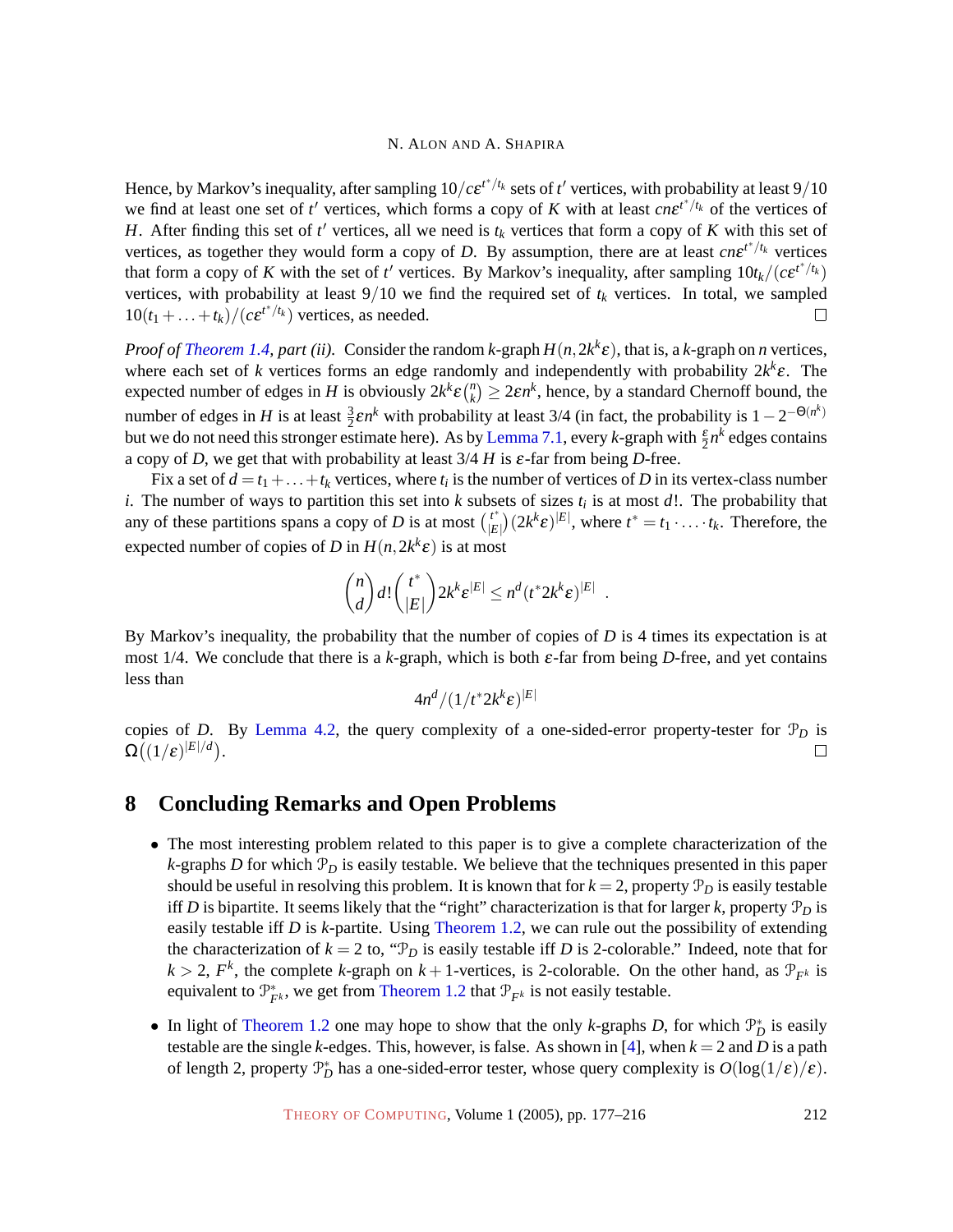Hence, by Markov's inequality, after sampling $10/c\varepsilon^{t^*/t_k}$ sets of $t'$ vertices, with probability at least $9/10$ we find at least one set of $t'$ vertices, which forms a copy of $K$ with at least $cn\varepsilon^{t^*/t_k}$ of the vertices of $H$. After finding this set of $t'$ vertices, all we need is $t_k$ vertices that form a copy of $K$ with this set of vertices, as together they would form a copy of $D$. By assumption, there are at least $cn\varepsilon^{t^*/t_k}$ vertices that form a copy of $K$ with the set of $t'$ vertices. By Markov's inequality, after sampling $10t_k/(c\varepsilon^{t^*/t_k})$ vertices, with probability at least $9/10$ we find the required set of $t_k$ vertices. In total, we sampled $10(t_1+\ldots+t_k)/(c\varepsilon^{t^*/t_k})$ vertices, as needed. □

*Proof of Theorem 1.4, part (ii).* Consider the random $k$-graph $H(n, 2k^k\varepsilon)$, that is, a $k$-graph on $n$ vertices, where each set of $k$ vertices forms an edge randomly and independently with probability $2k^k\varepsilon$. The expected number of edges in $H$ is obviously $2k^k\varepsilon\binom{n}{k} \geq 2\varepsilon n^k$, hence, by a standard Chernoff bound, the number of edges in $H$ is at least $\frac{3}{2}\varepsilon n^k$ with probability at least 3/4 (in fact, the probability is $1-2^{-\Theta(n^k)}$ but we do not need this stronger estimate here). As by Lemma 7.1, every $k$-graph with $\frac{\varepsilon}{2}n^k$ edges contains a copy of $D$, we get that with probability at least 3/4 $H$ is $\varepsilon$-far from being $D$-free.

Fix a set of $d = t_1+\ldots+t_k$ vertices, where $t_i$ is the number of vertices of $D$ in its vertex-class number $i$. The number of ways to partition this set into $k$ subsets of sizes $t_i$ is at most $d!$. The probability that any of these partitions spans a copy of $D$ is at most $\binom{t^*}{|E|}(2k^k\varepsilon)^{|E|}$, where $t^* = t_1\cdot\ldots\cdot t_k$. Therefore, the expected number of copies of $D$ in $H(n, 2k^k\varepsilon)$ is at most

$$\binom{n}{d}d!\binom{t^*}{|E|}2k^k\varepsilon^{|E|} \leq n^d(t^*2k^k\varepsilon)^{|E|} \quad .$$

By Markov's inequality, the probability that the number of copies of $D$ is 4 times its expectation is at most 1/4. We conclude that there is a $k$-graph, which is both $\varepsilon$-far from being $D$-free, and yet contains less than

$$4n^d/(1/t^*2k^k\varepsilon)^{|E|}$$

copies of $D$. By Lemma 4.2, the query complexity of a one-sided-error property-tester for $\mathcal{P}_D$ is $\Omega\big((1/\varepsilon)^{|E|/d}\big)$. □

## 8 Concluding Remarks and Open Problems

- The most interesting problem related to this paper is to give a complete characterization of the $k$-graphs $D$ for which $\mathcal{P}_D$ is easily testable. We believe that the techniques presented in this paper should be useful in resolving this problem. It is known that for $k=2$, property $\mathcal{P}_D$ is easily testable iff $D$ is bipartite. It seems likely that the "right" characterization is that for larger $k$, property $\mathcal{P}_D$ is easily testable iff $D$ is $k$-partite. Using Theorem 1.2, we can rule out the possibility of extending the characterization of $k=2$ to, "$\mathcal{P}_D$ is easily testable iff $D$ is 2-colorable." Indeed, note that for $k>2$, $F^k$, the complete $k$-graph on $k+1$-vertices, is 2-colorable. On the other hand, as $\mathcal{P}_{F^k}$ is equivalent to $\mathcal{P}^*_{F^k}$, we get from Theorem 1.2 that $\mathcal{P}_{F^k}$ is not easily testable.
- In light of Theorem 1.2 one may hope to show that the only $k$-graphs $D$, for which $\mathcal{P}^*_D$ is easily testable are the single $k$-edges. This, however, is false. As shown in [4], when $k=2$ and $D$ is a path of length 2, property $\mathcal{P}^*_D$ has a one-sided-error tester, whose query complexity is $O(\log(1/\varepsilon)/\varepsilon)$.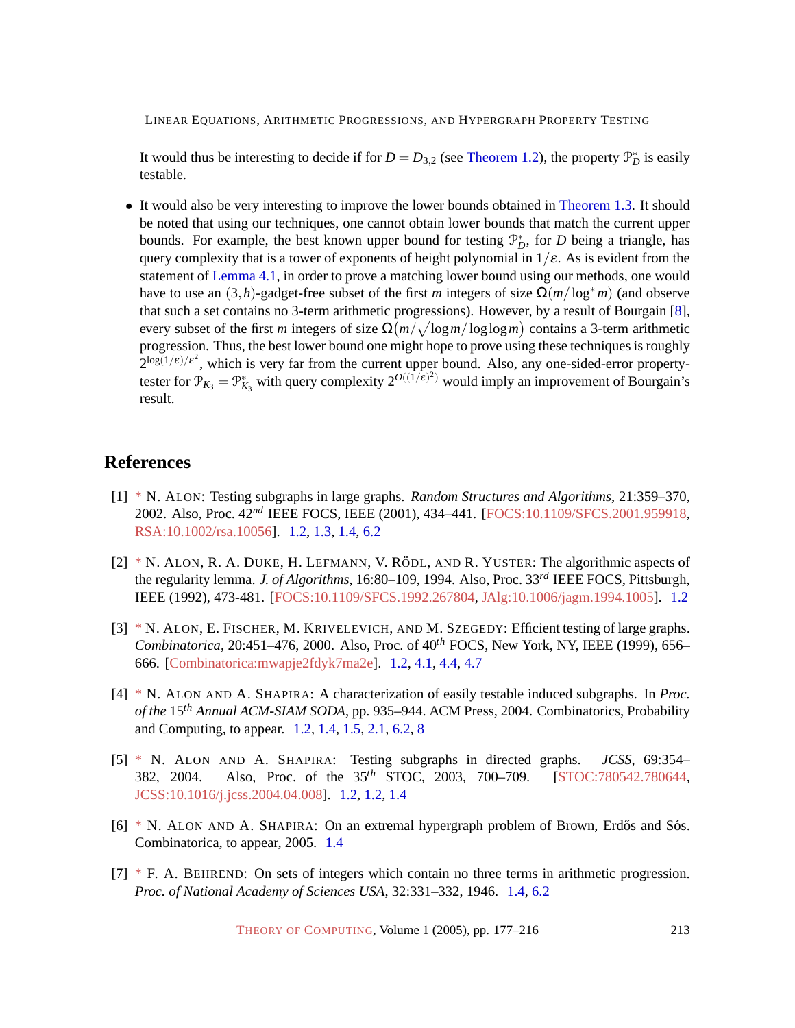It would thus be interesting to decide if for $D = D_{3,2}$ (see Theorem 1.2), the property $\mathcal{P}^*_D$ is easily testable.

- It would also be very interesting to improve the lower bounds obtained in Theorem 1.3. It should be noted that using our techniques, one cannot obtain lower bounds that match the current upper bounds. For example, the best known upper bound for testing $\mathcal{P}^*_D$, for $D$ being a triangle, has query complexity that is a tower of exponents of height polynomial in $1/\varepsilon$. As is evident from the statement of Lemma 4.1, in order to prove a matching lower bound using our methods, one would have to use an $(3,h)$-gadget-free subset of the first $m$ integers of size $\Omega(m/\log^* m)$ (and observe that such a set contains no 3-term arithmetic progressions). However, by a result of Bourgain [8], every subset of the first $m$ integers of size $\Omega\big(m/\sqrt{\log m/\log\log m}\big)$ contains a 3-term arithmetic progression. Thus, the best lower bound one might hope to prove using these techniques is roughly $2^{\log(1/\varepsilon)/\varepsilon^2}$, which is very far from the current upper bound. Also, any one-sided-error property-tester for $\mathcal{P}_{K_3} = \mathcal{P}^*_{K_3}$ with query complexity $2^{O((1/\varepsilon)^2)}$ would imply an improvement of Bourgain's result.

## References

[1] * N. Alon: Testing subgraphs in large graphs. *Random Structures and Algorithms*, 21:359–370, 2002. Also, Proc. 42$^{nd}$ IEEE FOCS, IEEE (2001), 434–441. [FOCS:10.1109/SFCS.2001.959918, RSA:10.1002/rsa.10056]. 1.2, 1.3, 1.4, 6.2

[2] * N. Alon, R. A. Duke, H. Lefmann, V. Rödl, and R. Yuster: The algorithmic aspects of the regularity lemma. *J. of Algorithms*, 16:80–109, 1994. Also, Proc. 33$^{rd}$ IEEE FOCS, Pittsburgh, IEEE (1992), 473-481. [FOCS:10.1109/SFCS.1992.267804, JAlg:10.1006/jagm.1994.1005]. 1.2

[3] * N. Alon, E. Fischer, M. Krivelevich, and M. Szegedy: Efficient testing of large graphs. *Combinatorica*, 20:451–476, 2000. Also, Proc. of 40$^{th}$ FOCS, New York, NY, IEEE (1999), 656–666. [Combinatorica:mwapje2fdyk7ma2e]. 1.2, 4.1, 4.4, 4.7

[4] * N. Alon and A. Shapira: A characterization of easily testable induced subgraphs. In *Proc. of the* 15$^{th}$ *Annual ACM-SIAM SODA*, pp. 935–944. ACM Press, 2004. Combinatorics, Probability and Computing, to appear. 1.2, 1.4, 1.5, 2.1, 6.2, 8

[5] * N. Alon and A. Shapira: Testing subgraphs in directed graphs. *JCSS*, 69:354–382, 2004. Also, Proc. of the 35$^{th}$ STOC, 2003, 700–709. [STOC:780542.780644, JCSS:10.1016/j.jcss.2004.04.008]. 1.2, 1.2, 1.4

[6] * N. Alon and A. Shapira: On an extremal hypergraph problem of Brown, Erdős and Sós. Combinatorica, to appear, 2005. 1.4

[7] * F. A. Behrend: On sets of integers which contain no three terms in arithmetic progression. *Proc. of National Academy of Sciences USA*, 32:331–332, 1946. 1.4, 6.2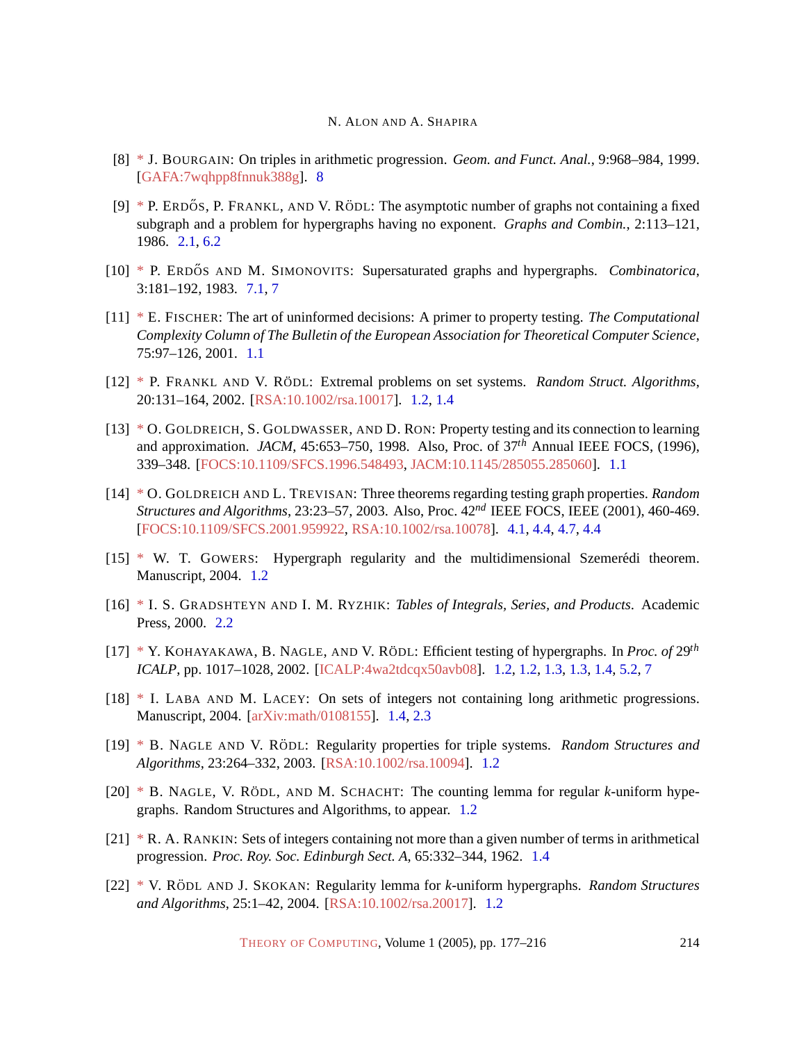[8] * J. Bourgain: On triples in arithmetic progression. *Geom. and Funct. Anal.*, 9:968–984, 1999. [GAFA:7wqhpp8fnnuk388g]. 8

[9] * P. Erdős, P. Frankl, and V. Rödl: The asymptotic number of graphs not containing a fixed subgraph and a problem for hypergraphs having no exponent. *Graphs and Combin.*, 2:113–121, 1986. 2.1, 6.2

[10] * P. Erdős and M. Simonovits: Supersaturated graphs and hypergraphs. *Combinatorica*, 3:181–192, 1983. 7.1, 7

[11] * E. Fischer: The art of uninformed decisions: A primer to property testing. *The Computational Complexity Column of The Bulletin of the European Association for Theoretical Computer Science*, 75:97–126, 2001. 1.1

[12] * P. Frankl and V. Rödl: Extremal problems on set systems. *Random Struct. Algorithms*, 20:131–164, 2002. [RSA:10.1002/rsa.10017]. 1.2, 1.4

[13] * O. Goldreich, S. Goldwasser, and D. Ron: Property testing and its connection to learning and approximation. *JACM*, 45:653–750, 1998. Also, Proc. of $37^{th}$ Annual IEEE FOCS, (1996), 339–348. [FOCS:10.1109/SFCS.1996.548493, JACM:10.1145/285055.285060]. 1.1

[14] * O. Goldreich and L. Trevisan: Three theorems regarding testing graph properties. *Random Structures and Algorithms*, 23:23–57, 2003. Also, Proc. $42^{nd}$ IEEE FOCS, IEEE (2001), 460-469. [FOCS:10.1109/SFCS.2001.959922, RSA:10.1002/rsa.10078]. 4.1, 4.4, 4.7, 4.4

[15] * W. T. Gowers: Hypergraph regularity and the multidimensional Szemerédi theorem. Manuscript, 2004. 1.2

[16] * I. S. Gradshteyn and I. M. Ryzhik: *Tables of Integrals, Series, and Products*. Academic Press, 2000. 2.2

[17] * Y. Kohayakawa, B. Nagle, and V. Rödl: Efficient testing of hypergraphs. In *Proc. of* $29^{th}$ *ICALP*, pp. 1017–1028, 2002. [ICALP:4wa2tdcqx50avb08]. 1.2, 1.2, 1.3, 1.3, 1.4, 5.2, 7

[18] * I. Laba and M. Lacey: On sets of integers not containing long arithmetic progressions. Manuscript, 2004. [arXiv:math/0108155]. 1.4, 2.3

[19] * B. Nagle and V. Rödl: Regularity properties for triple systems. *Random Structures and Algorithms*, 23:264–332, 2003. [RSA:10.1002/rsa.10094]. 1.2

[20] * B. Nagle, V. Rödl, and M. Schacht: The counting lemma for regular $k$-uniform hypegraphs. Random Structures and Algorithms, to appear. 1.2

[21] * R. A. Rankin: Sets of integers containing not more than a given number of terms in arithmetical progression. *Proc. Roy. Soc. Edinburgh Sect. A*, 65:332–344, 1962. 1.4

[22] * V. Rödl and J. Skokan: Regularity lemma for $k$-uniform hypergraphs. *Random Structures and Algorithms*, 25:1–42, 2004. [RSA:10.1002/rsa.20017]. 1.2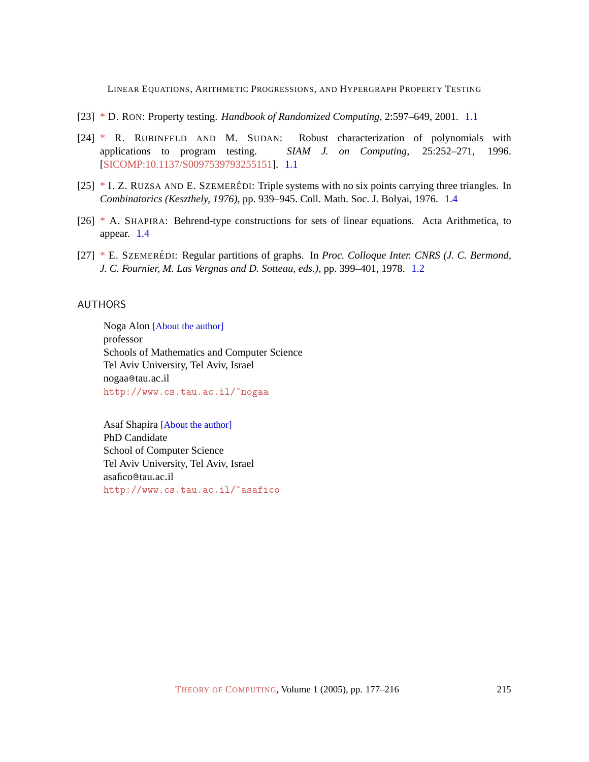[23] * D. Ron: Property testing. *Handbook of Randomized Computing*, 2:597–649, 2001. 1.1

[24] * R. Rubinfeld and M. Sudan: Robust characterization of polynomials with applications to program testing. *SIAM J. on Computing*, 25:252–271, 1996. [SICOMP:10.1137/S0097539793255151]. 1.1

[25] * I. Z. Ruzsa and E. Szemerédi: Triple systems with no six points carrying three triangles. In *Combinatorics (Keszthely, 1976)*, pp. 939–945. Coll. Math. Soc. J. Bolyai, 1976. 1.4

[26] * A. Shapira: Behrend-type constructions for sets of linear equations. Acta Arithmetica, to appear. 1.4

[27] * E. Szemerédi: Regular partitions of graphs. In *Proc. Colloque Inter. CNRS (J. C. Bermond, J. C. Fournier, M. Las Vergnas and D. Sotteau, eds.)*, pp. 399–401, 1978. 1.2

## AUTHORS

Noga Alon [About the author]
professor
Schools of Mathematics and Computer Science
Tel Aviv University, Tel Aviv, Israel
nogaa@tau.ac.il
http://www.cs.tau.ac.il/~nogaa

Asaf Shapira [About the author]
PhD Candidate
School of Computer Science
Tel Aviv University, Tel Aviv, Israel
asafico@tau.ac.il
http://www.cs.tau.ac.il/~asafico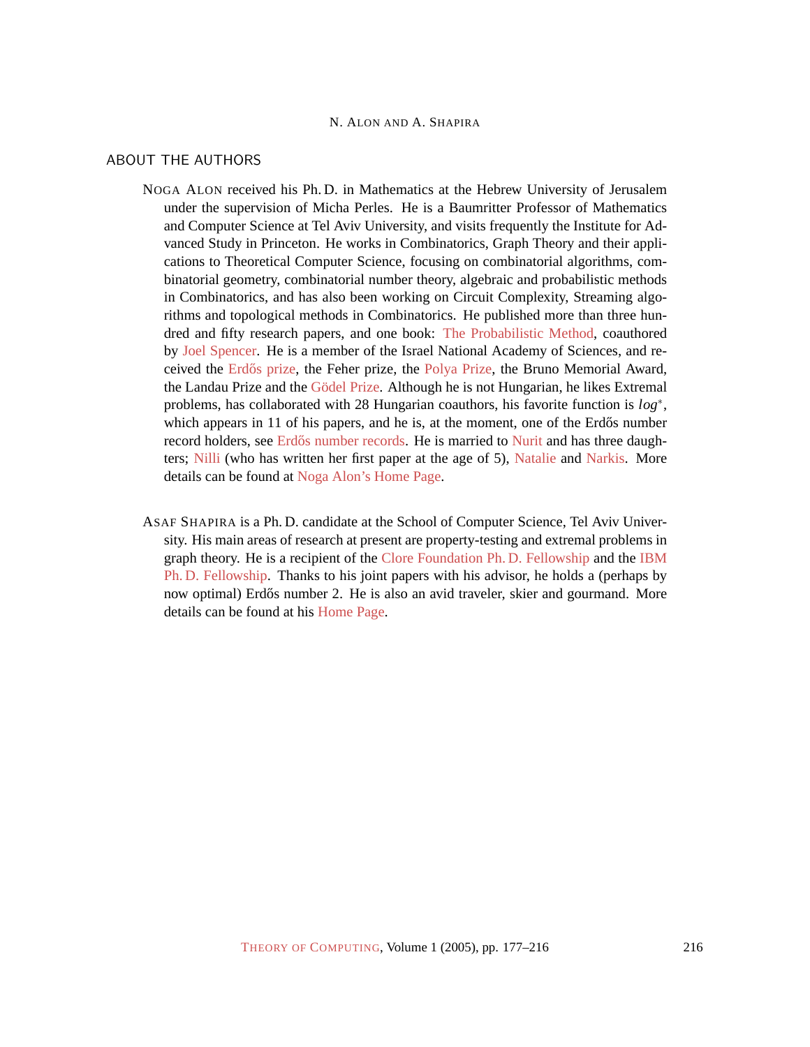## ABOUT THE AUTHORS

NOGA ALON received his Ph. D. in Mathematics at the Hebrew University of Jerusalem under the supervision of Micha Perles. He is a Baumritter Professor of Mathematics and Computer Science at Tel Aviv University, and visits frequently the Institute for Advanced Study in Princeton. He works in Combinatorics, Graph Theory and their applications to Theoretical Computer Science, focusing on combinatorial algorithms, combinatorial geometry, combinatorial number theory, algebraic and probabilistic methods in Combinatorics, and has also been working on Circuit Complexity, Streaming algorithms and topological methods in Combinatorics. He published more than three hundred and fifty research papers, and one book: The Probabilistic Method, coauthored by Joel Spencer. He is a member of the Israel National Academy of Sciences, and received the Erdős prize, the Feher prize, the Polya Prize, the Bruno Memorial Award, the Landau Prize and the Gödel Prize. Although he is not Hungarian, he likes Extremal problems, has collaborated with 28 Hungarian coauthors, his favorite function is $log^*$, which appears in 11 of his papers, and he is, at the moment, one of the Erdős number record holders, see Erdős number records. He is married to Nurit and has three daughters; Nilli (who has written her first paper at the age of 5), Natalie and Narkis. More details can be found at Noga Alon's Home Page.

ASAF SHAPIRA is a Ph. D. candidate at the School of Computer Science, Tel Aviv University. His main areas of research at present are property-testing and extremal problems in graph theory. He is a recipient of the Clore Foundation Ph. D. Fellowship and the IBM Ph. D. Fellowship. Thanks to his joint papers with his advisor, he holds a (perhaps by now optimal) Erdős number 2. He is also an avid traveler, skier and gourmand. More details can be found at his Home Page.